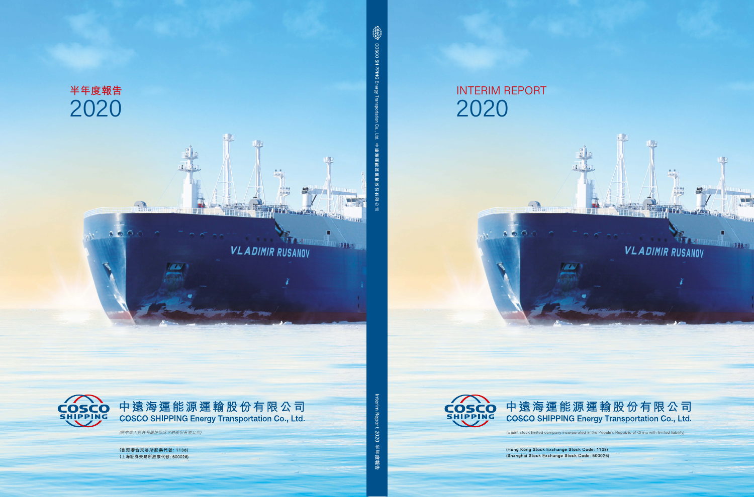# 半年度報告 2020

中遠海運能源運輸股份有限公司

COSCO SHIPPING Energy Transportation Co., Ltd.

(於中華人民共和國註冊成立的股份有限公司)

(香港聯合交易所股票代號：1138)
(上海証券交易所股票代號：600026)

# INTERIM REPORT 2020

中遠海運能源運輸股份有限公司

COSCO SHIPPING Energy Transportation Co., Ltd.

(a joint stock limited company incorporated in the People's Republic of China with limited liability)

(Hong Kong Stock Exchange Stock Code: 1138)
(Shanghai Stock Exchange Stock Code: 600026)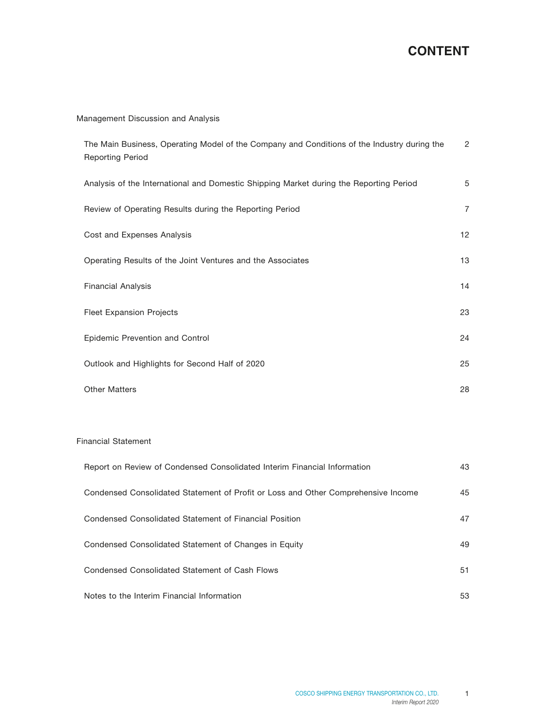# CONTENT

Management Discussion and Analysis

| | |
|---|---|
| The Main Business, Operating Model of the Company and Conditions of the Industry during the Reporting Period | 2 |
| Analysis of the International and Domestic Shipping Market during the Reporting Period | 5 |
| Review of Operating Results during the Reporting Period | 7 |
| Cost and Expenses Analysis | 12 |
| Operating Results of the Joint Ventures and the Associates | 13 |
| Financial Analysis | 14 |
| Fleet Expansion Projects | 23 |
| Epidemic Prevention and Control | 24 |
| Outlook and Highlights for Second Half of 2020 | 25 |
| Other Matters | 28 |

Financial Statement

| | |
|---|---|
| Report on Review of Condensed Consolidated Interim Financial Information | 43 |
| Condensed Consolidated Statement of Profit or Loss and Other Comprehensive Income | 45 |
| Condensed Consolidated Statement of Financial Position | 47 |
| Condensed Consolidated Statement of Changes in Equity | 49 |
| Condensed Consolidated Statement of Cash Flows | 51 |
| Notes to the Interim Financial Information | 53 |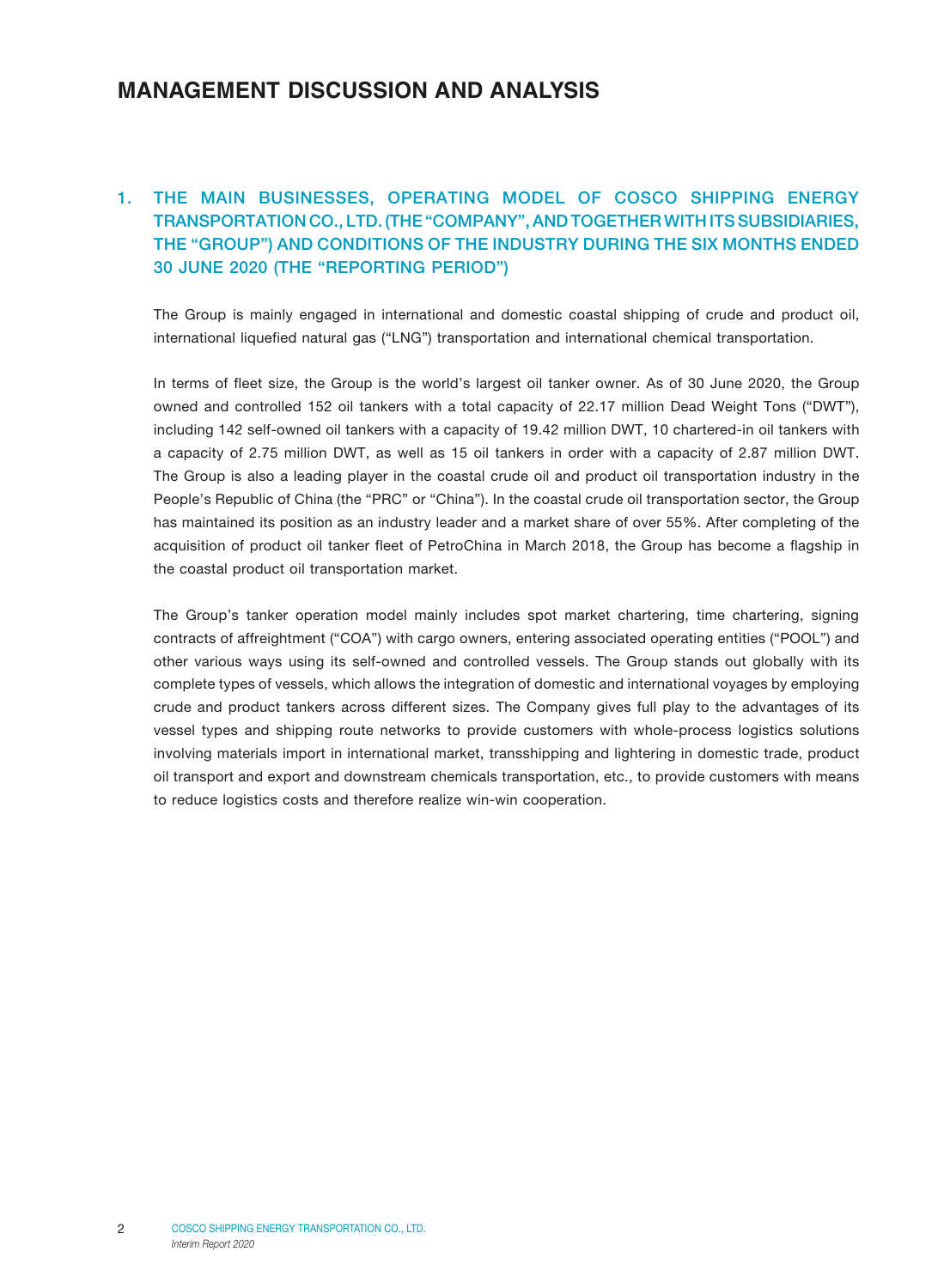# MANAGEMENT DISCUSSION AND ANALYSIS

## 1. THE MAIN BUSINESSES, OPERATING MODEL OF COSCO SHIPPING ENERGY TRANSPORTATION CO., LTD. (THE "COMPANY", AND TOGETHER WITH ITS SUBSIDIARIES, THE "GROUP") AND CONDITIONS OF THE INDUSTRY DURING THE SIX MONTHS ENDED 30 JUNE 2020 (THE "REPORTING PERIOD")

The Group is mainly engaged in international and domestic coastal shipping of crude and product oil, international liquefied natural gas ("LNG") transportation and international chemical transportation.

In terms of fleet size, the Group is the world's largest oil tanker owner. As of 30 June 2020, the Group owned and controlled 152 oil tankers with a total capacity of 22.17 million Dead Weight Tons ("DWT"), including 142 self-owned oil tankers with a capacity of 19.42 million DWT, 10 chartered-in oil tankers with a capacity of 2.75 million DWT, as well as 15 oil tankers in order with a capacity of 2.87 million DWT. The Group is also a leading player in the coastal crude oil and product oil transportation industry in the People's Republic of China (the "PRC" or "China"). In the coastal crude oil transportation sector, the Group has maintained its position as an industry leader and a market share of over 55%. After completing of the acquisition of product oil tanker fleet of PetroChina in March 2018, the Group has become a flagship in the coastal product oil transportation market.

The Group's tanker operation model mainly includes spot market chartering, time chartering, signing contracts of affreightment ("COA") with cargo owners, entering associated operating entities ("POOL") and other various ways using its self-owned and controlled vessels. The Group stands out globally with its complete types of vessels, which allows the integration of domestic and international voyages by employing crude and product tankers across different sizes. The Company gives full play to the advantages of its vessel types and shipping route networks to provide customers with whole-process logistics solutions involving materials import in international market, transshipping and lightering in domestic trade, product oil transport and export and downstream chemicals transportation, etc., to provide customers with means to reduce logistics costs and therefore realize win-win cooperation.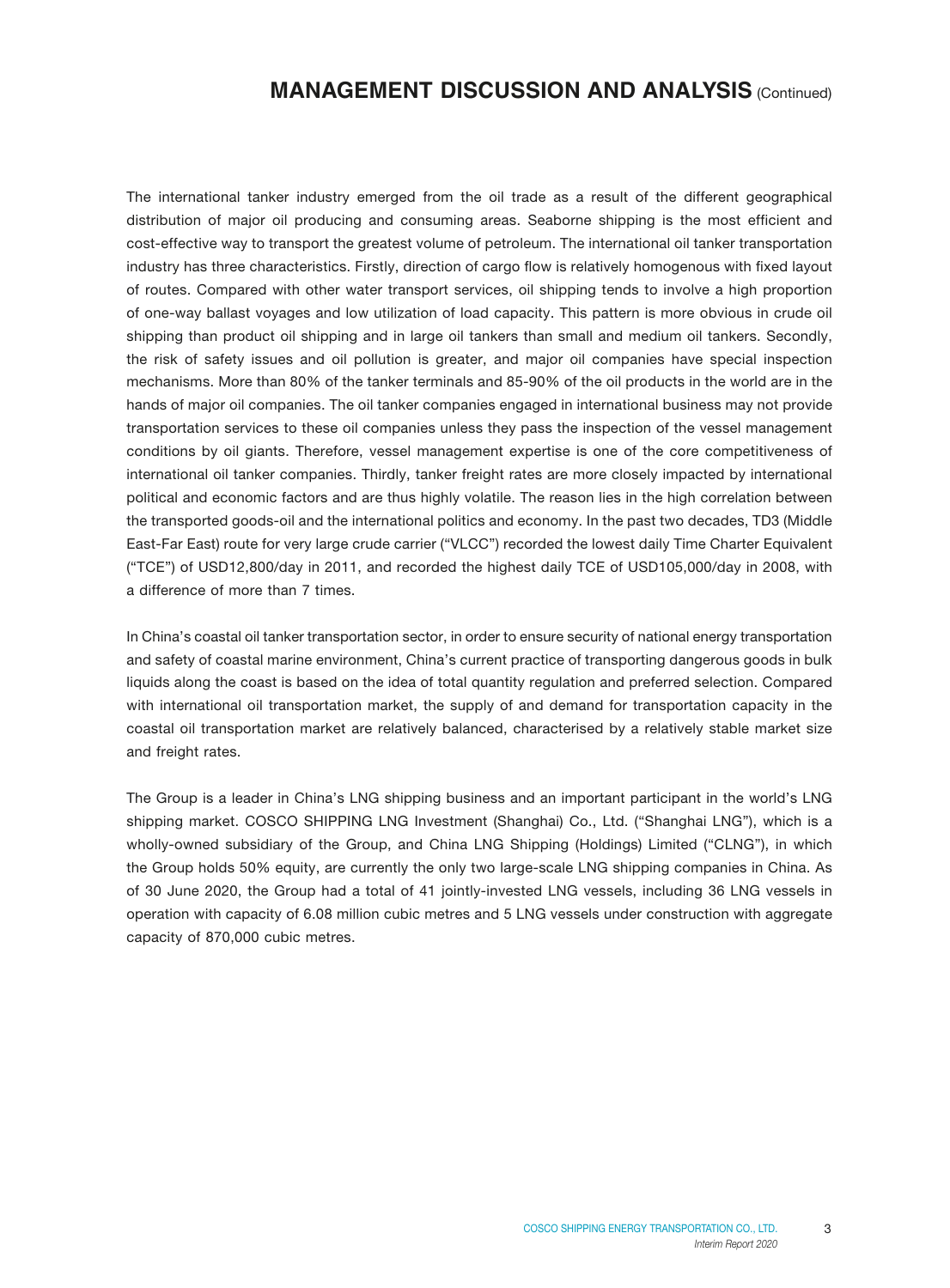The international tanker industry emerged from the oil trade as a result of the different geographical distribution of major oil producing and consuming areas. Seaborne shipping is the most efficient and cost-effective way to transport the greatest volume of petroleum. The international oil tanker transportation industry has three characteristics. Firstly, direction of cargo flow is relatively homogenous with fixed layout of routes. Compared with other water transport services, oil shipping tends to involve a high proportion of one-way ballast voyages and low utilization of load capacity. This pattern is more obvious in crude oil shipping than product oil shipping and in large oil tankers than small and medium oil tankers. Secondly, the risk of safety issues and oil pollution is greater, and major oil companies have special inspection mechanisms. More than 80% of the tanker terminals and 85-90% of the oil products in the world are in the hands of major oil companies. The oil tanker companies engaged in international business may not provide transportation services to these oil companies unless they pass the inspection of the vessel management conditions by oil giants. Therefore, vessel management expertise is one of the core competitiveness of international oil tanker companies. Thirdly, tanker freight rates are more closely impacted by international political and economic factors and are thus highly volatile. The reason lies in the high correlation between the transported goods-oil and the international politics and economy. In the past two decades, TD3 (Middle East-Far East) route for very large crude carrier ("VLCC") recorded the lowest daily Time Charter Equivalent ("TCE") of USD12,800/day in 2011, and recorded the highest daily TCE of USD105,000/day in 2008, with a difference of more than 7 times.

In China's coastal oil tanker transportation sector, in order to ensure security of national energy transportation and safety of coastal marine environment, China's current practice of transporting dangerous goods in bulk liquids along the coast is based on the idea of total quantity regulation and preferred selection. Compared with international oil transportation market, the supply of and demand for transportation capacity in the coastal oil transportation market are relatively balanced, characterised by a relatively stable market size and freight rates.

The Group is a leader in China's LNG shipping business and an important participant in the world's LNG shipping market. COSCO SHIPPING LNG Investment (Shanghai) Co., Ltd. ("Shanghai LNG"), which is a wholly-owned subsidiary of the Group, and China LNG Shipping (Holdings) Limited ("CLNG"), in which the Group holds 50% equity, are currently the only two large-scale LNG shipping companies in China. As of 30 June 2020, the Group had a total of 41 jointly-invested LNG vessels, including 36 LNG vessels in operation with capacity of 6.08 million cubic metres and 5 LNG vessels under construction with aggregate capacity of 870,000 cubic metres.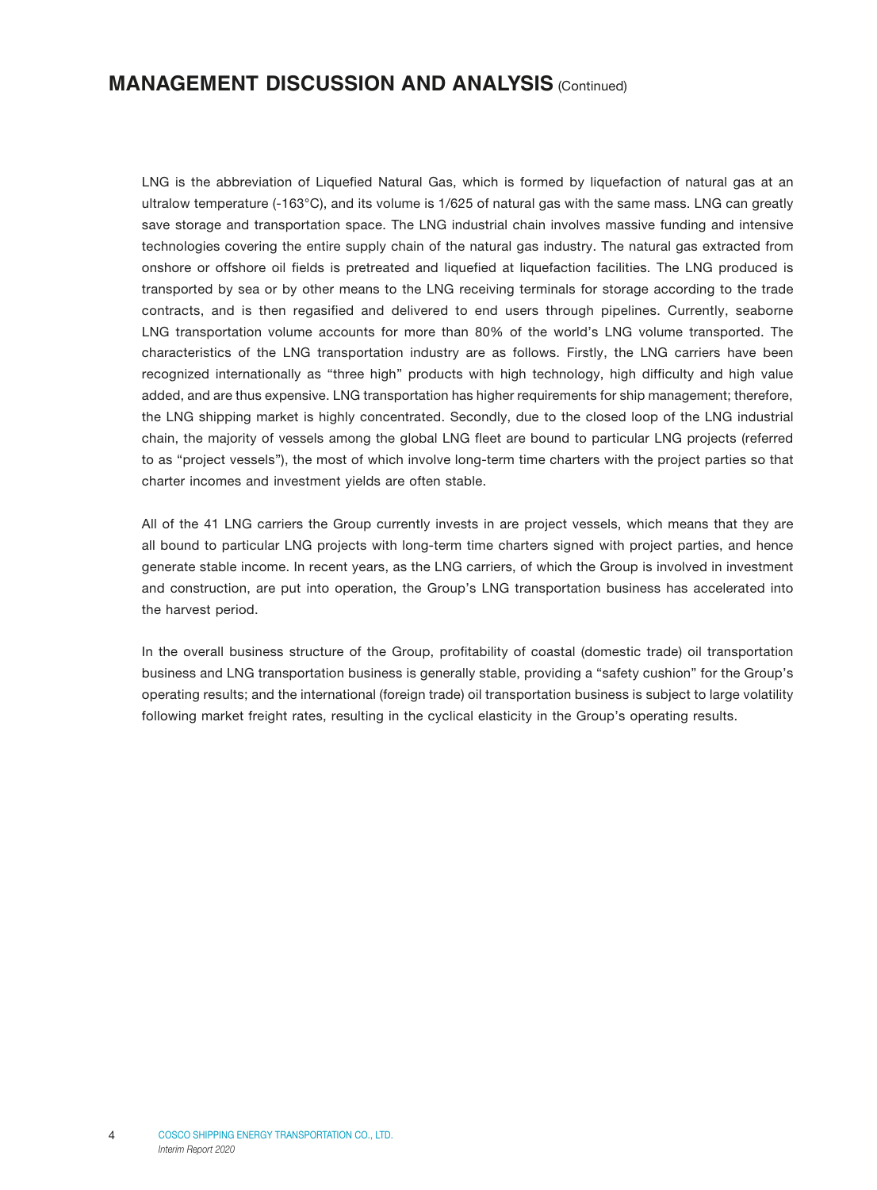LNG is the abbreviation of Liquefied Natural Gas, which is formed by liquefaction of natural gas at an ultralow temperature (-163°C), and its volume is 1/625 of natural gas with the same mass. LNG can greatly save storage and transportation space. The LNG industrial chain involves massive funding and intensive technologies covering the entire supply chain of the natural gas industry. The natural gas extracted from onshore or offshore oil fields is pretreated and liquefied at liquefaction facilities. The LNG produced is transported by sea or by other means to the LNG receiving terminals for storage according to the trade contracts, and is then regasified and delivered to end users through pipelines. Currently, seaborne LNG transportation volume accounts for more than 80% of the world's LNG volume transported. The characteristics of the LNG transportation industry are as follows. Firstly, the LNG carriers have been recognized internationally as "three high" products with high technology, high difficulty and high value added, and are thus expensive. LNG transportation has higher requirements for ship management; therefore, the LNG shipping market is highly concentrated. Secondly, due to the closed loop of the LNG industrial chain, the majority of vessels among the global LNG fleet are bound to particular LNG projects (referred to as "project vessels"), the most of which involve long-term time charters with the project parties so that charter incomes and investment yields are often stable.

All of the 41 LNG carriers the Group currently invests in are project vessels, which means that they are all bound to particular LNG projects with long-term time charters signed with project parties, and hence generate stable income. In recent years, as the LNG carriers, of which the Group is involved in investment and construction, are put into operation, the Group's LNG transportation business has accelerated into the harvest period.

In the overall business structure of the Group, profitability of coastal (domestic trade) oil transportation business and LNG transportation business is generally stable, providing a "safety cushion" for the Group's operating results; and the international (foreign trade) oil transportation business is subject to large volatility following market freight rates, resulting in the cyclical elasticity in the Group's operating results.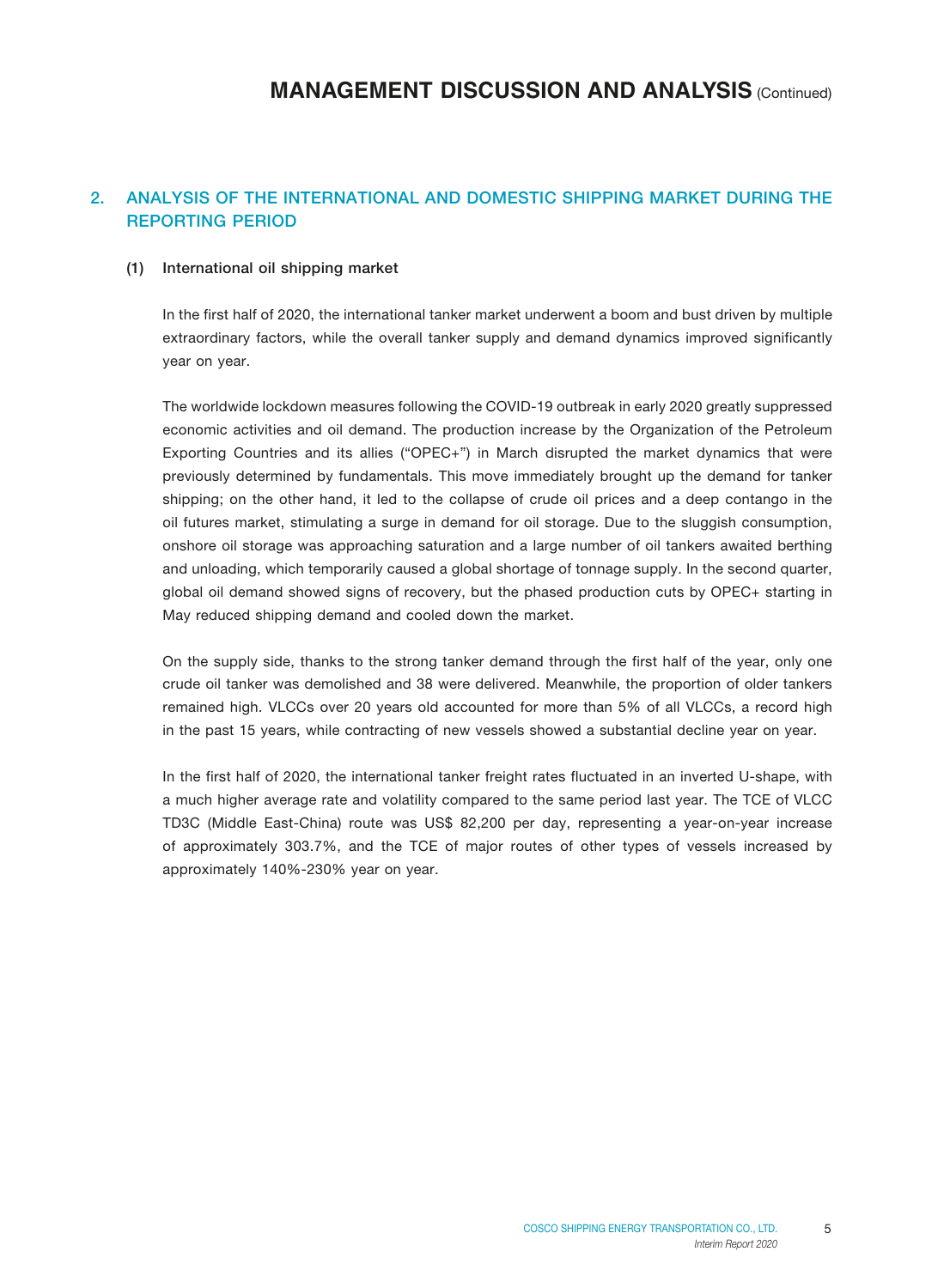## 2. ANALYSIS OF THE INTERNATIONAL AND DOMESTIC SHIPPING MARKET DURING THE REPORTING PERIOD

### (1) International oil shipping market

In the first half of 2020, the international tanker market underwent a boom and bust driven by multiple extraordinary factors, while the overall tanker supply and demand dynamics improved significantly year on year.

The worldwide lockdown measures following the COVID-19 outbreak in early 2020 greatly suppressed economic activities and oil demand. The production increase by the Organization of the Petroleum Exporting Countries and its allies ("OPEC+") in March disrupted the market dynamics that were previously determined by fundamentals. This move immediately brought up the demand for tanker shipping; on the other hand, it led to the collapse of crude oil prices and a deep contango in the oil futures market, stimulating a surge in demand for oil storage. Due to the sluggish consumption, onshore oil storage was approaching saturation and a large number of oil tankers awaited berthing and unloading, which temporarily caused a global shortage of tonnage supply. In the second quarter, global oil demand showed signs of recovery, but the phased production cuts by OPEC+ starting in May reduced shipping demand and cooled down the market.

On the supply side, thanks to the strong tanker demand through the first half of the year, only one crude oil tanker was demolished and 38 were delivered. Meanwhile, the proportion of older tankers remained high. VLCCs over 20 years old accounted for more than 5% of all VLCCs, a record high in the past 15 years, while contracting of new vessels showed a substantial decline year on year.

In the first half of 2020, the international tanker freight rates fluctuated in an inverted U-shape, with a much higher average rate and volatility compared to the same period last year. The TCE of VLCC TD3C (Middle East-China) route was US$ 82,200 per day, representing a year-on-year increase of approximately 303.7%, and the TCE of major routes of other types of vessels increased by approximately 140%-230% year on year.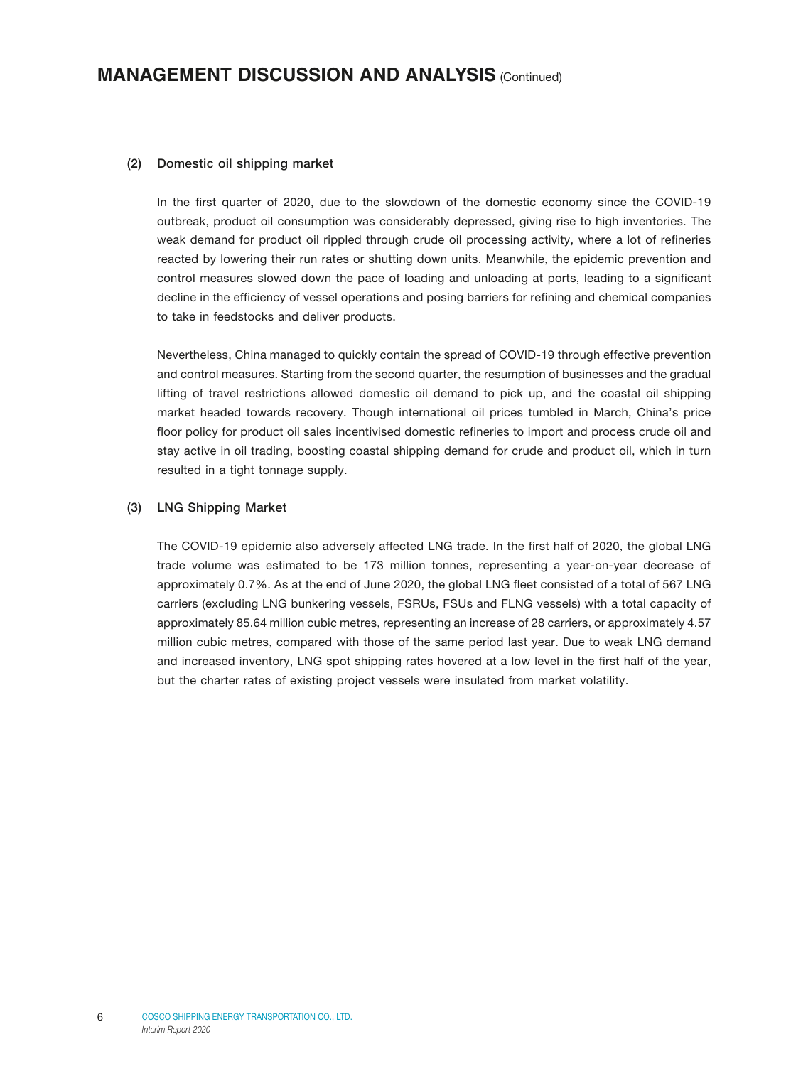## (2) Domestic oil shipping market

In the first quarter of 2020, due to the slowdown of the domestic economy since the COVID-19 outbreak, product oil consumption was considerably depressed, giving rise to high inventories. The weak demand for product oil rippled through crude oil processing activity, where a lot of refineries reacted by lowering their run rates or shutting down units. Meanwhile, the epidemic prevention and control measures slowed down the pace of loading and unloading at ports, leading to a significant decline in the efficiency of vessel operations and posing barriers for refining and chemical companies to take in feedstocks and deliver products.

Nevertheless, China managed to quickly contain the spread of COVID-19 through effective prevention and control measures. Starting from the second quarter, the resumption of businesses and the gradual lifting of travel restrictions allowed domestic oil demand to pick up, and the coastal oil shipping market headed towards recovery. Though international oil prices tumbled in March, China's price floor policy for product oil sales incentivised domestic refineries to import and process crude oil and stay active in oil trading, boosting coastal shipping demand for crude and product oil, which in turn resulted in a tight tonnage supply.

## (3) LNG Shipping Market

The COVID-19 epidemic also adversely affected LNG trade. In the first half of 2020, the global LNG trade volume was estimated to be 173 million tonnes, representing a year-on-year decrease of approximately 0.7%. As at the end of June 2020, the global LNG fleet consisted of a total of 567 LNG carriers (excluding LNG bunkering vessels, FSRUs, FSUs and FLNG vessels) with a total capacity of approximately 85.64 million cubic metres, representing an increase of 28 carriers, or approximately 4.57 million cubic metres, compared with those of the same period last year. Due to weak LNG demand and increased inventory, LNG spot shipping rates hovered at a low level in the first half of the year, but the charter rates of existing project vessels were insulated from market volatility.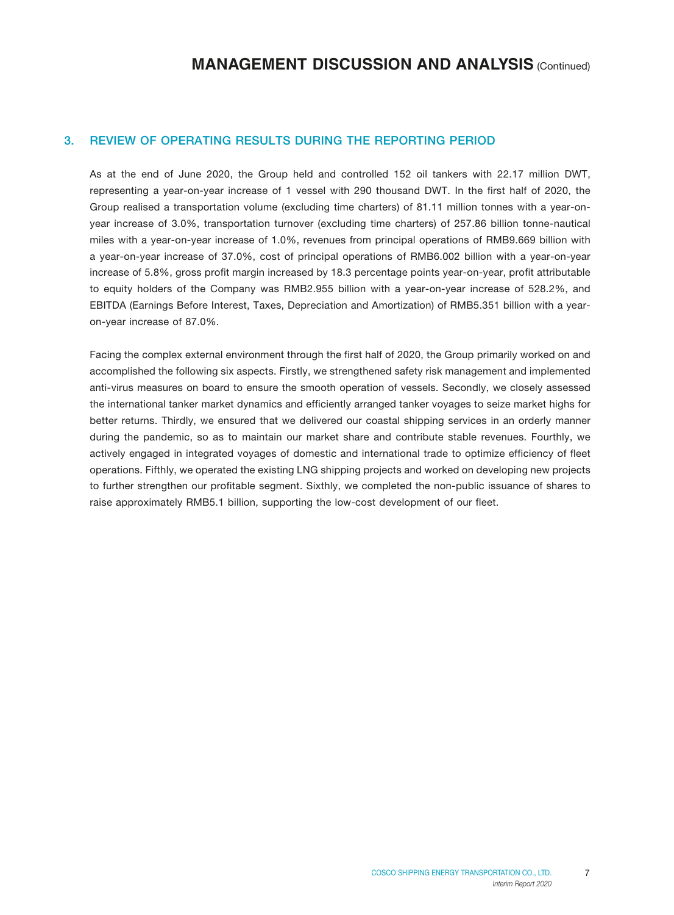## 3. REVIEW OF OPERATING RESULTS DURING THE REPORTING PERIOD

As at the end of June 2020, the Group held and controlled 152 oil tankers with 22.17 million DWT, representing a year-on-year increase of 1 vessel with 290 thousand DWT. In the first half of 2020, the Group realised a transportation volume (excluding time charters) of 81.11 million tonnes with a year-on-year increase of 3.0%, transportation turnover (excluding time charters) of 257.86 billion tonne-nautical miles with a year-on-year increase of 1.0%, revenues from principal operations of RMB9.669 billion with a year-on-year increase of 37.0%, cost of principal operations of RMB6.002 billion with a year-on-year increase of 5.8%, gross profit margin increased by 18.3 percentage points year-on-year, profit attributable to equity holders of the Company was RMB2.955 billion with a year-on-year increase of 528.2%, and EBITDA (Earnings Before Interest, Taxes, Depreciation and Amortization) of RMB5.351 billion with a year-on-year increase of 87.0%.

Facing the complex external environment through the first half of 2020, the Group primarily worked on and accomplished the following six aspects. Firstly, we strengthened safety risk management and implemented anti-virus measures on board to ensure the smooth operation of vessels. Secondly, we closely assessed the international tanker market dynamics and efficiently arranged tanker voyages to seize market highs for better returns. Thirdly, we ensured that we delivered our coastal shipping services in an orderly manner during the pandemic, so as to maintain our market share and contribute stable revenues. Fourthly, we actively engaged in integrated voyages of domestic and international trade to optimize efficiency of fleet operations. Fifthly, we operated the existing LNG shipping projects and worked on developing new projects to further strengthen our profitable segment. Sixthly, we completed the non-public issuance of shares to raise approximately RMB5.1 billion, supporting the low-cost development of our fleet.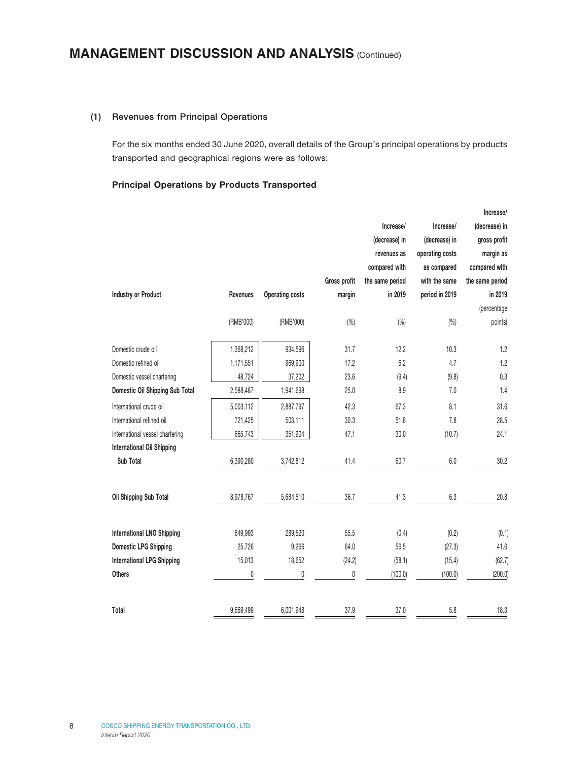# MANAGEMENT DISCUSSION AND ANALYSIS (Continued)

## (1) Revenues from Principal Operations

For the six months ended 30 June 2020, overall details of the Group's principal operations by products transported and geographical regions were as follows:

### Principal Operations by Products Transported

| Industry or Product | Revenues | Operating costs | Gross profit margin | Increase/ (decrease) in revenues as compared with the same period in 2019 | Increase/ (decrease) in operating costs as compared with the same period in 2019 | Increase/ (decrease) in gross profit margin as compared with the same period in 2019 |
|---|---|---|---|---|---|---|
| | (RMB'000) | (RMB'000) | (%) | (%) | (%) | (percentage points) |
| Domestic crude oil | 1,368,212 | 934,596 | 31.7 | 12.2 | 10.3 | 1.2 |
| Domestic refined oil | 1,171,551 | 969,900 | 17.2 | 6.2 | 4.7 | 1.2 |
| Domestic vessel chartering | 48,724 | 37,202 | 23.6 | (9.4) | (9.8) | 0.3 |
| **Domestic Oil Shipping Sub Total** | 2,588,487 | 1,941,698 | 25.0 | 8.9 | 7.0 | 1.4 |
| International crude oil | 5,003,112 | 2,887,797 | 42.3 | 67.3 | 8.1 | 31.6 |
| International refined oil | 721,425 | 503,111 | 30.3 | 51.8 | 7.8 | 28.5 |
| International vessel chartering | 665,743 | 351,904 | 47.1 | 30.0 | (10.7) | 24.1 |
| **International Oil Shipping Sub Total** | 6,390,280 | 3,742,812 | 41.4 | 60.7 | 6.0 | 30.2 |
| **Oil Shipping Sub Total** | 8,978,767 | 5,684,510 | 36.7 | 41.3 | 6.3 | 20.8 |
| **International LNG Shipping** | 649,993 | 289,520 | 55.5 | (0.4) | (0.2) | (0.1) |
| **Domestic LPG Shipping** | 25,726 | 9,266 | 64.0 | 56.5 | (27.3) | 41.6 |
| **International LPG Shipping** | 15,013 | 18,652 | (24.2) | (58.1) | (15.4) | (62.7) |
| **Others** | 0 | 0 | 0 | (100.0) | (100.0) | (200.0) |
| **Total** | 9,669,499 | 6,001,948 | 37.9 | 37.0 | 5.8 | 18.3 |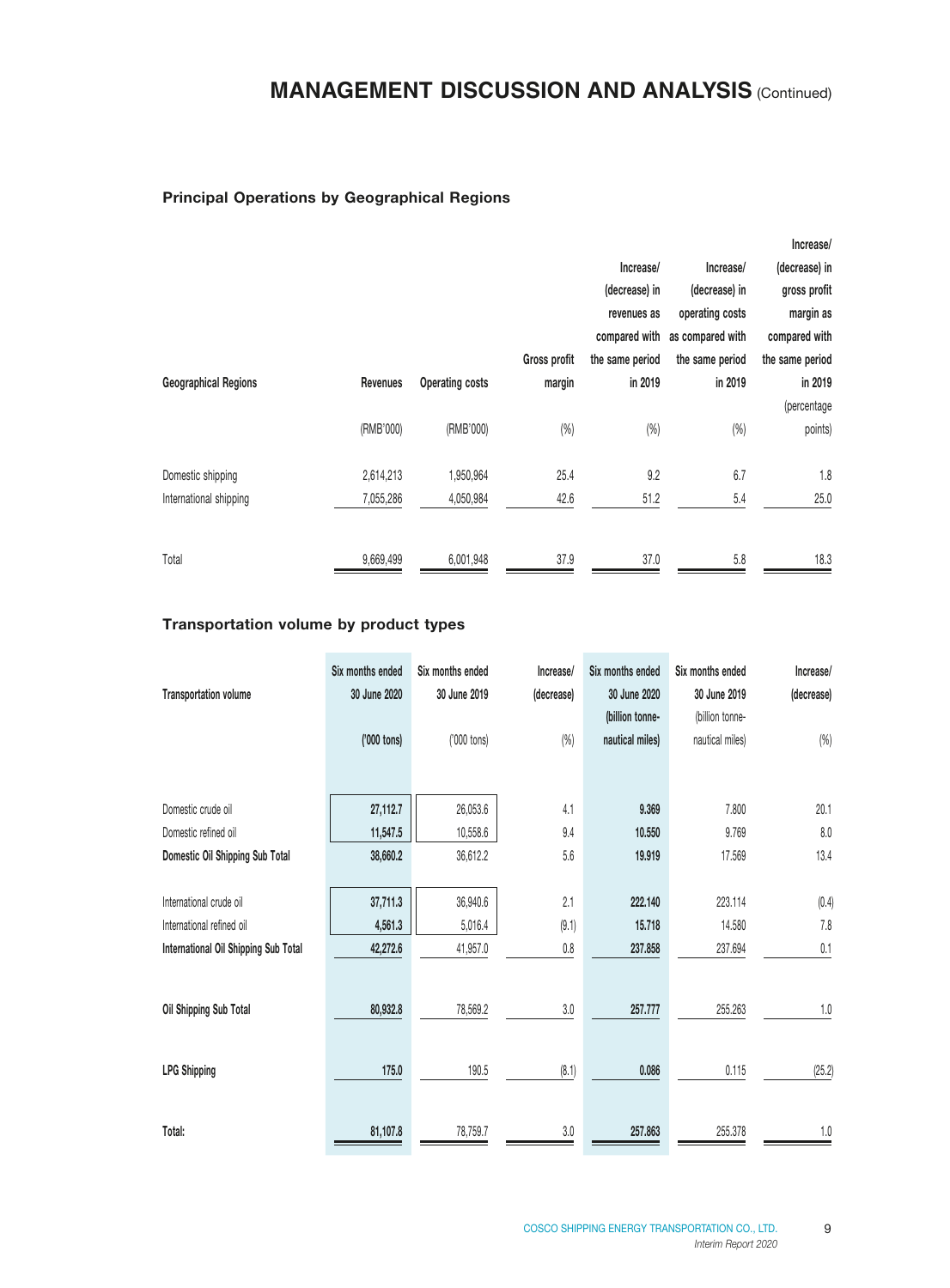# MANAGEMENT DISCUSSION AND ANALYSIS (Continued)

### Principal Operations by Geographical Regions

| Geographical Regions | Revenues | Operating costs | Gross profit margin | Increase/ (decrease) in revenues as compared with the same period in 2019 | Increase/ (decrease) in operating costs as compared with the same period in 2019 | Increase/ (decrease) in gross profit margin as compared with the same period in 2019 |
|---|---|---|---|---|---|---|
| | (RMB'000) | (RMB'000) | (%) | (%) | (%) | (percentage points) |
| Domestic shipping | 2,614,213 | 1,950,964 | 25.4 | 9.2 | 6.7 | 1.8 |
| International shipping | 7,055,286 | 4,050,984 | 42.6 | 51.2 | 5.4 | 25.0 |
| Total | 9,669,499 | 6,001,948 | 37.9 | 37.0 | 5.8 | 18.3 |

### Transportation volume by product types

| Transportation volume | Six months ended 30 June 2020 | Six months ended 30 June 2019 | Increase/ (decrease) | Six months ended 30 June 2020 | Six months ended 30 June 2019 | Increase/ (decrease) |
|---|---|---|---|---|---|---|
| | ('000 tons) | ('000 tons) | (%) | (billion tonne-nautical miles) | (billion tonne-nautical miles) | (%) |
| Domestic crude oil | 27,112.7 | 26,053.6 | 4.1 | 9.369 | 7.800 | 20.1 |
| Domestic refined oil | 11,547.5 | 10,558.6 | 9.4 | 10.550 | 9.769 | 8.0 |
| **Domestic Oil Shipping Sub Total** | 38,660.2 | 36,612.2 | 5.6 | 19.919 | 17.569 | 13.4 |
| International crude oil | 37,711.3 | 36,940.6 | 2.1 | 222.140 | 223.114 | (0.4) |
| International refined oil | 4,561.3 | 5,016.4 | (9.1) | 15.718 | 14.580 | 7.8 |
| **International Oil Shipping Sub Total** | 42,272.6 | 41,957.0 | 0.8 | 237.858 | 237.694 | 0.1 |
| **Oil Shipping Sub Total** | 80,932.8 | 78,569.2 | 3.0 | 257.777 | 255.263 | 1.0 |
| **LPG Shipping** | 175.0 | 190.5 | (8.1) | 0.086 | 0.115 | (25.2) |
| **Total:** | 81,107.8 | 78,759.7 | 3.0 | 257.863 | 255.378 | 1.0 |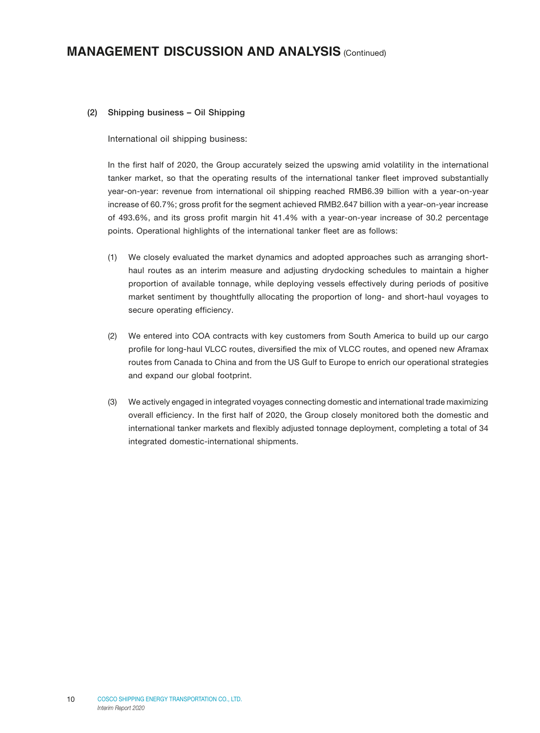### (2) Shipping business – Oil Shipping

International oil shipping business:

In the first half of 2020, the Group accurately seized the upswing amid volatility in the international tanker market, so that the operating results of the international tanker fleet improved substantially year-on-year: revenue from international oil shipping reached RMB6.39 billion with a year-on-year increase of 60.7%; gross profit for the segment achieved RMB2.647 billion with a year-on-year increase of 493.6%, and its gross profit margin hit 41.4% with a year-on-year increase of 30.2 percentage points. Operational highlights of the international tanker fleet are as follows:

(1) We closely evaluated the market dynamics and adopted approaches such as arranging short-haul routes as an interim measure and adjusting drydocking schedules to maintain a higher proportion of available tonnage, while deploying vessels effectively during periods of positive market sentiment by thoughtfully allocating the proportion of long- and short-haul voyages to secure operating efficiency.

(2) We entered into COA contracts with key customers from South America to build up our cargo profile for long-haul VLCC routes, diversified the mix of VLCC routes, and opened new Aframax routes from Canada to China and from the US Gulf to Europe to enrich our operational strategies and expand our global footprint.

(3) We actively engaged in integrated voyages connecting domestic and international trade maximizing overall efficiency. In the first half of 2020, the Group closely monitored both the domestic and international tanker markets and flexibly adjusted tonnage deployment, completing a total of 34 integrated domestic-international shipments.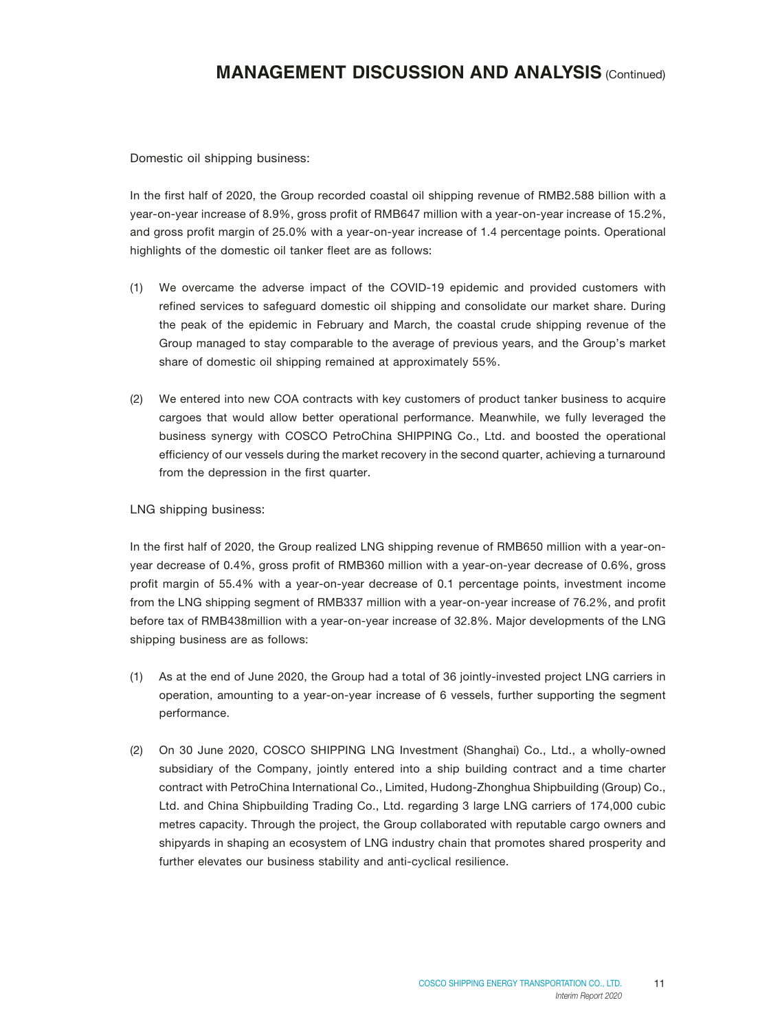Domestic oil shipping business:

In the first half of 2020, the Group recorded coastal oil shipping revenue of RMB2.588 billion with a year-on-year increase of 8.9%, gross profit of RMB647 million with a year-on-year increase of 15.2%, and gross profit margin of 25.0% with a year-on-year increase of 1.4 percentage points. Operational highlights of the domestic oil tanker fleet are as follows:

(1) We overcame the adverse impact of the COVID-19 epidemic and provided customers with refined services to safeguard domestic oil shipping and consolidate our market share. During the peak of the epidemic in February and March, the coastal crude shipping revenue of the Group managed to stay comparable to the average of previous years, and the Group's market share of domestic oil shipping remained at approximately 55%.

(2) We entered into new COA contracts with key customers of product tanker business to acquire cargoes that would allow better operational performance. Meanwhile, we fully leveraged the business synergy with COSCO PetroChina SHIPPING Co., Ltd. and boosted the operational efficiency of our vessels during the market recovery in the second quarter, achieving a turnaround from the depression in the first quarter.

LNG shipping business:

In the first half of 2020, the Group realized LNG shipping revenue of RMB650 million with a year-on-year decrease of 0.4%, gross profit of RMB360 million with a year-on-year decrease of 0.6%, gross profit margin of 55.4% with a year-on-year decrease of 0.1 percentage points, investment income from the LNG shipping segment of RMB337 million with a year-on-year increase of 76.2%, and profit before tax of RMB438million with a year-on-year increase of 32.8%. Major developments of the LNG shipping business are as follows:

(1) As at the end of June 2020, the Group had a total of 36 jointly-invested project LNG carriers in operation, amounting to a year-on-year increase of 6 vessels, further supporting the segment performance.

(2) On 30 June 2020, COSCO SHIPPING LNG Investment (Shanghai) Co., Ltd., a wholly-owned subsidiary of the Company, jointly entered into a ship building contract and a time charter contract with PetroChina International Co., Limited, Hudong-Zhonghua Shipbuilding (Group) Co., Ltd. and China Shipbuilding Trading Co., Ltd. regarding 3 large LNG carriers of 174,000 cubic metres capacity. Through the project, the Group collaborated with reputable cargo owners and shipyards in shaping an ecosystem of LNG industry chain that promotes shared prosperity and further elevates our business stability and anti-cyclical resilience.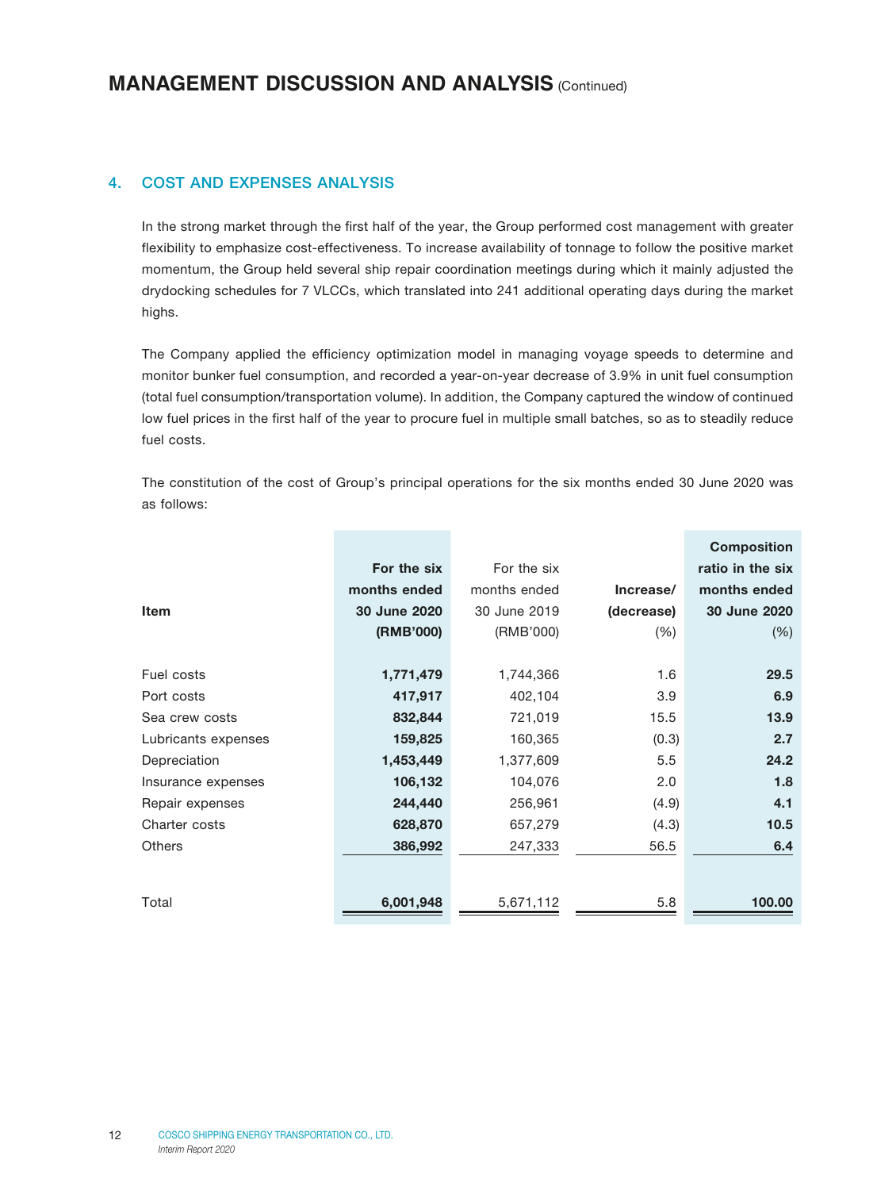## 4. COST AND EXPENSES ANALYSIS

In the strong market through the first half of the year, the Group performed cost management with greater flexibility to emphasize cost-effectiveness. To increase availability of tonnage to follow the positive market momentum, the Group held several ship repair coordination meetings during which it mainly adjusted the drydocking schedules for 7 VLCCs, which translated into 241 additional operating days during the market highs.

The Company applied the efficiency optimization model in managing voyage speeds to determine and monitor bunker fuel consumption, and recorded a year-on-year decrease of 3.9% in unit fuel consumption (total fuel consumption/transportation volume). In addition, the Company captured the window of continued low fuel prices in the first half of the year to procure fuel in multiple small batches, so as to steadily reduce fuel costs.

The constitution of the cost of Group's principal operations for the six months ended 30 June 2020 was as follows:

| Item | For the six months ended 30 June 2020 (RMB'000) | For the six months ended 30 June 2019 (RMB'000) | Increase/ (decrease) (%) | Composition ratio in the six months ended 30 June 2020 (%) |
|---|---|---|---|---|
| Fuel costs | **1,771,479** | 1,744,366 | 1.6 | **29.5** |
| Port costs | **417,917** | 402,104 | 3.9 | **6.9** |
| Sea crew costs | **832,844** | 721,019 | 15.5 | **13.9** |
| Lubricants expenses | **159,825** | 160,365 | (0.3) | **2.7** |
| Depreciation | **1,453,449** | 1,377,609 | 5.5 | **24.2** |
| Insurance expenses | **106,132** | 104,076 | 2.0 | **1.8** |
| Repair expenses | **244,440** | 256,961 | (4.9) | **4.1** |
| Charter costs | **628,870** | 657,279 | (4.3) | **10.5** |
| Others | **386,992** | 247,333 | 56.5 | **6.4** |
| Total | **6,001,948** | 5,671,112 | 5.8 | **100.00** |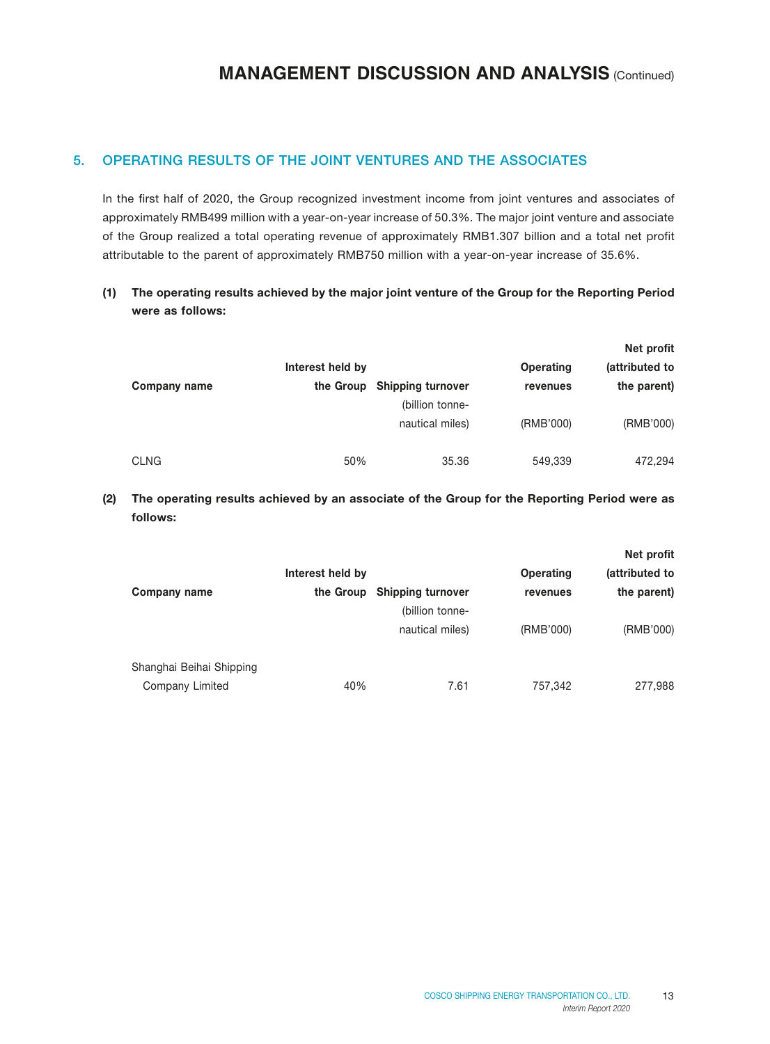## 5. OPERATING RESULTS OF THE JOINT VENTURES AND THE ASSOCIATES

In the first half of 2020, the Group recognized investment income from joint ventures and associates of approximately RMB499 million with a year-on-year increase of 50.3%. The major joint venture and associate of the Group realized a total operating revenue of approximately RMB1.307 billion and a total net profit attributable to the parent of approximately RMB750 million with a year-on-year increase of 35.6%.

**(1) The operating results achieved by the major joint venture of the Group for the Reporting Period were as follows:**

| Company name | Interest held by the Group | Shipping turnover | Operating revenues | Net profit (attributed to the parent) |
|---|---|---|---|---|
| | | (billion tonne-nautical miles) | (RMB'000) | (RMB'000) |
| CLNG | 50% | 35.36 | 549,339 | 472,294 |

**(2) The operating results achieved by an associate of the Group for the Reporting Period were as follows:**

| Company name | Interest held by the Group | Shipping turnover | Operating revenues | Net profit (attributed to the parent) |
|---|---|---|---|---|
| | | (billion tonne-nautical miles) | (RMB'000) | (RMB'000) |
| Shanghai Beihai Shipping Company Limited | 40% | 7.61 | 757,342 | 277,988 |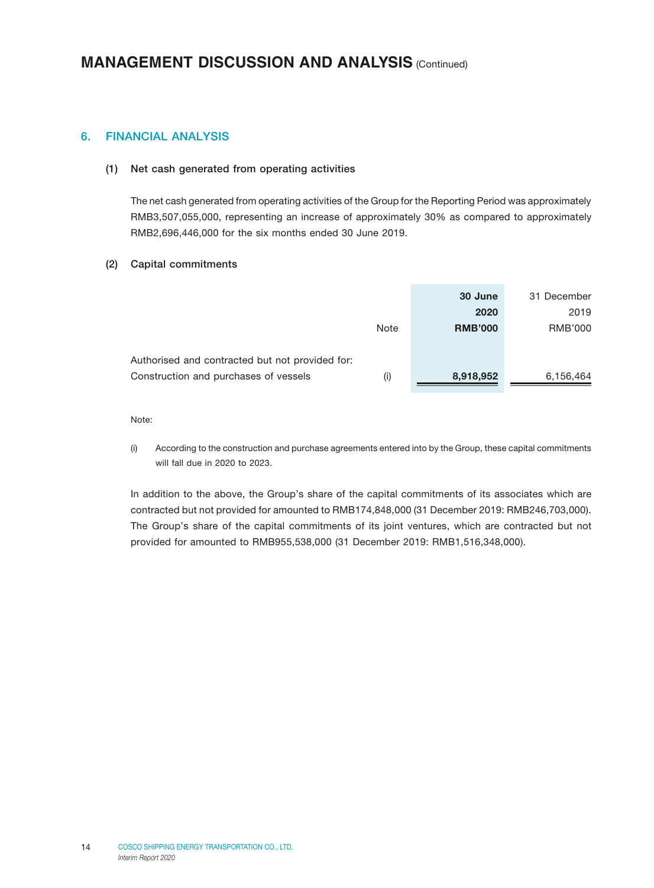# MANAGEMENT DISCUSSION AND ANALYSIS (Continued)

## 6. FINANCIAL ANALYSIS

### (1) Net cash generated from operating activities

The net cash generated from operating activities of the Group for the Reporting Period was approximately RMB3,507,055,000, representing an increase of approximately 30% as compared to approximately RMB2,696,446,000 for the six months ended 30 June 2019.

### (2) Capital commitments

| | Note | **30 June 2020 RMB'000** | 31 December 2019 RMB'000 |
|---|---|---|---|
| Authorised and contracted but not provided for: | | | |
| Construction and purchases of vessels | (i) | **8,918,952** | 6,156,464 |

Note:

(i) According to the construction and purchase agreements entered into by the Group, these capital commitments will fall due in 2020 to 2023.

In addition to the above, the Group's share of the capital commitments of its associates which are contracted but not provided for amounted to RMB174,848,000 (31 December 2019: RMB246,703,000). The Group's share of the capital commitments of its joint ventures, which are contracted but not provided for amounted to RMB955,538,000 (31 December 2019: RMB1,516,348,000).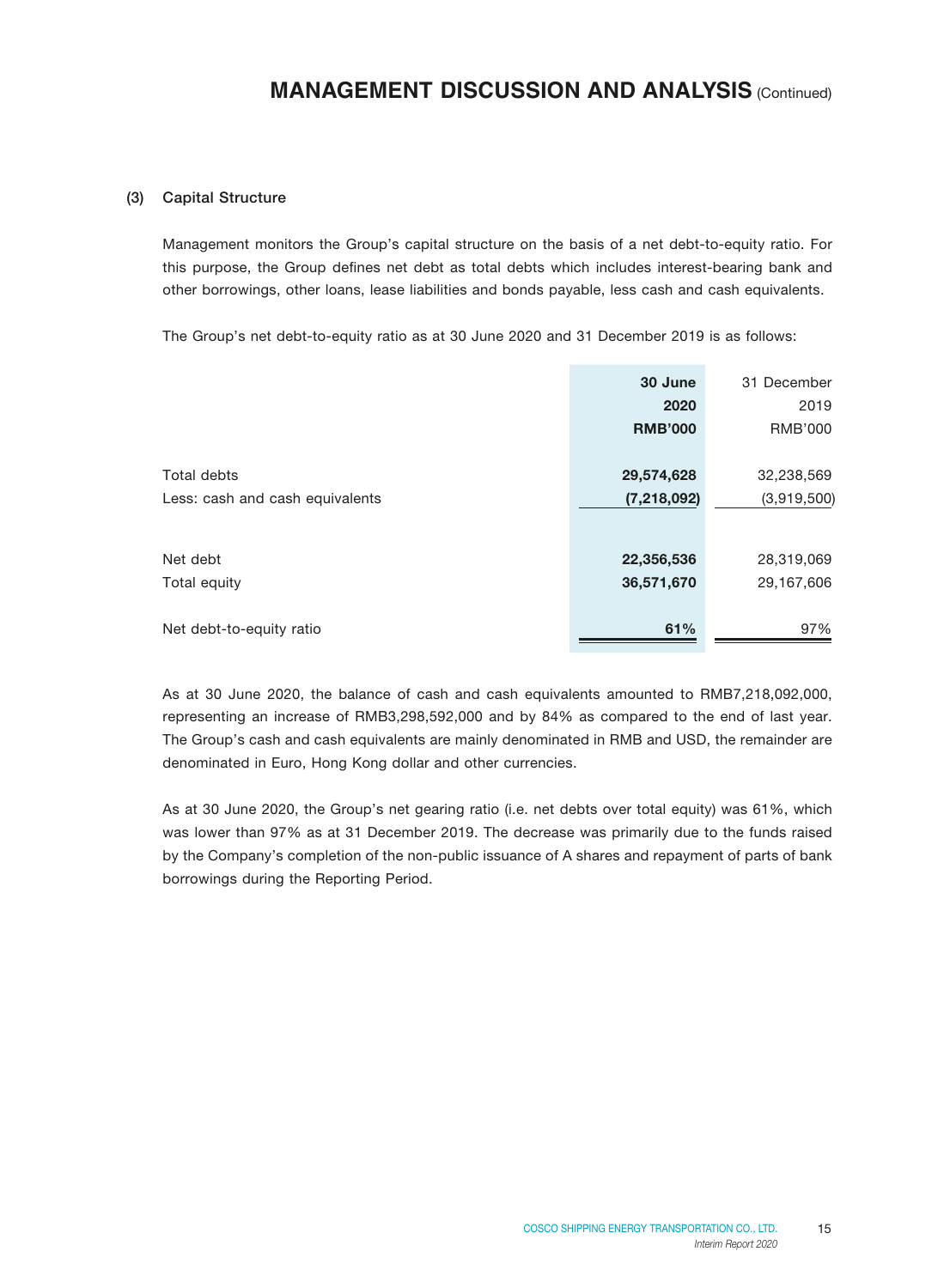### (3) Capital Structure

Management monitors the Group's capital structure on the basis of a net debt-to-equity ratio. For this purpose, the Group defines net debt as total debts which includes interest-bearing bank and other borrowings, other loans, lease liabilities and bonds payable, less cash and cash equivalents.

The Group's net debt-to-equity ratio as at 30 June 2020 and 31 December 2019 is as follows:

| | **30 June 2020 RMB'000** | 31 December 2019 RMB'000 |
|---|---|---|
| Total debts | **29,574,628** | 32,238,569 |
| Less: cash and cash equivalents | **(7,218,092)** | (3,919,500) |
| Net debt | **22,356,536** | 28,319,069 |
| Total equity | **36,571,670** | 29,167,606 |
| Net debt-to-equity ratio | **61%** | 97% |

As at 30 June 2020, the balance of cash and cash equivalents amounted to RMB7,218,092,000, representing an increase of RMB3,298,592,000 and by 84% as compared to the end of last year. The Group's cash and cash equivalents are mainly denominated in RMB and USD, the remainder are denominated in Euro, Hong Kong dollar and other currencies.

As at 30 June 2020, the Group's net gearing ratio (i.e. net debts over total equity) was 61%, which was lower than 97% as at 31 December 2019. The decrease was primarily due to the funds raised by the Company's completion of the non-public issuance of A shares and repayment of parts of bank borrowings during the Reporting Period.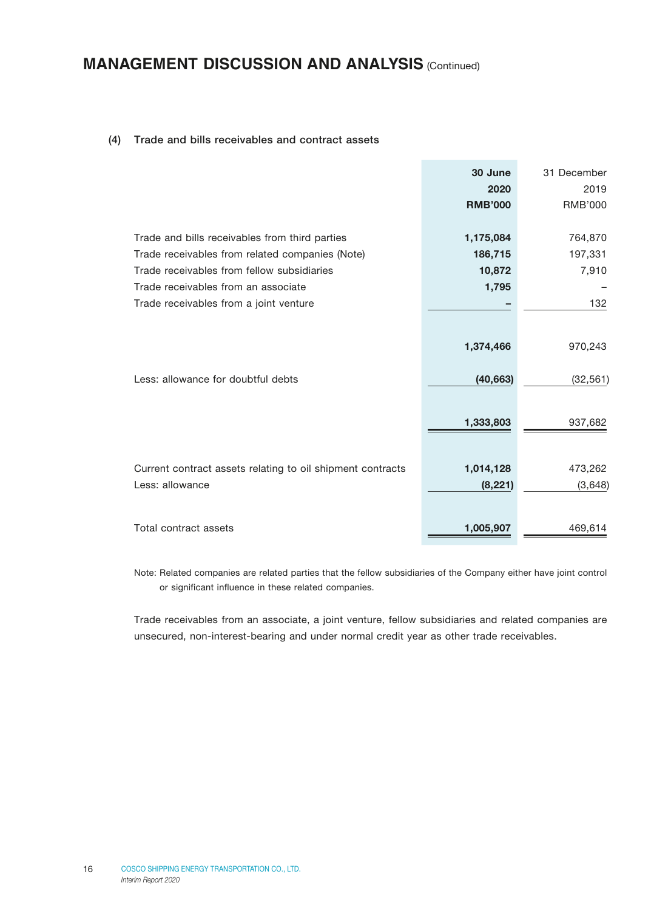### (4) Trade and bills receivables and contract assets

| | 30 June 2020 RMB'000 | 31 December 2019 RMB'000 |
|---|---|---|
| Trade and bills receivables from third parties | **1,175,084** | 764,870 |
| Trade receivables from related companies (Note) | **186,715** | 197,331 |
| Trade receivables from fellow subsidiaries | **10,872** | 7,910 |
| Trade receivables from an associate | **1,795** | – |
| Trade receivables from a joint venture | **–** | 132 |
| | **1,374,466** | 970,243 |
| Less: allowance for doubtful debts | **(40,663)** | (32,561) |
| | **1,333,803** | 937,682 |
| Current contract assets relating to oil shipment contracts | **1,014,128** | 473,262 |
| Less: allowance | **(8,221)** | (3,648) |
| Total contract assets | **1,005,907** | 469,614 |

Note: Related companies are related parties that the fellow subsidiaries of the Company either have joint control or significant influence in these related companies.

Trade receivables from an associate, a joint venture, fellow subsidiaries and related companies are unsecured, non-interest-bearing and under normal credit year as other trade receivables.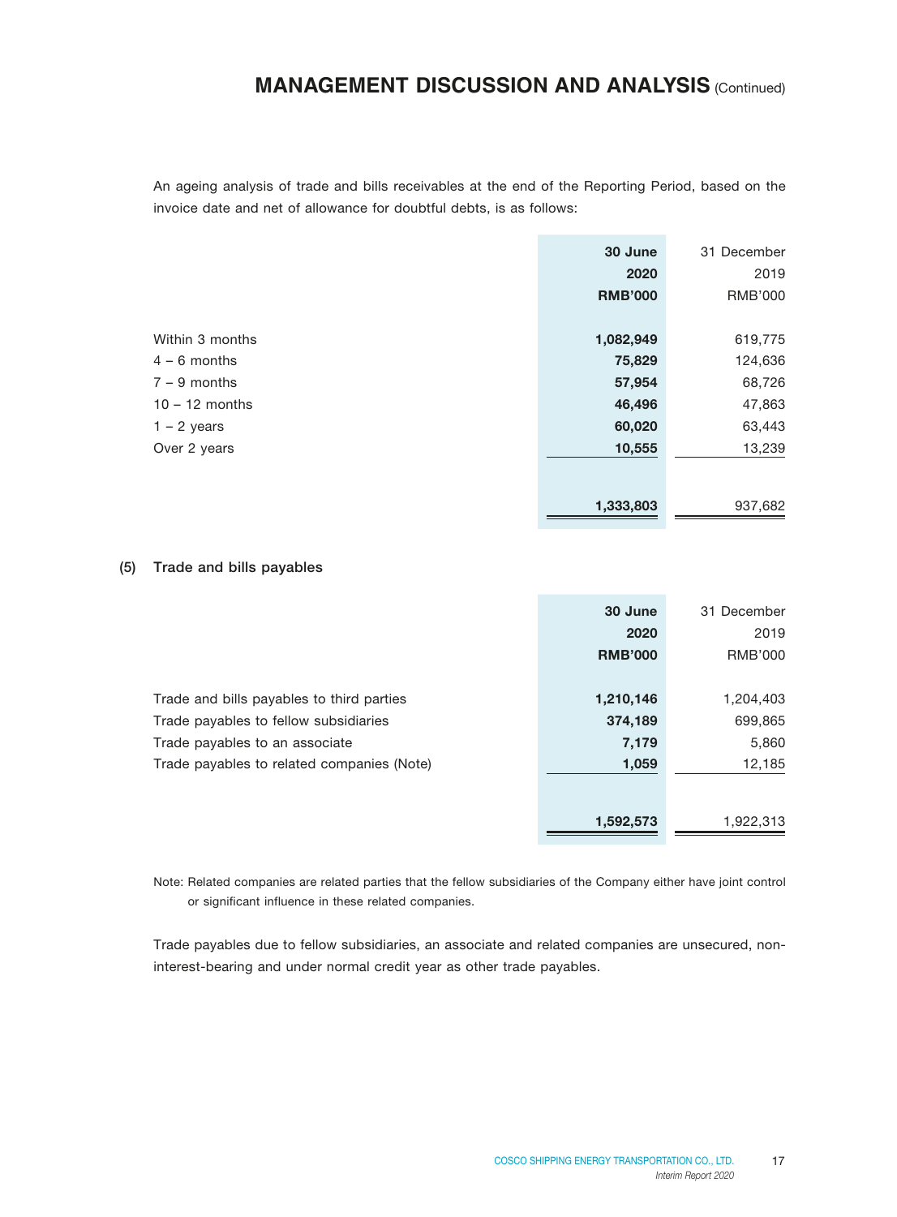An ageing analysis of trade and bills receivables at the end of the Reporting Period, based on the invoice date and net of allowance for doubtful debts, is as follows:

| | **30 June 2020 RMB'000** | 31 December 2019 RMB'000 |
|---|---|---|
| Within 3 months | **1,082,949** | 619,775 |
| 4 – 6 months | **75,829** | 124,636 |
| 7 – 9 months | **57,954** | 68,726 |
| 10 – 12 months | **46,496** | 47,863 |
| 1 – 2 years | **60,020** | 63,443 |
| Over 2 years | **10,555** | 13,239 |
| | **1,333,803** | 937,682 |

**(5) Trade and bills payables**

| | **30 June 2020 RMB'000** | 31 December 2019 RMB'000 |
|---|---|---|
| Trade and bills payables to third parties | **1,210,146** | 1,204,403 |
| Trade payables to fellow subsidiaries | **374,189** | 699,865 |
| Trade payables to an associate | **7,179** | 5,860 |
| Trade payables to related companies (Note) | **1,059** | 12,185 |
| | **1,592,573** | 1,922,313 |

Note: Related companies are related parties that the fellow subsidiaries of the Company either have joint control or significant influence in these related companies.

Trade payables due to fellow subsidiaries, an associate and related companies are unsecured, non-interest-bearing and under normal credit year as other trade payables.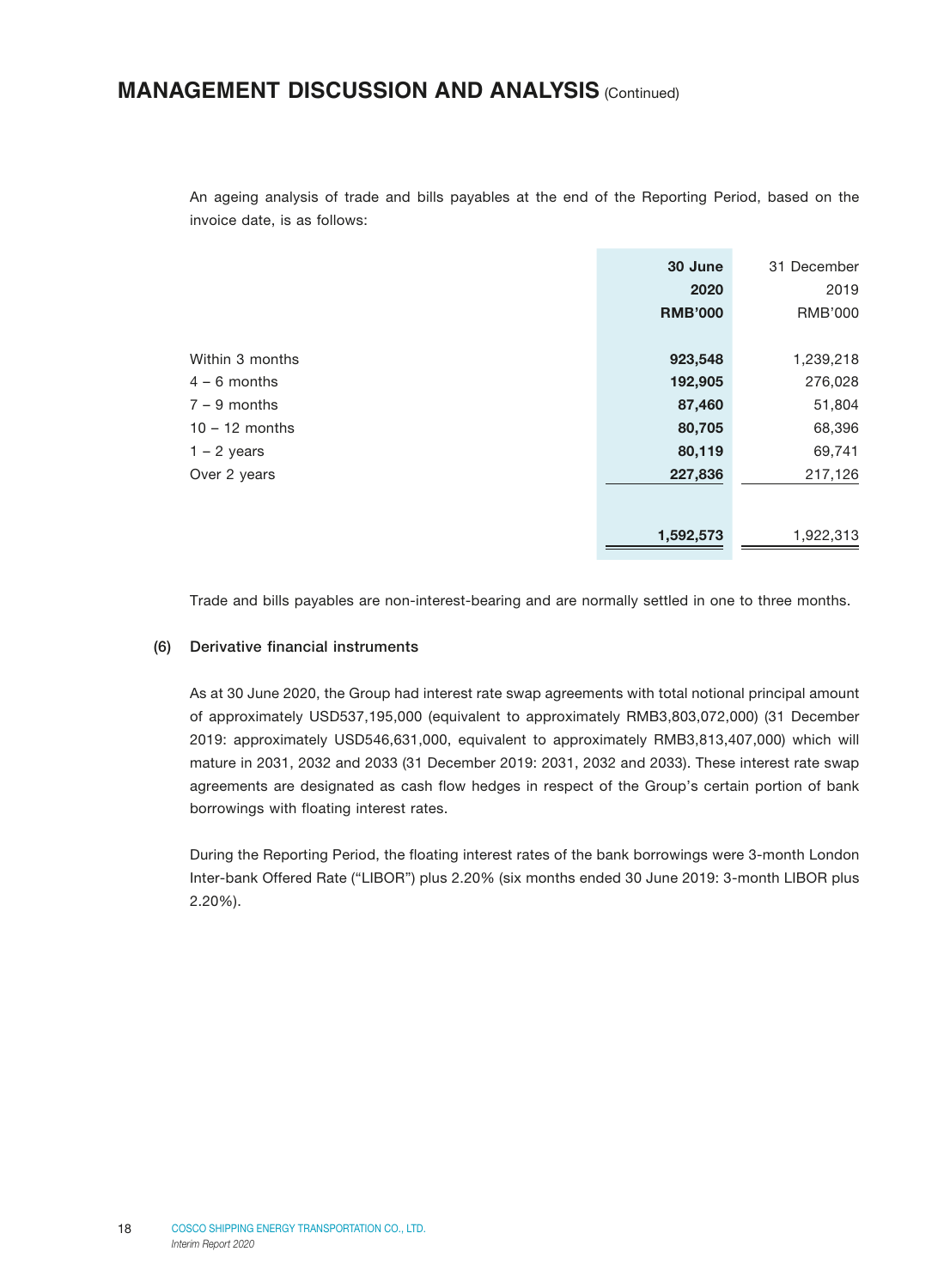An ageing analysis of trade and bills payables at the end of the Reporting Period, based on the invoice date, is as follows:

| | **30 June 2020 RMB'000** | 31 December 2019 RMB'000 |
|---|---|---|
| Within 3 months | **923,548** | 1,239,218 |
| 4 – 6 months | **192,905** | 276,028 |
| 7 – 9 months | **87,460** | 51,804 |
| 10 – 12 months | **80,705** | 68,396 |
| 1 – 2 years | **80,119** | 69,741 |
| Over 2 years | **227,836** | 217,126 |
| | **1,592,573** | 1,922,313 |

Trade and bills payables are non-interest-bearing and are normally settled in one to three months.

**(6) Derivative financial instruments**

As at 30 June 2020, the Group had interest rate swap agreements with total notional principal amount of approximately USD537,195,000 (equivalent to approximately RMB3,803,072,000) (31 December 2019: approximately USD546,631,000, equivalent to approximately RMB3,813,407,000) which will mature in 2031, 2032 and 2033 (31 December 2019: 2031, 2032 and 2033). These interest rate swap agreements are designated as cash flow hedges in respect of the Group's certain portion of bank borrowings with floating interest rates.

During the Reporting Period, the floating interest rates of the bank borrowings were 3-month London Inter-bank Offered Rate ("LIBOR") plus 2.20% (six months ended 30 June 2019: 3-month LIBOR plus 2.20%).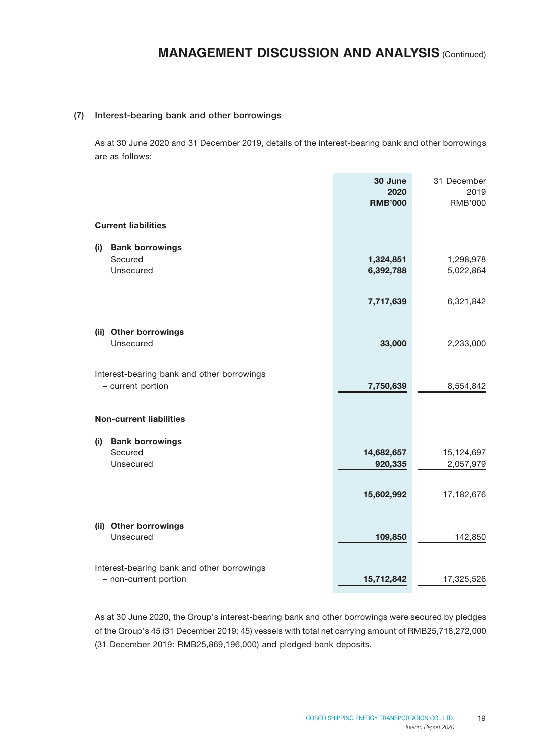# MANAGEMENT DISCUSSION AND ANALYSIS (Continued)

## (7) Interest-bearing bank and other borrowings

As at 30 June 2020 and 31 December 2019, details of the interest-bearing bank and other borrowings are as follows:

| | **30 June 2020 RMB'000** | 31 December 2019 RMB'000 |
|---|---|---|
| **Current liabilities** | | |
| **(i) Bank borrowings** | | |
| Secured | **1,324,851** | 1,298,978 |
| Unsecured | **6,392,788** | 5,022,864 |
| | **7,717,639** | 6,321,842 |
| **(ii) Other borrowings** | | |
| Unsecured | **33,000** | 2,233,000 |
| Interest-bearing bank and other borrowings – current portion | **7,750,639** | 8,554,842 |
| **Non-current liabilities** | | |
| **(i) Bank borrowings** | | |
| Secured | **14,682,657** | 15,124,697 |
| Unsecured | **920,335** | 2,057,979 |
| | **15,602,992** | 17,182,676 |
| **(ii) Other borrowings** | | |
| Unsecured | **109,850** | 142,850 |
| Interest-bearing bank and other borrowings – non-current portion | **15,712,842** | 17,325,526 |

As at 30 June 2020, the Group's interest-bearing bank and other borrowings were secured by pledges of the Group's 45 (31 December 2019: 45) vessels with total net carrying amount of RMB25,718,272,000 (31 December 2019: RMB25,869,196,000) and pledged bank deposits.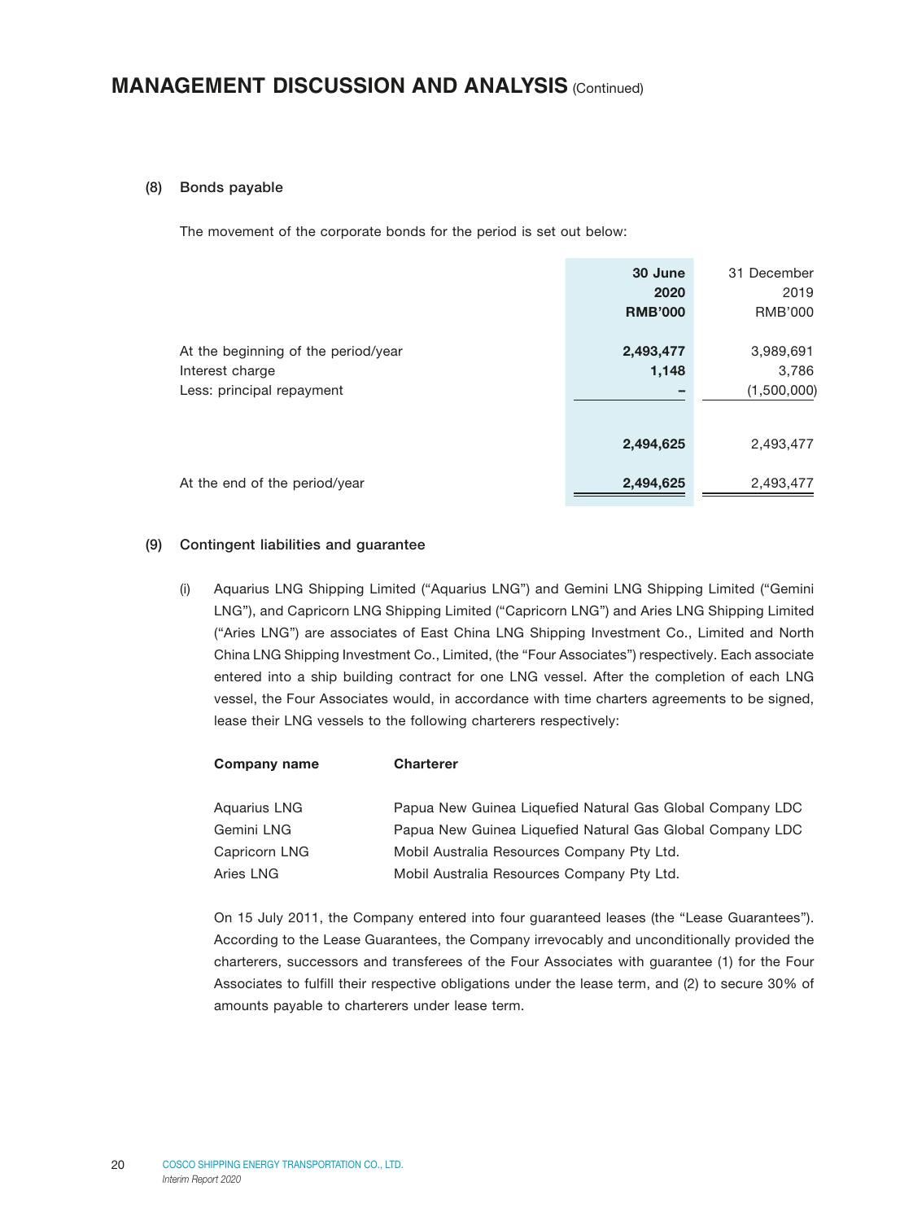# MANAGEMENT DISCUSSION AND ANALYSIS (Continued)

### (8) Bonds payable

The movement of the corporate bonds for the period is set out below:

| | **30 June 2020 RMB'000** | 31 December 2019 RMB'000 |
|---|---|---|
| At the beginning of the period/year | **2,493,477** | 3,989,691 |
| Interest charge | **1,148** | 3,786 |
| Less: principal repayment | **–** | (1,500,000) |
| | **2,494,625** | 2,493,477 |
| At the end of the period/year | **2,494,625** | 2,493,477 |

### (9) Contingent liabilities and guarantee

(i) Aquarius LNG Shipping Limited ("Aquarius LNG") and Gemini LNG Shipping Limited ("Gemini LNG"), and Capricorn LNG Shipping Limited ("Capricorn LNG") and Aries LNG Shipping Limited ("Aries LNG") are associates of East China LNG Shipping Investment Co., Limited and North China LNG Shipping Investment Co., Limited, (the "Four Associates") respectively. Each associate entered into a ship building contract for one LNG vessel. After the completion of each LNG vessel, the Four Associates would, in accordance with time charters agreements to be signed, lease their LNG vessels to the following charterers respectively:

| **Company name** | **Charterer** |
|---|---|
| Aquarius LNG | Papua New Guinea Liquefied Natural Gas Global Company LDC |
| Gemini LNG | Papua New Guinea Liquefied Natural Gas Global Company LDC |
| Capricorn LNG | Mobil Australia Resources Company Pty Ltd. |
| Aries LNG | Mobil Australia Resources Company Pty Ltd. |

On 15 July 2011, the Company entered into four guaranteed leases (the "Lease Guarantees"). According to the Lease Guarantees, the Company irrevocably and unconditionally provided the charterers, successors and transferees of the Four Associates with guarantee (1) for the Four Associates to fulfill their respective obligations under the lease term, and (2) to secure 30% of amounts payable to charterers under lease term.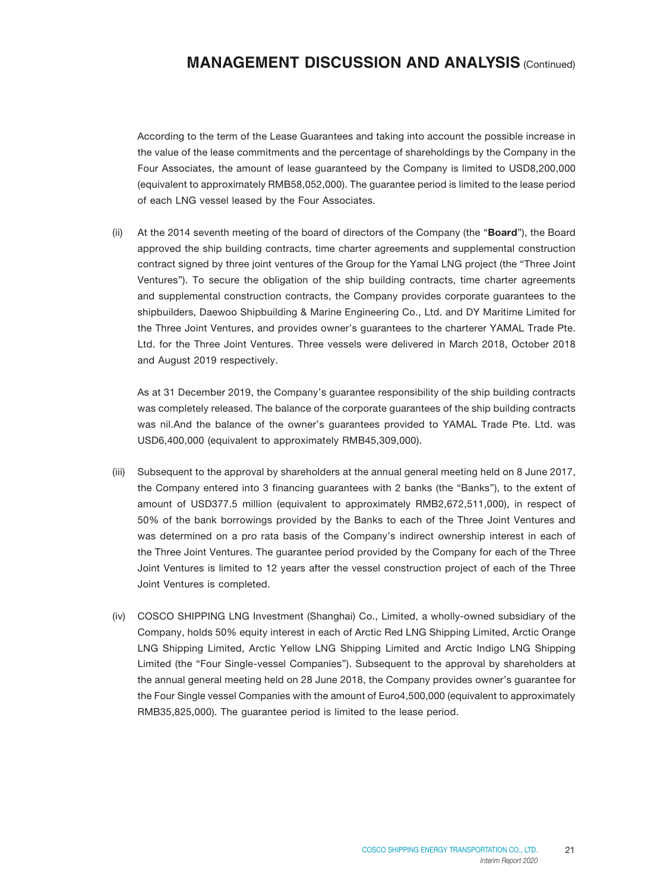According to the term of the Lease Guarantees and taking into account the possible increase in the value of the lease commitments and the percentage of shareholdings by the Company in the Four Associates, the amount of lease guaranteed by the Company is limited to USD8,200,000 (equivalent to approximately RMB58,052,000). The guarantee period is limited to the lease period of each LNG vessel leased by the Four Associates.

(ii) At the 2014 seventh meeting of the board of directors of the Company (the "**Board**"), the Board approved the ship building contracts, time charter agreements and supplemental construction contract signed by three joint ventures of the Group for the Yamal LNG project (the "Three Joint Ventures"). To secure the obligation of the ship building contracts, time charter agreements and supplemental construction contracts, the Company provides corporate guarantees to the shipbuilders, Daewoo Shipbuilding & Marine Engineering Co., Ltd. and DY Maritime Limited for the Three Joint Ventures, and provides owner's guarantees to the charterer YAMAL Trade Pte. Ltd. for the Three Joint Ventures. Three vessels were delivered in March 2018, October 2018 and August 2019 respectively.

As at 31 December 2019, the Company's guarantee responsibility of the ship building contracts was completely released. The balance of the corporate guarantees of the ship building contracts was nil.And the balance of the owner's guarantees provided to YAMAL Trade Pte. Ltd. was USD6,400,000 (equivalent to approximately RMB45,309,000).

(iii) Subsequent to the approval by shareholders at the annual general meeting held on 8 June 2017, the Company entered into 3 financing guarantees with 2 banks (the "Banks"), to the extent of amount of USD377.5 million (equivalent to approximately RMB2,672,511,000), in respect of 50% of the bank borrowings provided by the Banks to each of the Three Joint Ventures and was determined on a pro rata basis of the Company's indirect ownership interest in each of the Three Joint Ventures. The guarantee period provided by the Company for each of the Three Joint Ventures is limited to 12 years after the vessel construction project of each of the Three Joint Ventures is completed.

(iv) COSCO SHIPPING LNG Investment (Shanghai) Co., Limited, a wholly-owned subsidiary of the Company, holds 50% equity interest in each of Arctic Red LNG Shipping Limited, Arctic Orange LNG Shipping Limited, Arctic Yellow LNG Shipping Limited and Arctic Indigo LNG Shipping Limited (the "Four Single-vessel Companies"). Subsequent to the approval by shareholders at the annual general meeting held on 28 June 2018, the Company provides owner's guarantee for the Four Single vessel Companies with the amount of Euro4,500,000 (equivalent to approximately RMB35,825,000). The guarantee period is limited to the lease period.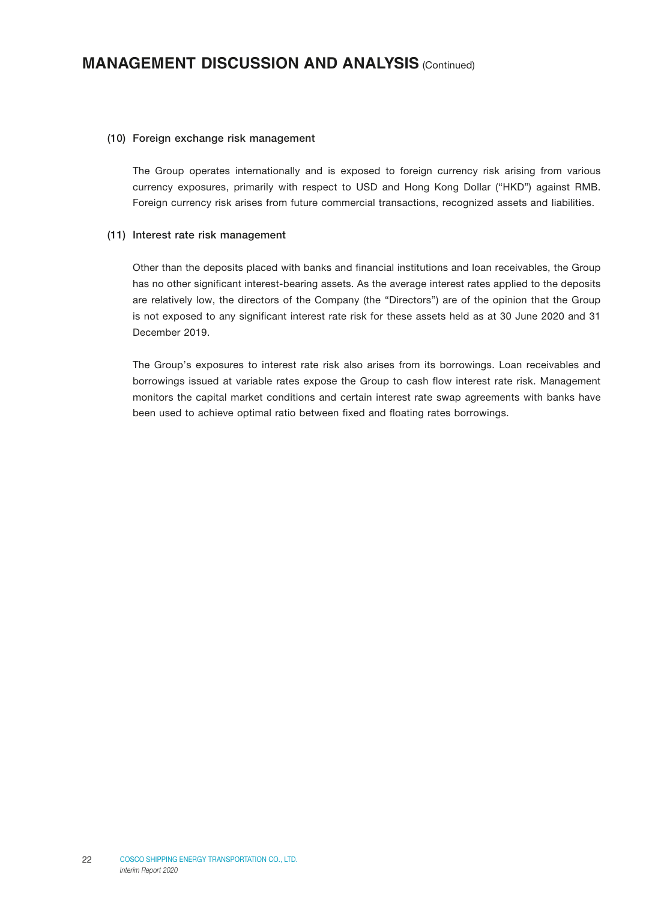#### (10) Foreign exchange risk management

The Group operates internationally and is exposed to foreign currency risk arising from various currency exposures, primarily with respect to USD and Hong Kong Dollar ("HKD") against RMB. Foreign currency risk arises from future commercial transactions, recognized assets and liabilities.

#### (11) Interest rate risk management

Other than the deposits placed with banks and financial institutions and loan receivables, the Group has no other significant interest-bearing assets. As the average interest rates applied to the deposits are relatively low, the directors of the Company (the "Directors") are of the opinion that the Group is not exposed to any significant interest rate risk for these assets held as at 30 June 2020 and 31 December 2019.

The Group's exposures to interest rate risk also arises from its borrowings. Loan receivables and borrowings issued at variable rates expose the Group to cash flow interest rate risk. Management monitors the capital market conditions and certain interest rate swap agreements with banks have been used to achieve optimal ratio between fixed and floating rates borrowings.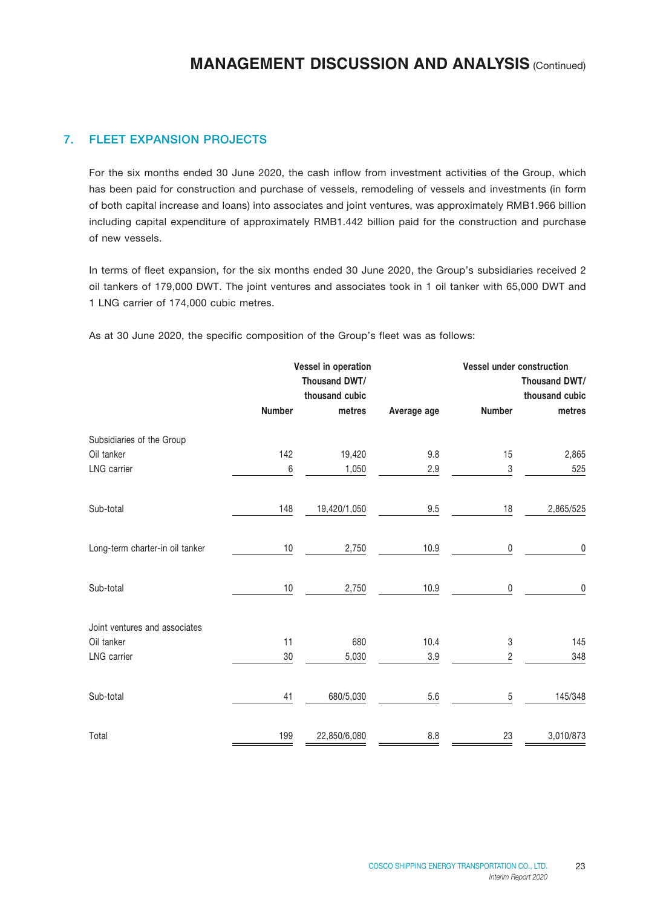## 7. FLEET EXPANSION PROJECTS

For the six months ended 30 June 2020, the cash inflow from investment activities of the Group, which has been paid for construction and purchase of vessels, remodeling of vessels and investments (in form of both capital increase and loans) into associates and joint ventures, was approximately RMB1.966 billion including capital expenditure of approximately RMB1.442 billion paid for the construction and purchase of new vessels.

In terms of fleet expansion, for the six months ended 30 June 2020, the Group's subsidiaries received 2 oil tankers of 179,000 DWT. The joint ventures and associates took in 1 oil tanker with 65,000 DWT and 1 LNG carrier of 174,000 cubic metres.

As at 30 June 2020, the specific composition of the Group's fleet was as follows:

| | Vessel in operation | | | Vessel under construction | |
|---|---|---|---|---|---|
| | Number | Thousand DWT/ thousand cubic metres | Average age | Number | Thousand DWT/ thousand cubic metres |
| Subsidiaries of the Group | | | | | |
| Oil tanker | 142 | 19,420 | 9.8 | 15 | 2,865 |
| LNG carrier | 6 | 1,050 | 2.9 | 3 | 525 |
| Sub-total | 148 | 19,420/1,050 | 9.5 | 18 | 2,865/525 |
| Long-term charter-in oil tanker | 10 | 2,750 | 10.9 | 0 | 0 |
| Sub-total | 10 | 2,750 | 10.9 | 0 | 0 |
| Joint ventures and associates | | | | | |
| Oil tanker | 11 | 680 | 10.4 | 3 | 145 |
| LNG carrier | 30 | 5,030 | 3.9 | 2 | 348 |
| Sub-total | 41 | 680/5,030 | 5.6 | 5 | 145/348 |
| Total | 199 | 22,850/6,080 | 8.8 | 23 | 3,010/873 |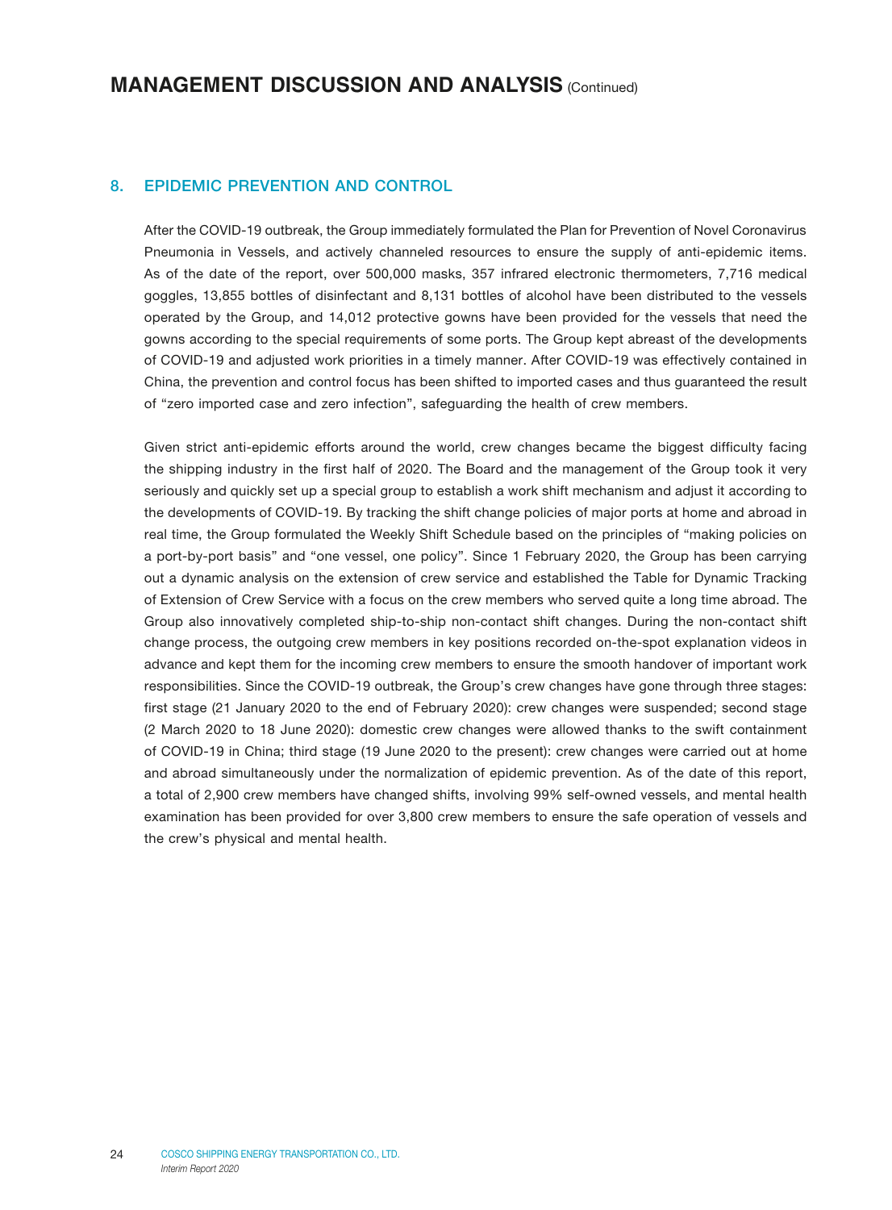## 8. EPIDEMIC PREVENTION AND CONTROL

After the COVID-19 outbreak, the Group immediately formulated the Plan for Prevention of Novel Coronavirus Pneumonia in Vessels, and actively channeled resources to ensure the supply of anti-epidemic items. As of the date of the report, over 500,000 masks, 357 infrared electronic thermometers, 7,716 medical goggles, 13,855 bottles of disinfectant and 8,131 bottles of alcohol have been distributed to the vessels operated by the Group, and 14,012 protective gowns have been provided for the vessels that need the gowns according to the special requirements of some ports. The Group kept abreast of the developments of COVID-19 and adjusted work priorities in a timely manner. After COVID-19 was effectively contained in China, the prevention and control focus has been shifted to imported cases and thus guaranteed the result of "zero imported case and zero infection", safeguarding the health of crew members.

Given strict anti-epidemic efforts around the world, crew changes became the biggest difficulty facing the shipping industry in the first half of 2020. The Board and the management of the Group took it very seriously and quickly set up a special group to establish a work shift mechanism and adjust it according to the developments of COVID-19. By tracking the shift change policies of major ports at home and abroad in real time, the Group formulated the Weekly Shift Schedule based on the principles of "making policies on a port-by-port basis" and "one vessel, one policy". Since 1 February 2020, the Group has been carrying out a dynamic analysis on the extension of crew service and established the Table for Dynamic Tracking of Extension of Crew Service with a focus on the crew members who served quite a long time abroad. The Group also innovatively completed ship-to-ship non-contact shift changes. During the non-contact shift change process, the outgoing crew members in key positions recorded on-the-spot explanation videos in advance and kept them for the incoming crew members to ensure the smooth handover of important work responsibilities. Since the COVID-19 outbreak, the Group's crew changes have gone through three stages: first stage (21 January 2020 to the end of February 2020): crew changes were suspended; second stage (2 March 2020 to 18 June 2020): domestic crew changes were allowed thanks to the swift containment of COVID-19 in China; third stage (19 June 2020 to the present): crew changes were carried out at home and abroad simultaneously under the normalization of epidemic prevention. As of the date of this report, a total of 2,900 crew members have changed shifts, involving 99% self-owned vessels, and mental health examination has been provided for over 3,800 crew members to ensure the safe operation of vessels and the crew's physical and mental health.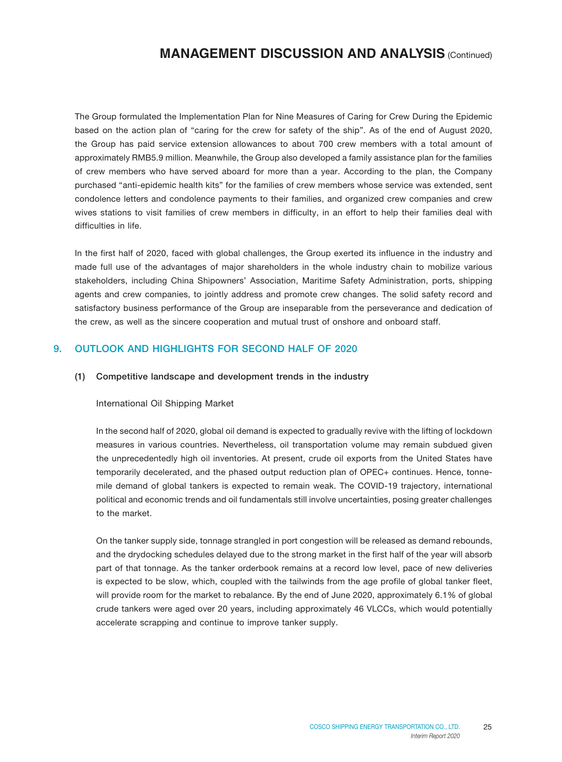The Group formulated the Implementation Plan for Nine Measures of Caring for Crew During the Epidemic based on the action plan of "caring for the crew for safety of the ship". As of the end of August 2020, the Group has paid service extension allowances to about 700 crew members with a total amount of approximately RMB5.9 million. Meanwhile, the Group also developed a family assistance plan for the families of crew members who have served aboard for more than a year. According to the plan, the Company purchased "anti-epidemic health kits" for the families of crew members whose service was extended, sent condolence letters and condolence payments to their families, and organized crew companies and crew wives stations to visit families of crew members in difficulty, in an effort to help their families deal with difficulties in life.

In the first half of 2020, faced with global challenges, the Group exerted its influence in the industry and made full use of the advantages of major shareholders in the whole industry chain to mobilize various stakeholders, including China Shipowners' Association, Maritime Safety Administration, ports, shipping agents and crew companies, to jointly address and promote crew changes. The solid safety record and satisfactory business performance of the Group are inseparable from the perseverance and dedication of the crew, as well as the sincere cooperation and mutual trust of onshore and onboard staff.

## 9. OUTLOOK AND HIGHLIGHTS FOR SECOND HALF OF 2020

### (1) Competitive landscape and development trends in the industry

International Oil Shipping Market

In the second half of 2020, global oil demand is expected to gradually revive with the lifting of lockdown measures in various countries. Nevertheless, oil transportation volume may remain subdued given the unprecedentedly high oil inventories. At present, crude oil exports from the United States have temporarily decelerated, and the phased output reduction plan of OPEC+ continues. Hence, tonne-mile demand of global tankers is expected to remain weak. The COVID-19 trajectory, international political and economic trends and oil fundamentals still involve uncertainties, posing greater challenges to the market.

On the tanker supply side, tonnage strangled in port congestion will be released as demand rebounds, and the drydocking schedules delayed due to the strong market in the first half of the year will absorb part of that tonnage. As the tanker orderbook remains at a record low level, pace of new deliveries is expected to be slow, which, coupled with the tailwinds from the age profile of global tanker fleet, will provide room for the market to rebalance. By the end of June 2020, approximately 6.1% of global crude tankers were aged over 20 years, including approximately 46 VLCCs, which would potentially accelerate scrapping and continue to improve tanker supply.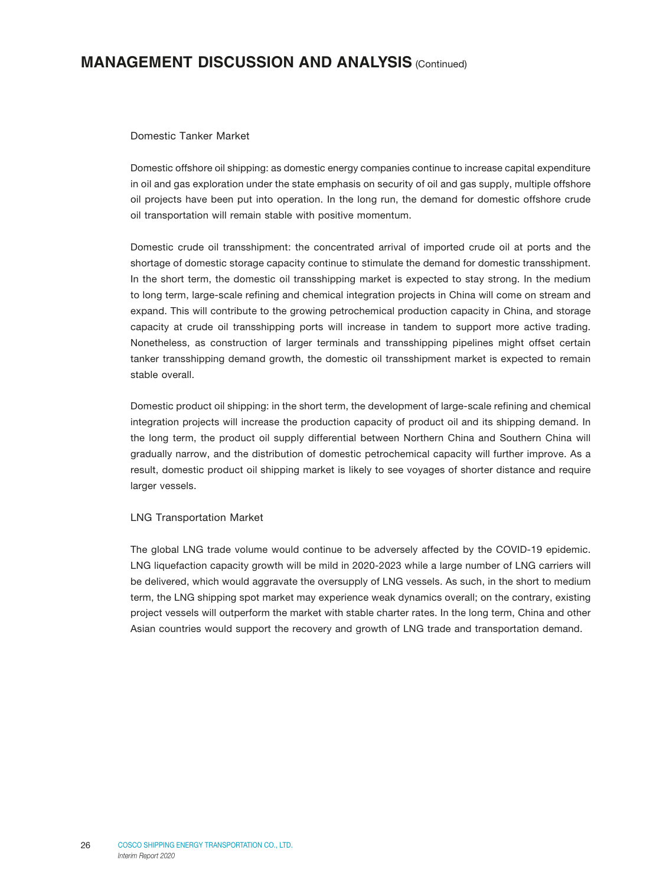### Domestic Tanker Market

Domestic offshore oil shipping: as domestic energy companies continue to increase capital expenditure in oil and gas exploration under the state emphasis on security of oil and gas supply, multiple offshore oil projects have been put into operation. In the long run, the demand for domestic offshore crude oil transportation will remain stable with positive momentum.

Domestic crude oil transshipment: the concentrated arrival of imported crude oil at ports and the shortage of domestic storage capacity continue to stimulate the demand for domestic transshipment. In the short term, the domestic oil transshipping market is expected to stay strong. In the medium to long term, large-scale refining and chemical integration projects in China will come on stream and expand. This will contribute to the growing petrochemical production capacity in China, and storage capacity at crude oil transshipping ports will increase in tandem to support more active trading. Nonetheless, as construction of larger terminals and transshipping pipelines might offset certain tanker transshipping demand growth, the domestic oil transshipment market is expected to remain stable overall.

Domestic product oil shipping: in the short term, the development of large-scale refining and chemical integration projects will increase the production capacity of product oil and its shipping demand. In the long term, the product oil supply differential between Northern China and Southern China will gradually narrow, and the distribution of domestic petrochemical capacity will further improve. As a result, domestic product oil shipping market is likely to see voyages of shorter distance and require larger vessels.

### LNG Transportation Market

The global LNG trade volume would continue to be adversely affected by the COVID-19 epidemic. LNG liquefaction capacity growth will be mild in 2020-2023 while a large number of LNG carriers will be delivered, which would aggravate the oversupply of LNG vessels. As such, in the short to medium term, the LNG shipping spot market may experience weak dynamics overall; on the contrary, existing project vessels will outperform the market with stable charter rates. In the long term, China and other Asian countries would support the recovery and growth of LNG trade and transportation demand.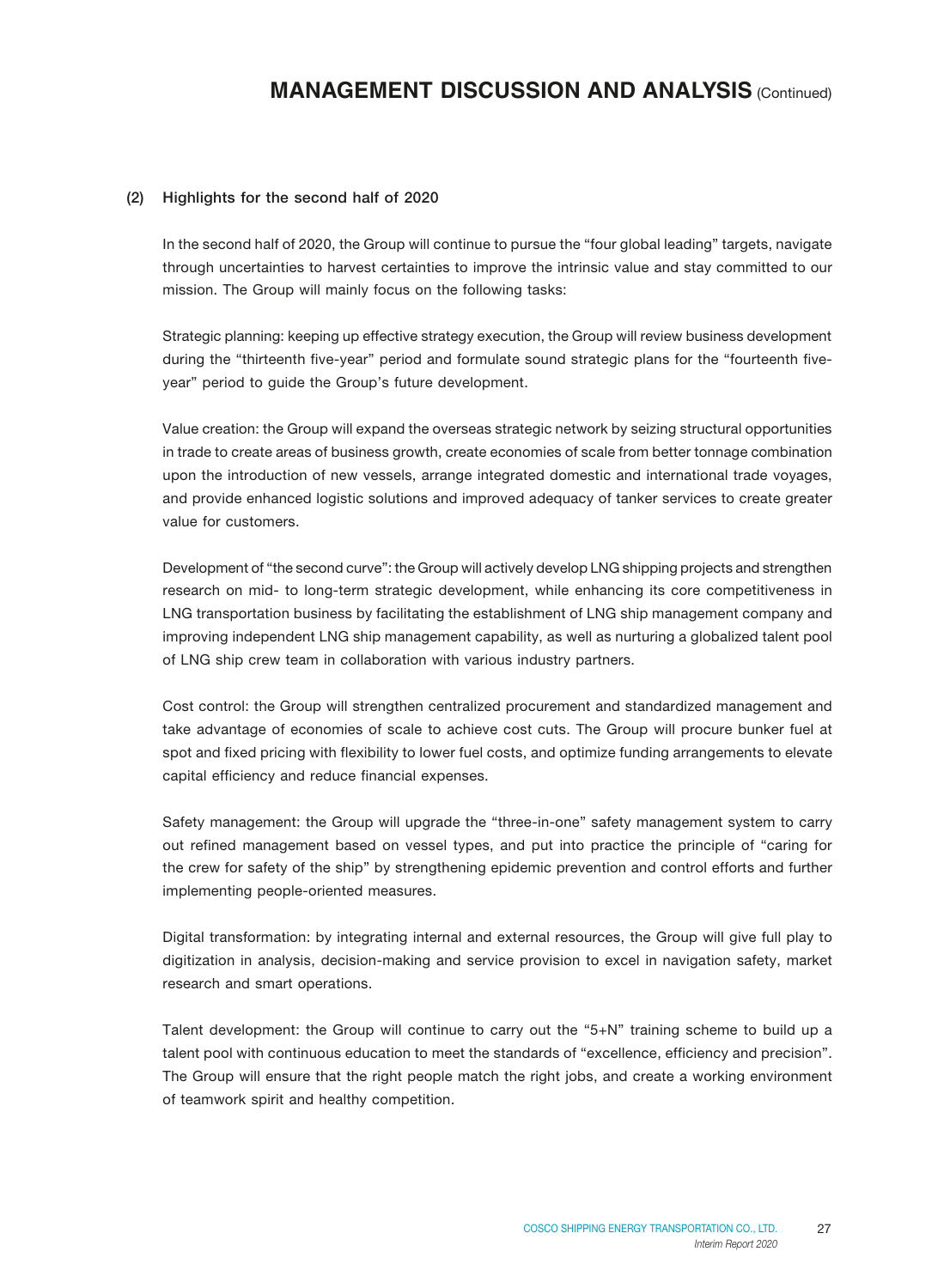### (2) Highlights for the second half of 2020

In the second half of 2020, the Group will continue to pursue the "four global leading" targets, navigate through uncertainties to harvest certainties to improve the intrinsic value and stay committed to our mission. The Group will mainly focus on the following tasks:

Strategic planning: keeping up effective strategy execution, the Group will review business development during the "thirteenth five-year" period and formulate sound strategic plans for the "fourteenth five-year" period to guide the Group's future development.

Value creation: the Group will expand the overseas strategic network by seizing structural opportunities in trade to create areas of business growth, create economies of scale from better tonnage combination upon the introduction of new vessels, arrange integrated domestic and international trade voyages, and provide enhanced logistic solutions and improved adequacy of tanker services to create greater value for customers.

Development of "the second curve": the Group will actively develop LNG shipping projects and strengthen research on mid- to long-term strategic development, while enhancing its core competitiveness in LNG transportation business by facilitating the establishment of LNG ship management company and improving independent LNG ship management capability, as well as nurturing a globalized talent pool of LNG ship crew team in collaboration with various industry partners.

Cost control: the Group will strengthen centralized procurement and standardized management and take advantage of economies of scale to achieve cost cuts. The Group will procure bunker fuel at spot and fixed pricing with flexibility to lower fuel costs, and optimize funding arrangements to elevate capital efficiency and reduce financial expenses.

Safety management: the Group will upgrade the "three-in-one" safety management system to carry out refined management based on vessel types, and put into practice the principle of "caring for the crew for safety of the ship" by strengthening epidemic prevention and control efforts and further implementing people-oriented measures.

Digital transformation: by integrating internal and external resources, the Group will give full play to digitization in analysis, decision-making and service provision to excel in navigation safety, market research and smart operations.

Talent development: the Group will continue to carry out the "5+N" training scheme to build up a talent pool with continuous education to meet the standards of "excellence, efficiency and precision". The Group will ensure that the right people match the right jobs, and create a working environment of teamwork spirit and healthy competition.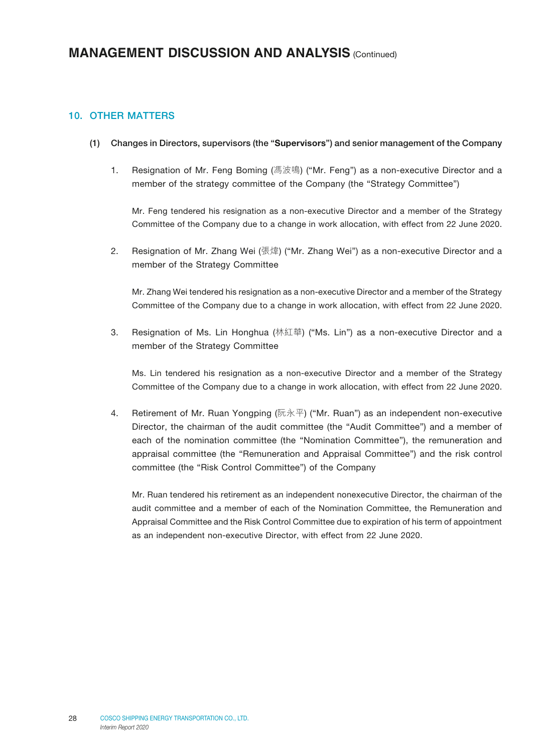## 10. OTHER MATTERS

### (1) Changes in Directors, supervisors (the "**Supervisors**") and senior management of the Company

1. Resignation of Mr. Feng Boming (馮波鳴) ("Mr. Feng") as a non-executive Director and a member of the strategy committee of the Company (the "Strategy Committee")

   Mr. Feng tendered his resignation as a non-executive Director and a member of the Strategy Committee of the Company due to a change in work allocation, with effect from 22 June 2020.

2. Resignation of Mr. Zhang Wei (張煒) ("Mr. Zhang Wei") as a non-executive Director and a member of the Strategy Committee

   Mr. Zhang Wei tendered his resignation as a non-executive Director and a member of the Strategy Committee of the Company due to a change in work allocation, with effect from 22 June 2020.

3. Resignation of Ms. Lin Honghua (林紅華) ("Ms. Lin") as a non-executive Director and a member of the Strategy Committee

   Ms. Lin tendered his resignation as a non-executive Director and a member of the Strategy Committee of the Company due to a change in work allocation, with effect from 22 June 2020.

4. Retirement of Mr. Ruan Yongping (阮永平) ("Mr. Ruan") as an independent non-executive Director, the chairman of the audit committee (the "Audit Committee") and a member of each of the nomination committee (the "Nomination Committee"), the remuneration and appraisal committee (the "Remuneration and Appraisal Committee") and the risk control committee (the "Risk Control Committee") of the Company

   Mr. Ruan tendered his retirement as an independent nonexecutive Director, the chairman of the audit committee and a member of each of the Nomination Committee, the Remuneration and Appraisal Committee and the Risk Control Committee due to expiration of his term of appointment as an independent non-executive Director, with effect from 22 June 2020.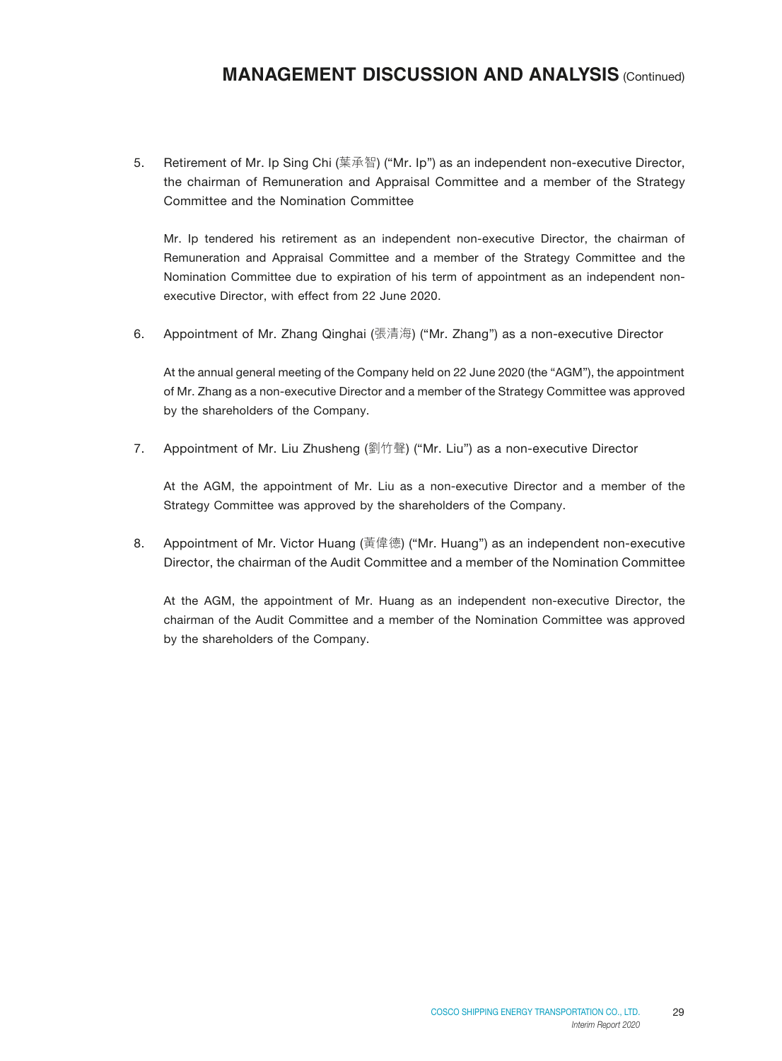5. Retirement of Mr. Ip Sing Chi (葉承智) ("Mr. Ip") as an independent non-executive Director, the chairman of Remuneration and Appraisal Committee and a member of the Strategy Committee and the Nomination Committee

   Mr. Ip tendered his retirement as an independent non-executive Director, the chairman of Remuneration and Appraisal Committee and a member of the Strategy Committee and the Nomination Committee due to expiration of his term of appointment as an independent non-executive Director, with effect from 22 June 2020.

6. Appointment of Mr. Zhang Qinghai (張清海) ("Mr. Zhang") as a non-executive Director

   At the annual general meeting of the Company held on 22 June 2020 (the "AGM"), the appointment of Mr. Zhang as a non-executive Director and a member of the Strategy Committee was approved by the shareholders of the Company.

7. Appointment of Mr. Liu Zhusheng (劉竹聲) ("Mr. Liu") as a non-executive Director

   At the AGM, the appointment of Mr. Liu as a non-executive Director and a member of the Strategy Committee was approved by the shareholders of the Company.

8. Appointment of Mr. Victor Huang (黃偉德) ("Mr. Huang") as an independent non-executive Director, the chairman of the Audit Committee and a member of the Nomination Committee

   At the AGM, the appointment of Mr. Huang as an independent non-executive Director, the chairman of the Audit Committee and a member of the Nomination Committee was approved by the shareholders of the Company.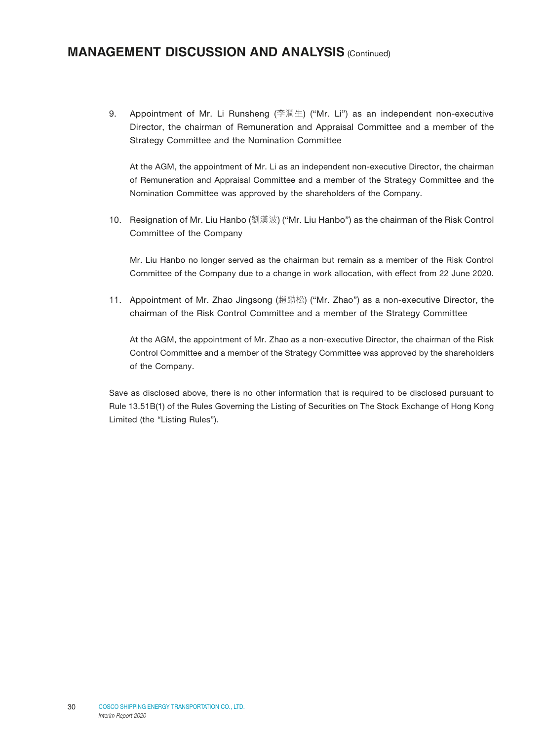9. Appointment of Mr. Li Runsheng (李潤生) ("Mr. Li") as an independent non-executive Director, the chairman of Remuneration and Appraisal Committee and a member of the Strategy Committee and the Nomination Committee

   At the AGM, the appointment of Mr. Li as an independent non-executive Director, the chairman of Remuneration and Appraisal Committee and a member of the Strategy Committee and the Nomination Committee was approved by the shareholders of the Company.

10. Resignation of Mr. Liu Hanbo (劉漢波) ("Mr. Liu Hanbo") as the chairman of the Risk Control Committee of the Company

    Mr. Liu Hanbo no longer served as the chairman but remain as a member of the Risk Control Committee of the Company due to a change in work allocation, with effect from 22 June 2020.

11. Appointment of Mr. Zhao Jingsong (趙勁松) ("Mr. Zhao") as a non-executive Director, the chairman of the Risk Control Committee and a member of the Strategy Committee

    At the AGM, the appointment of Mr. Zhao as a non-executive Director, the chairman of the Risk Control Committee and a member of the Strategy Committee was approved by the shareholders of the Company.

Save as disclosed above, there is no other information that is required to be disclosed pursuant to Rule 13.51B(1) of the Rules Governing the Listing of Securities on The Stock Exchange of Hong Kong Limited (the "Listing Rules").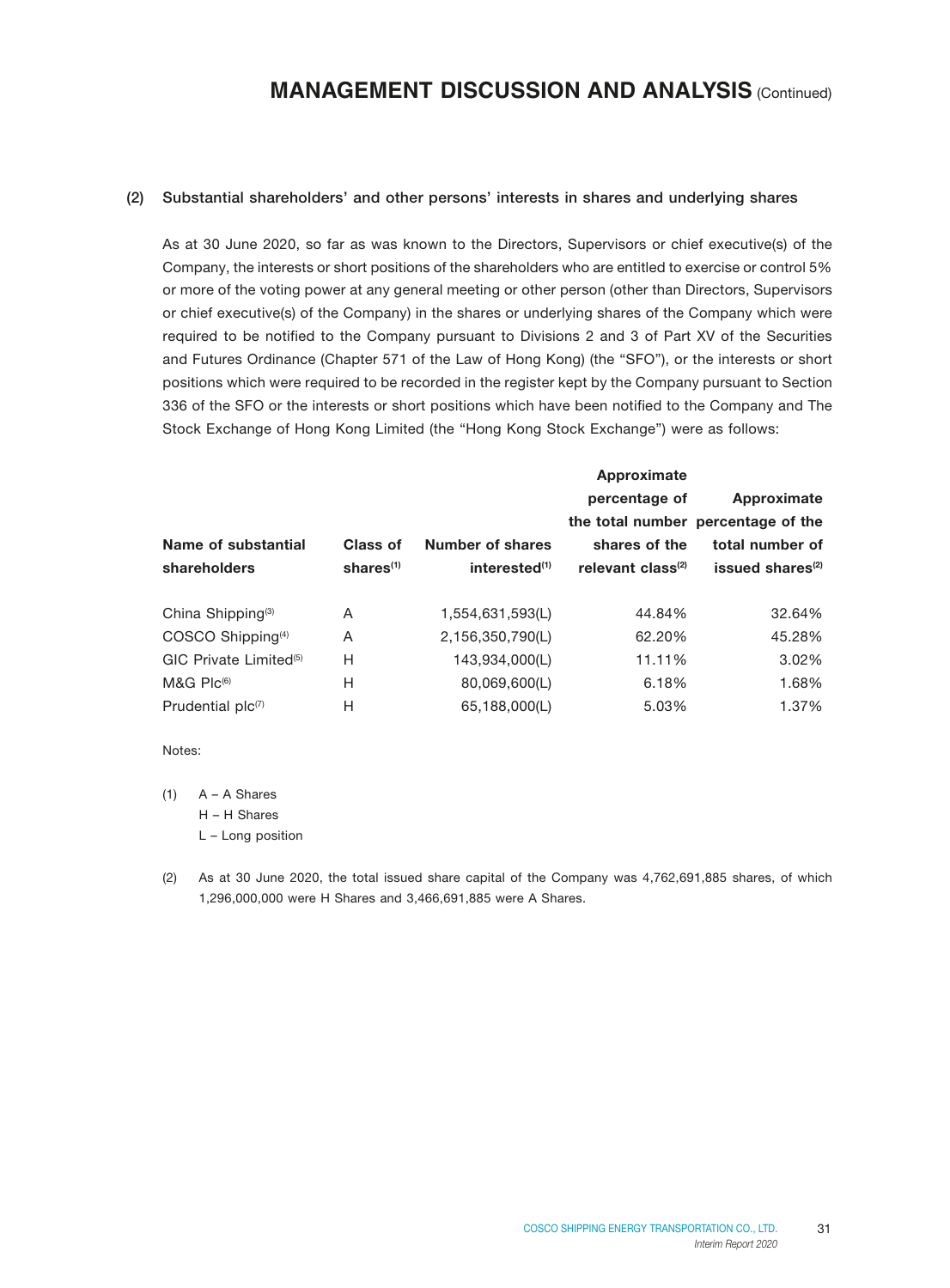### (2) Substantial shareholders' and other persons' interests in shares and underlying shares

As at 30 June 2020, so far as was known to the Directors, Supervisors or chief executive(s) of the Company, the interests or short positions of the shareholders who are entitled to exercise or control 5% or more of the voting power at any general meeting or other person (other than Directors, Supervisors or chief executive(s) of the Company) in the shares or underlying shares of the Company which were required to be notified to the Company pursuant to Divisions 2 and 3 of Part XV of the Securities and Futures Ordinance (Chapter 571 of the Law of Hong Kong) (the "SFO"), or the interests or short positions which were required to be recorded in the register kept by the Company pursuant to Section 336 of the SFO or the interests or short positions which have been notified to the Company and The Stock Exchange of Hong Kong Limited (the "Hong Kong Stock Exchange") were as follows:

| Name of substantial shareholders | Class of shares[(1)] | Number of shares interested[(1)] | Approximate percentage of the total number shares of the relevant class[(2)] | Approximate percentage of the total number of issued shares[(2)] |
|---|---|---|---|---|
| China Shipping[(3)] | A | 1,554,631,593(L) | 44.84% | 32.64% |
| COSCO Shipping[(4)] | A | 2,156,350,790(L) | 62.20% | 45.28% |
| GIC Private Limited[(5)] | H | 143,934,000(L) | 11.11% | 3.02% |
| M&G Plc[(6)] | H | 80,069,600(L) | 6.18% | 1.68% |
| Prudential plc[(7)] | H | 65,188,000(L) | 5.03% | 1.37% |

Notes:

(1) A – A Shares
H – H Shares
L – Long position

(2) As at 30 June 2020, the total issued share capital of the Company was 4,762,691,885 shares, of which 1,296,000,000 were H Shares and 3,466,691,885 were A Shares.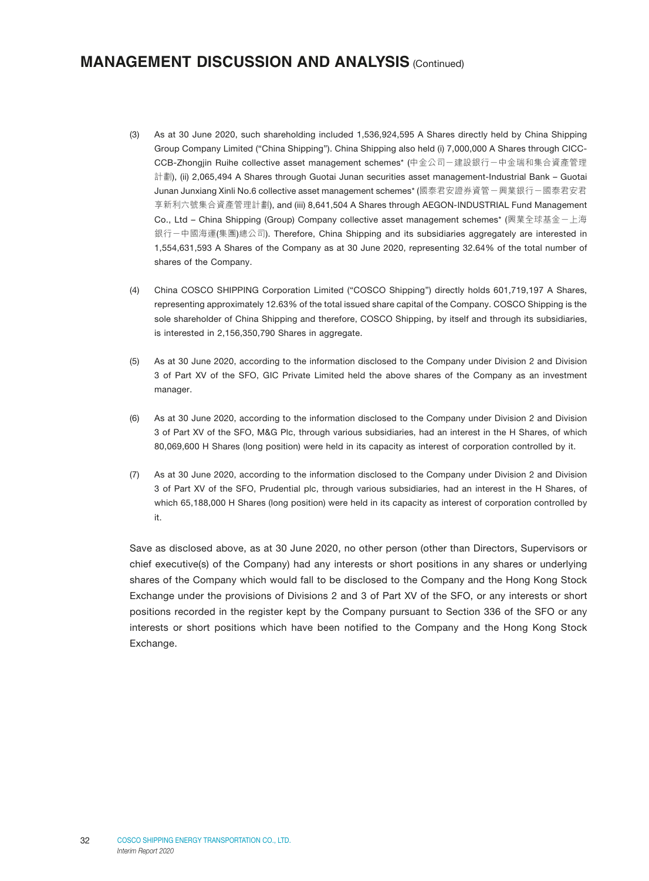(3) As at 30 June 2020, such shareholding included 1,536,924,595 A Shares directly held by China Shipping Group Company Limited ("China Shipping"). China Shipping also held (i) 7,000,000 A Shares through CICC-CCB-Zhongjin Ruihe collective asset management schemes* (中金公司－建設銀行－中金瑞和集合資產管理計劃), (ii) 2,065,494 A Shares through Guotai Junan securities asset management-Industrial Bank – Guotai Junan Junxiang Xinli No.6 collective asset management schemes* (國泰君安證券資管－興業銀行－國泰君安君享新利六號集合資產管理計劃), and (iii) 8,641,504 A Shares through AEGON-INDUSTRIAL Fund Management Co., Ltd – China Shipping (Group) Company collective asset management schemes* (興業全球基金－上海銀行－中國海運(集團)總公司). Therefore, China Shipping and its subsidiaries aggregately are interested in 1,554,631,593 A Shares of the Company as at 30 June 2020, representing 32.64% of the total number of shares of the Company.

(4) China COSCO SHIPPING Corporation Limited ("COSCO Shipping") directly holds 601,719,197 A Shares, representing approximately 12.63% of the total issued share capital of the Company. COSCO Shipping is the sole shareholder of China Shipping and therefore, COSCO Shipping, by itself and through its subsidiaries, is interested in 2,156,350,790 Shares in aggregate.

(5) As at 30 June 2020, according to the information disclosed to the Company under Division 2 and Division 3 of Part XV of the SFO, GIC Private Limited held the above shares of the Company as an investment manager.

(6) As at 30 June 2020, according to the information disclosed to the Company under Division 2 and Division 3 of Part XV of the SFO, M&G Plc, through various subsidiaries, had an interest in the H Shares, of which 80,069,600 H Shares (long position) were held in its capacity as interest of corporation controlled by it.

(7) As at 30 June 2020, according to the information disclosed to the Company under Division 2 and Division 3 of Part XV of the SFO, Prudential plc, through various subsidiaries, had an interest in the H Shares, of which 65,188,000 H Shares (long position) were held in its capacity as interest of corporation controlled by it.

Save as disclosed above, as at 30 June 2020, no other person (other than Directors, Supervisors or chief executive(s) of the Company) had any interests or short positions in any shares or underlying shares of the Company which would fall to be disclosed to the Company and the Hong Kong Stock Exchange under the provisions of Divisions 2 and 3 of Part XV of the SFO, or any interests or short positions recorded in the register kept by the Company pursuant to Section 336 of the SFO or any interests or short positions which have been notified to the Company and the Hong Kong Stock Exchange.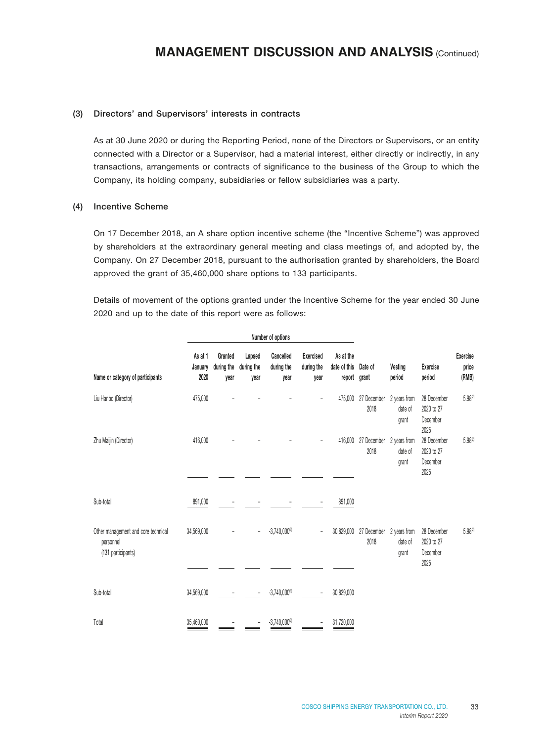### (3) Directors' and Supervisors' interests in contracts

As at 30 June 2020 or during the Reporting Period, none of the Directors or Supervisors, or an entity connected with a Director or a Supervisor, had a material interest, either directly or indirectly, in any transactions, arrangements or contracts of significance to the business of the Group to which the Company, its holding company, subsidiaries or fellow subsidiaries was a party.

### (4) Incentive Scheme

On 17 December 2018, an A share option incentive scheme (the "Incentive Scheme") was approved by shareholders at the extraordinary general meeting and class meetings of, and adopted by, the Company. On 27 December 2018, pursuant to the authorisation granted by shareholders, the Board approved the grant of 35,460,000 share options to 133 participants.

Details of movement of the options granted under the Incentive Scheme for the year ended 30 June 2020 and up to the date of this report were as follows:

| | Number of options | | | | | | | | | |
|---|---|---|---|---|---|---|---|---|---|---|
| Name or category of participants | As at 1 January 2020 | Granted during the year | Lapsed during the year | Cancelled during the year | Exercised during the year | As at the date of this report | Date of grant | Vesting period | Exercise period | Exercise price (RMB) |
| Liu Hanbo (Director) | 475,000 | - | - | - | - | 475,000 | 27 December 2018 | 2 years from date of grant | 28 December 2020 to 27 December 2025 | 5.98[2] |
| Zhu Maijin (Director) | 416,000 | - | - | - | - | 416,000 | 27 December 2018 | 2 years from date of grant | 28 December 2020 to 27 December 2025 | 5.98[2] |
| Sub-total | 891,000 | - | - | - | - | 891,000 | | | | |
| Other management and core technical personnel (131 participants) | 34,569,000 | - | - | -3,740,000[3] | - | 30,829,000 | 27 December 2018 | 2 years from date of grant | 28 December 2020 to 27 December 2025 | 5.98[2] |
| Sub-total | 34,569,000 | - | - | -3,740,000[3] | - | 30,829,000 | | | | |
| Total | 35,460,000 | - | - | -3,740,000[3] | - | 31,720,000 | | | | |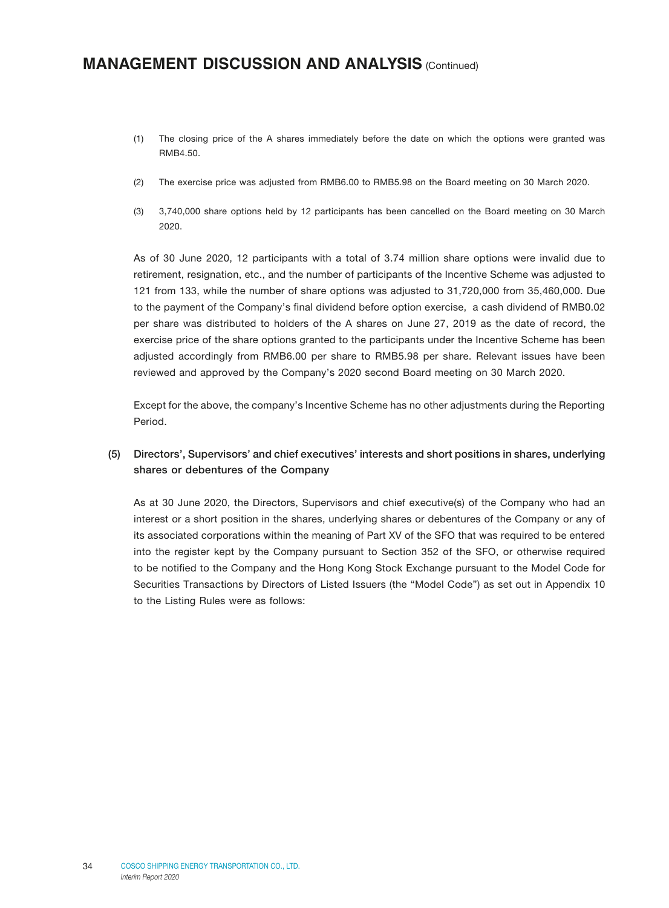(1) The closing price of the A shares immediately before the date on which the options were granted was RMB4.50.

(2) The exercise price was adjusted from RMB6.00 to RMB5.98 on the Board meeting on 30 March 2020.

(3) 3,740,000 share options held by 12 participants has been cancelled on the Board meeting on 30 March 2020.

As of 30 June 2020, 12 participants with a total of 3.74 million share options were invalid due to retirement, resignation, etc., and the number of participants of the Incentive Scheme was adjusted to 121 from 133, while the number of share options was adjusted to 31,720,000 from 35,460,000. Due to the payment of the Company's final dividend before option exercise, a cash dividend of RMB0.02 per share was distributed to holders of the A shares on June 27, 2019 as the date of record, the exercise price of the share options granted to the participants under the Incentive Scheme has been adjusted accordingly from RMB6.00 per share to RMB5.98 per share. Relevant issues have been reviewed and approved by the Company's 2020 second Board meeting on 30 March 2020.

Except for the above, the company's Incentive Scheme has no other adjustments during the Reporting Period.

### (5) Directors', Supervisors' and chief executives' interests and short positions in shares, underlying shares or debentures of the Company

As at 30 June 2020, the Directors, Supervisors and chief executive(s) of the Company who had an interest or a short position in the shares, underlying shares or debentures of the Company or any of its associated corporations within the meaning of Part XV of the SFO that was required to be entered into the register kept by the Company pursuant to Section 352 of the SFO, or otherwise required to be notified to the Company and the Hong Kong Stock Exchange pursuant to the Model Code for Securities Transactions by Directors of Listed Issuers (the "Model Code") as set out in Appendix 10 to the Listing Rules were as follows: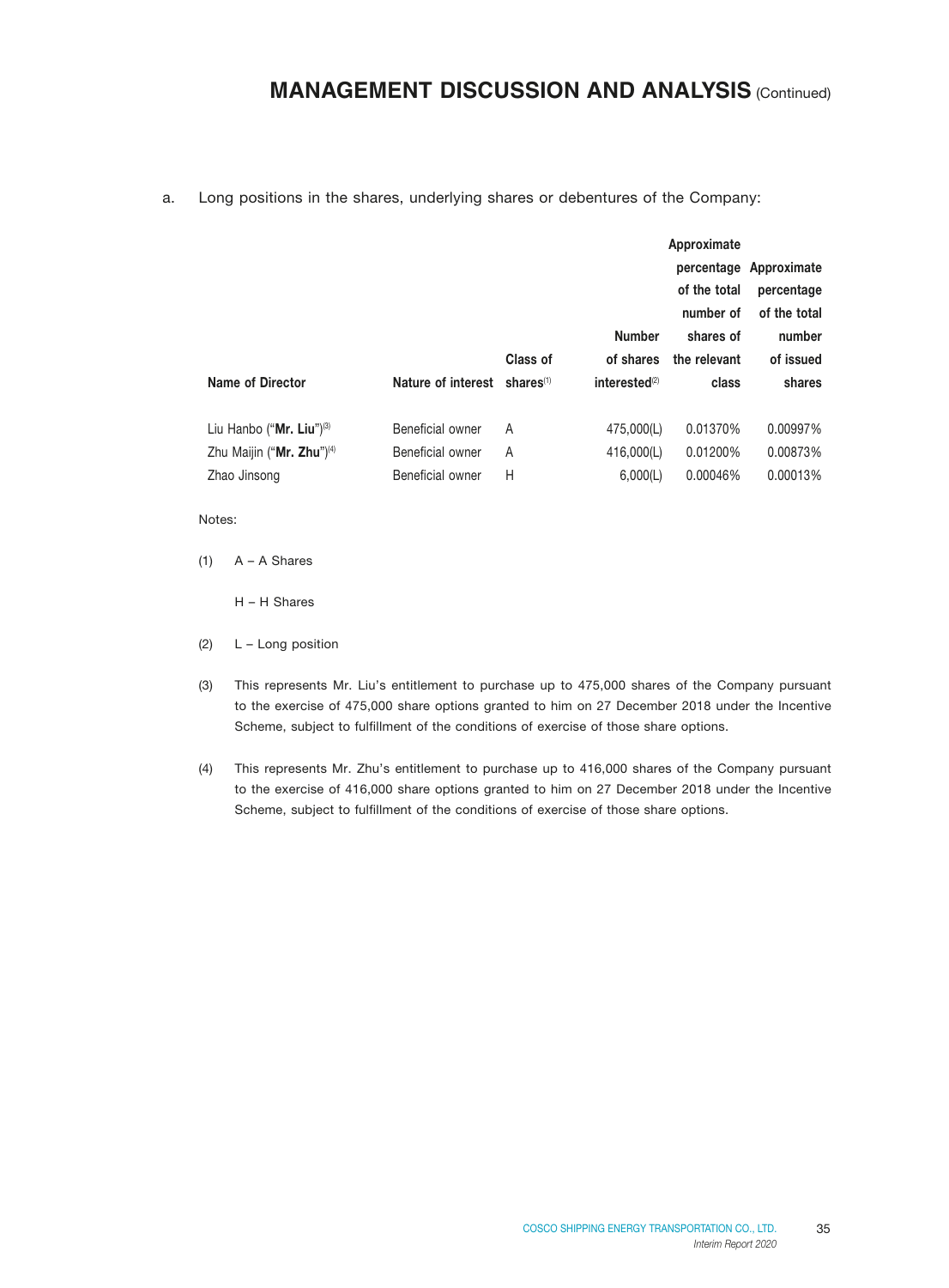a. Long positions in the shares, underlying shares or debentures of the Company:

| Name of Director | Nature of interest | Class of shares[1] | Number of shares interested[2] | Approximate percentage of the total number of shares of the relevant class | Approximate percentage of the total number of issued shares |
|---|---|---|---|---|---|
| Liu Hanbo ("**Mr. Liu**")[3] | Beneficial owner | A | 475,000(L) | 0.01370% | 0.00997% |
| Zhu Maijin ("**Mr. Zhu**")[4] | Beneficial owner | A | 416,000(L) | 0.01200% | 0.00873% |
| Zhao Jinsong | Beneficial owner | H | 6,000(L) | 0.00046% | 0.00013% |

Notes:

(1) A – A Shares

H – H Shares

(2) L – Long position

(3) This represents Mr. Liu's entitlement to purchase up to 475,000 shares of the Company pursuant to the exercise of 475,000 share options granted to him on 27 December 2018 under the Incentive Scheme, subject to fulfillment of the conditions of exercise of those share options.

(4) This represents Mr. Zhu's entitlement to purchase up to 416,000 shares of the Company pursuant to the exercise of 416,000 share options granted to him on 27 December 2018 under the Incentive Scheme, subject to fulfillment of the conditions of exercise of those share options.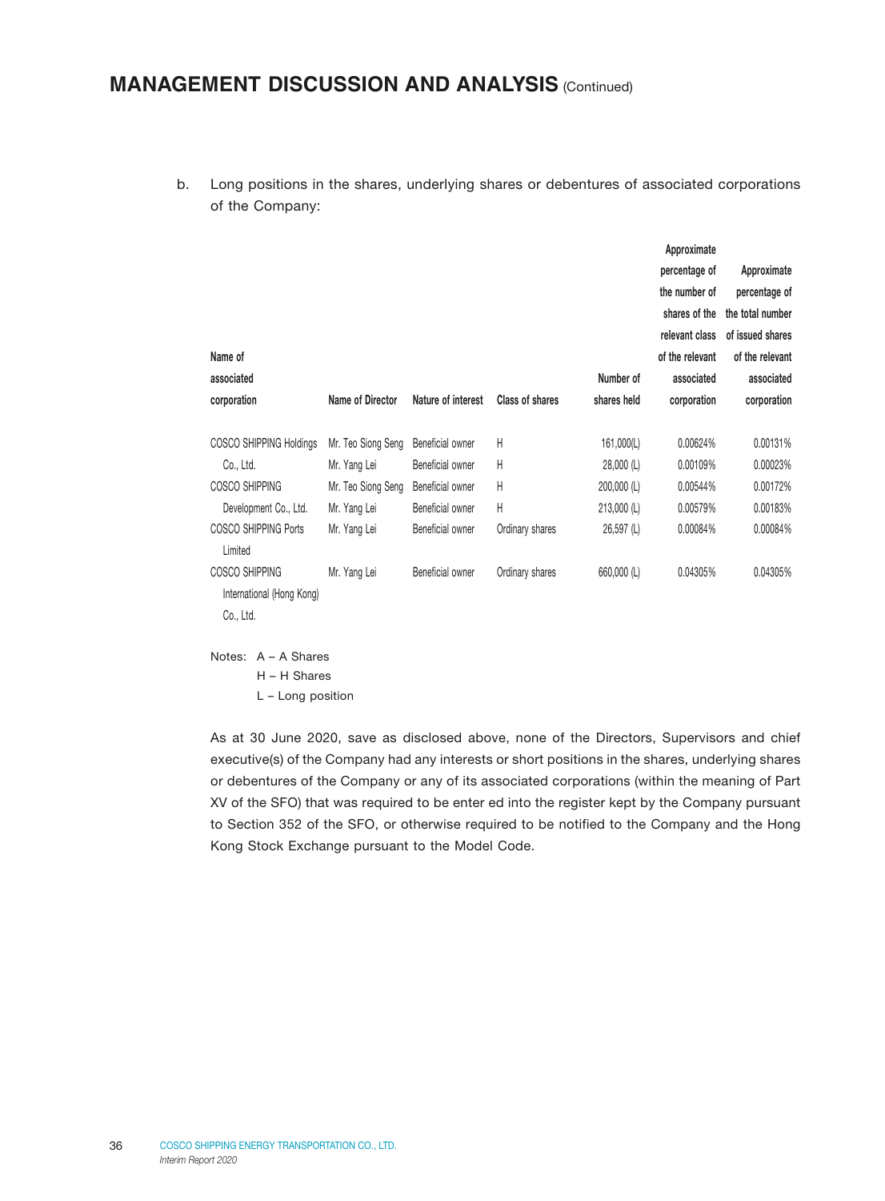b. Long positions in the shares, underlying shares or debentures of associated corporations of the Company:

| Name of associated corporation | Name of Director | Nature of interest | Class of shares | Number of shares held | Approximate percentage of the number of shares of the relevant class of the relevant associated corporation | Approximate percentage of the total number of issued shares of the relevant associated corporation |
|---|---|---|---|---|---|---|
| COSCO SHIPPING Holdings Co., Ltd. | Mr. Teo Siong Seng | Beneficial owner | H | 161,000(L) | 0.00624% | 0.00131% |
| | Mr. Yang Lei | Beneficial owner | H | 28,000 (L) | 0.00109% | 0.00023% |
| COSCO SHIPPING Development Co., Ltd. | Mr. Teo Siong Seng | Beneficial owner | H | 200,000 (L) | 0.00544% | 0.00172% |
| | Mr. Yang Lei | Beneficial owner | H | 213,000 (L) | 0.00579% | 0.00183% |
| COSCO SHIPPING Ports Limited | Mr. Yang Lei | Beneficial owner | Ordinary shares | 26,597 (L) | 0.00084% | 0.00084% |
| COSCO SHIPPING International (Hong Kong) Co., Ltd. | Mr. Yang Lei | Beneficial owner | Ordinary shares | 660,000 (L) | 0.04305% | 0.04305% |

Notes: A – A Shares
H – H Shares
L – Long position

As at 30 June 2020, save as disclosed above, none of the Directors, Supervisors and chief executive(s) of the Company had any interests or short positions in the shares, underlying shares or debentures of the Company or any of its associated corporations (within the meaning of Part XV of the SFO) that was required to be enter ed into the register kept by the Company pursuant to Section 352 of the SFO, or otherwise required to be notified to the Company and the Hong Kong Stock Exchange pursuant to the Model Code.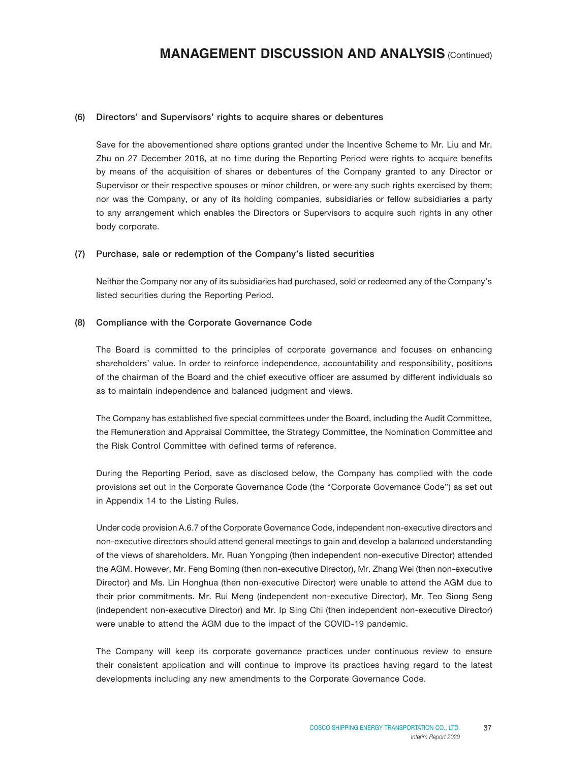### (6) Directors' and Supervisors' rights to acquire shares or debentures

Save for the abovementioned share options granted under the Incentive Scheme to Mr. Liu and Mr. Zhu on 27 December 2018, at no time during the Reporting Period were rights to acquire benefits by means of the acquisition of shares or debentures of the Company granted to any Director or Supervisor or their respective spouses or minor children, or were any such rights exercised by them; nor was the Company, or any of its holding companies, subsidiaries or fellow subsidiaries a party to any arrangement which enables the Directors or Supervisors to acquire such rights in any other body corporate.

### (7) Purchase, sale or redemption of the Company's listed securities

Neither the Company nor any of its subsidiaries had purchased, sold or redeemed any of the Company's listed securities during the Reporting Period.

### (8) Compliance with the Corporate Governance Code

The Board is committed to the principles of corporate governance and focuses on enhancing shareholders' value. In order to reinforce independence, accountability and responsibility, positions of the chairman of the Board and the chief executive officer are assumed by different individuals so as to maintain independence and balanced judgment and views.

The Company has established five special committees under the Board, including the Audit Committee, the Remuneration and Appraisal Committee, the Strategy Committee, the Nomination Committee and the Risk Control Committee with defined terms of reference.

During the Reporting Period, save as disclosed below, the Company has complied with the code provisions set out in the Corporate Governance Code (the "Corporate Governance Code") as set out in Appendix 14 to the Listing Rules.

Under code provision A.6.7 of the Corporate Governance Code, independent non-executive directors and non-executive directors should attend general meetings to gain and develop a balanced understanding of the views of shareholders. Mr. Ruan Yongping (then independent non-executive Director) attended the AGM. However, Mr. Feng Boming (then non-executive Director), Mr. Zhang Wei (then non-executive Director) and Ms. Lin Honghua (then non-executive Director) were unable to attend the AGM due to their prior commitments. Mr. Rui Meng (independent non-executive Director), Mr. Teo Siong Seng (independent non-executive Director) and Mr. Ip Sing Chi (then independent non-executive Director) were unable to attend the AGM due to the impact of the COVID-19 pandemic.

The Company will keep its corporate governance practices under continuous review to ensure their consistent application and will continue to improve its practices having regard to the latest developments including any new amendments to the Corporate Governance Code.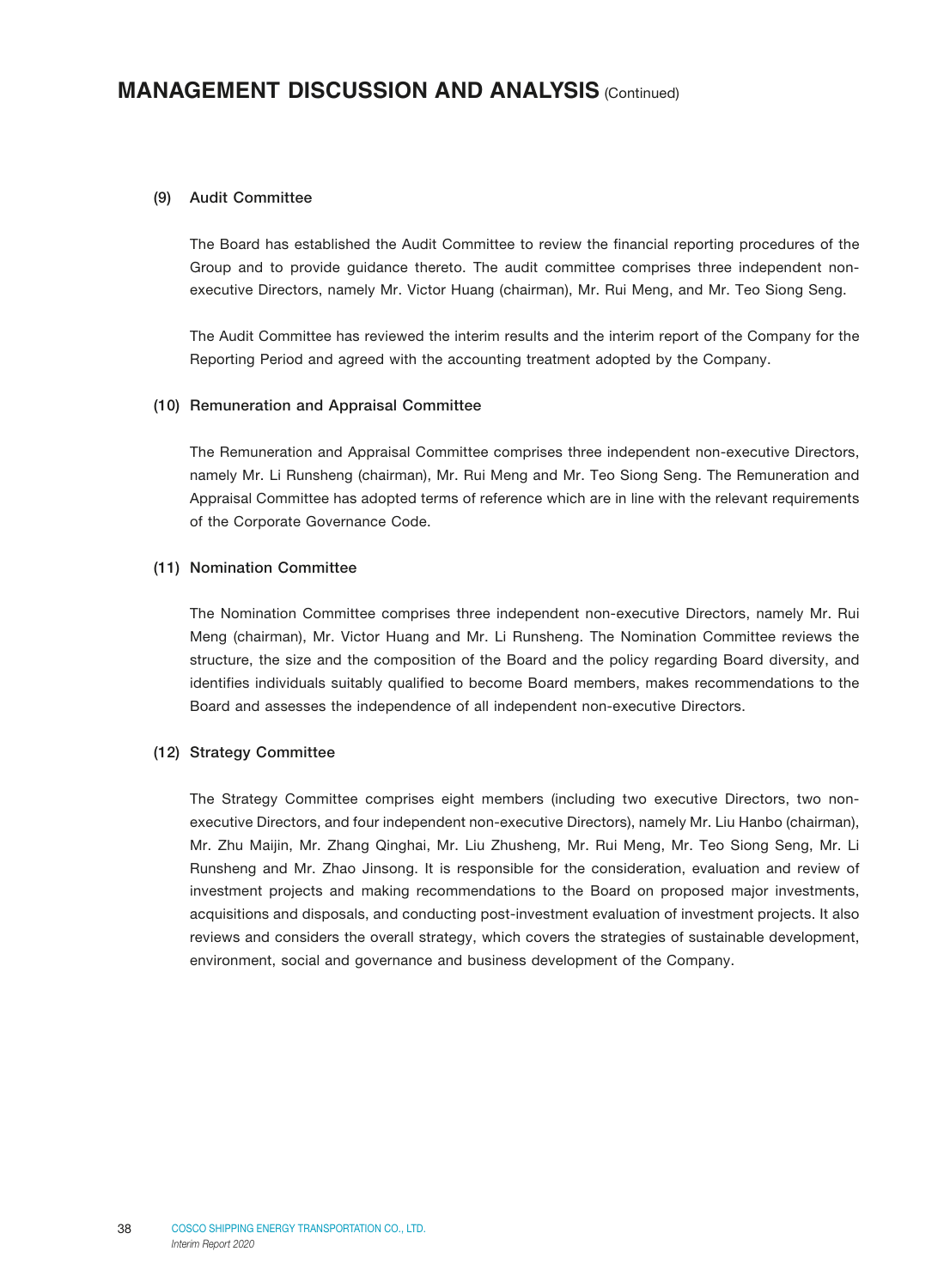#### (9) Audit Committee

The Board has established the Audit Committee to review the financial reporting procedures of the Group and to provide guidance thereto. The audit committee comprises three independent non-executive Directors, namely Mr. Victor Huang (chairman), Mr. Rui Meng, and Mr. Teo Siong Seng.

The Audit Committee has reviewed the interim results and the interim report of the Company for the Reporting Period and agreed with the accounting treatment adopted by the Company.

#### (10) Remuneration and Appraisal Committee

The Remuneration and Appraisal Committee comprises three independent non-executive Directors, namely Mr. Li Runsheng (chairman), Mr. Rui Meng and Mr. Teo Siong Seng. The Remuneration and Appraisal Committee has adopted terms of reference which are in line with the relevant requirements of the Corporate Governance Code.

#### (11) Nomination Committee

The Nomination Committee comprises three independent non-executive Directors, namely Mr. Rui Meng (chairman), Mr. Victor Huang and Mr. Li Runsheng. The Nomination Committee reviews the structure, the size and the composition of the Board and the policy regarding Board diversity, and identifies individuals suitably qualified to become Board members, makes recommendations to the Board and assesses the independence of all independent non-executive Directors.

#### (12) Strategy Committee

The Strategy Committee comprises eight members (including two executive Directors, two non-executive Directors, and four independent non-executive Directors), namely Mr. Liu Hanbo (chairman), Mr. Zhu Maijin, Mr. Zhang Qinghai, Mr. Liu Zhusheng, Mr. Rui Meng, Mr. Teo Siong Seng, Mr. Li Runsheng and Mr. Zhao Jinsong. It is responsible for the consideration, evaluation and review of investment projects and making recommendations to the Board on proposed major investments, acquisitions and disposals, and conducting post-investment evaluation of investment projects. It also reviews and considers the overall strategy, which covers the strategies of sustainable development, environment, social and governance and business development of the Company.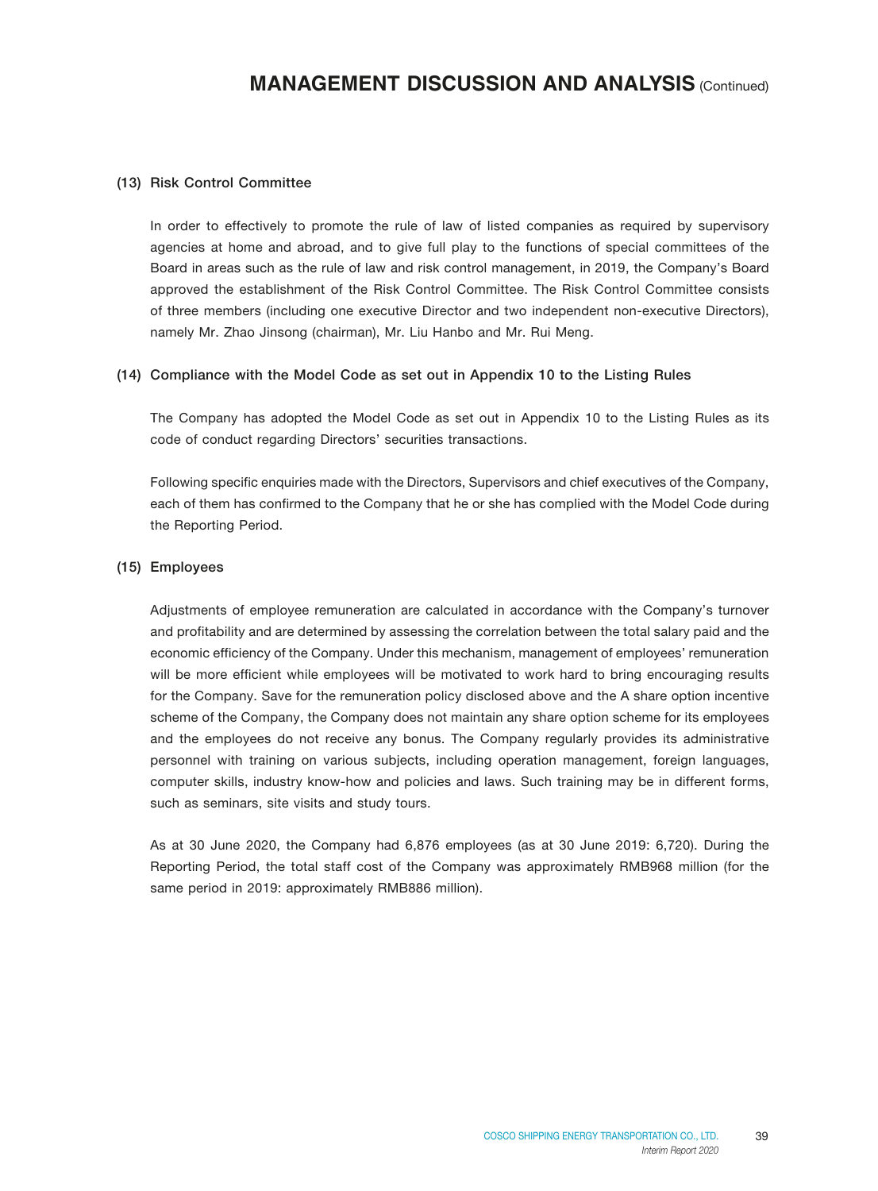### (13) Risk Control Committee

In order to effectively to promote the rule of law of listed companies as required by supervisory agencies at home and abroad, and to give full play to the functions of special committees of the Board in areas such as the rule of law and risk control management, in 2019, the Company's Board approved the establishment of the Risk Control Committee. The Risk Control Committee consists of three members (including one executive Director and two independent non-executive Directors), namely Mr. Zhao Jinsong (chairman), Mr. Liu Hanbo and Mr. Rui Meng.

### (14) Compliance with the Model Code as set out in Appendix 10 to the Listing Rules

The Company has adopted the Model Code as set out in Appendix 10 to the Listing Rules as its code of conduct regarding Directors' securities transactions.

Following specific enquiries made with the Directors, Supervisors and chief executives of the Company, each of them has confirmed to the Company that he or she has complied with the Model Code during the Reporting Period.

### (15) Employees

Adjustments of employee remuneration are calculated in accordance with the Company's turnover and profitability and are determined by assessing the correlation between the total salary paid and the economic efficiency of the Company. Under this mechanism, management of employees' remuneration will be more efficient while employees will be motivated to work hard to bring encouraging results for the Company. Save for the remuneration policy disclosed above and the A share option incentive scheme of the Company, the Company does not maintain any share option scheme for its employees and the employees do not receive any bonus. The Company regularly provides its administrative personnel with training on various subjects, including operation management, foreign languages, computer skills, industry know-how and policies and laws. Such training may be in different forms, such as seminars, site visits and study tours.

As at 30 June 2020, the Company had 6,876 employees (as at 30 June 2019: 6,720). During the Reporting Period, the total staff cost of the Company was approximately RMB968 million (for the same period in 2019: approximately RMB886 million).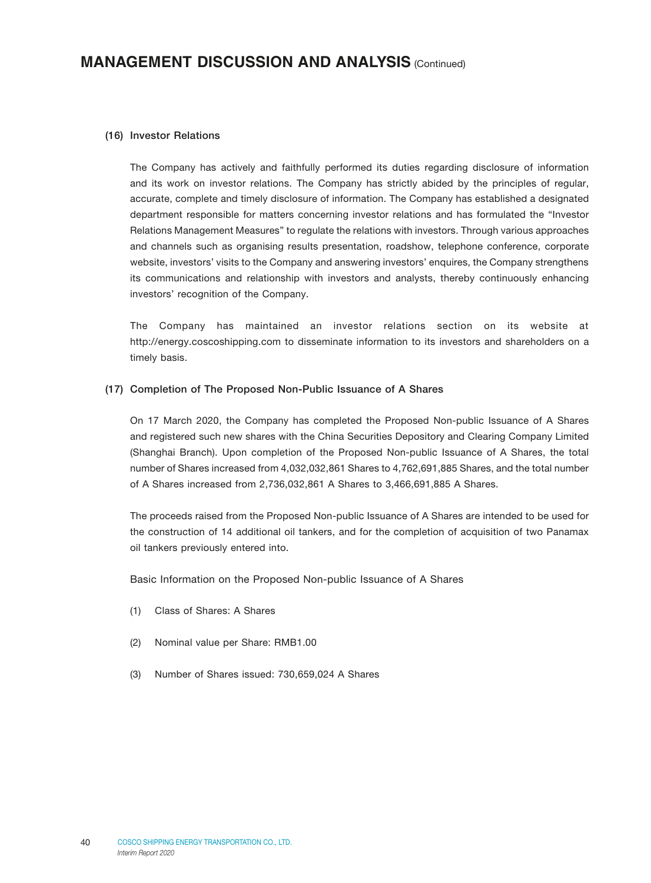## (16) Investor Relations

The Company has actively and faithfully performed its duties regarding disclosure of information and its work on investor relations. The Company has strictly abided by the principles of regular, accurate, complete and timely disclosure of information. The Company has established a designated department responsible for matters concerning investor relations and has formulated the "Investor Relations Management Measures" to regulate the relations with investors. Through various approaches and channels such as organising results presentation, roadshow, telephone conference, corporate website, investors' visits to the Company and answering investors' enquires, the Company strengthens its communications and relationship with investors and analysts, thereby continuously enhancing investors' recognition of the Company.

The Company has maintained an investor relations section on its website at http://energy.coscoshipping.com to disseminate information to its investors and shareholders on a timely basis.

## (17) Completion of The Proposed Non-Public Issuance of A Shares

On 17 March 2020, the Company has completed the Proposed Non-public Issuance of A Shares and registered such new shares with the China Securities Depository and Clearing Company Limited (Shanghai Branch). Upon completion of the Proposed Non-public Issuance of A Shares, the total number of Shares increased from 4,032,032,861 Shares to 4,762,691,885 Shares, and the total number of A Shares increased from 2,736,032,861 A Shares to 3,466,691,885 A Shares.

The proceeds raised from the Proposed Non-public Issuance of A Shares are intended to be used for the construction of 14 additional oil tankers, and for the completion of acquisition of two Panamax oil tankers previously entered into.

Basic Information on the Proposed Non-public Issuance of A Shares

(1) Class of Shares: A Shares

(2) Nominal value per Share: RMB1.00

(3) Number of Shares issued: 730,659,024 A Shares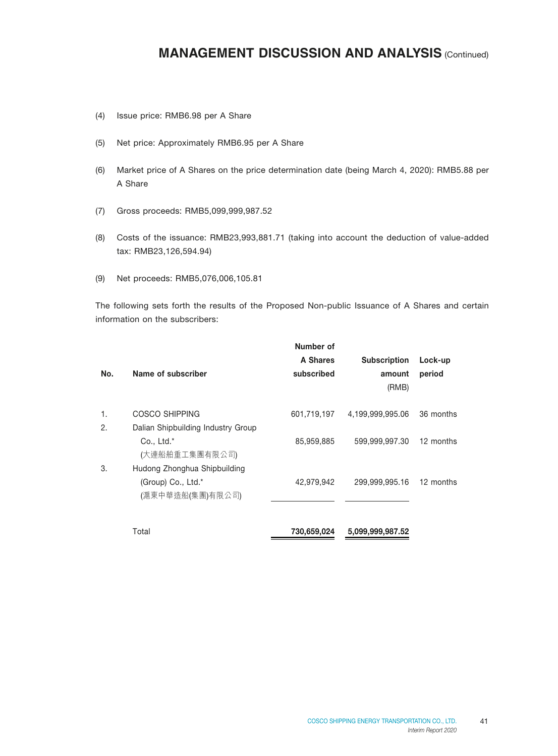(4) Issue price: RMB6.98 per A Share

(5) Net price: Approximately RMB6.95 per A Share

(6) Market price of A Shares on the price determination date (being March 4, 2020): RMB5.88 per A Share

(7) Gross proceeds: RMB5,099,999,987.52

(8) Costs of the issuance: RMB23,993,881.71 (taking into account the deduction of value-added tax: RMB23,126,594.94)

(9) Net proceeds: RMB5,076,006,105.81

The following sets forth the results of the Proposed Non-public Issuance of A Shares and certain information on the subscribers:

| No. | Name of subscriber | Number of A Shares subscribed | Subscription amount (RMB) | Lock-up period |
|---|---|---|---|---|
| 1. | COSCO SHIPPING | 601,719,197 | 4,199,999,995.06 | 36 months |
| 2. | Dalian Shipbuilding Industry Group Co., Ltd.* (大連船舶重工集團有限公司) | 85,959,885 | 599,999,997.30 | 12 months |
| 3. | Hudong Zhonghua Shipbuilding (Group) Co., Ltd.* (滬東中華造船(集團)有限公司) | 42,979,942 | 299,999,995.16 | 12 months |
| | Total | **730,659,024** | **5,099,999,987.52** | |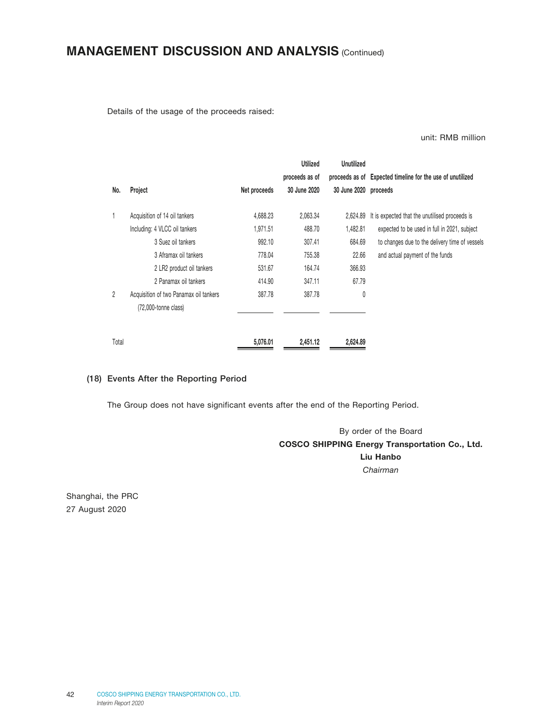Details of the usage of the proceeds raised:

unit: RMB million

| No. | Project | Net proceeds | Utilized proceeds as of 30 June 2020 | Unutilized proceeds as of 30 June 2020 | Expected timeline for the use of unutilized proceeds |
|---|---|---|---|---|---|
| 1 | Acquisition of 14 oil tankers | 4,688.23 | 2,063.34 | 2,624.89 | It is expected that the unutilised proceeds is expected to be used in full in 2021, subject to changes due to the delivery time of vessels and actual payment of the funds |
| | Including: 4 VLCC oil tankers | 1,971.51 | 488.70 | 1,482.81 | |
| | 3 Suez oil tankers | 992.10 | 307.41 | 684.69 | |
| | 3 Aframax oil tankers | 778.04 | 755.38 | 22.66 | |
| | 2 LR2 product oil tankers | 531.67 | 164.74 | 366.93 | |
| | 2 Panamax oil tankers | 414.90 | 347.11 | 67.79 | |
| 2 | Acquisition of two Panamax oil tankers (72,000-tonne class) | 387.78 | 387.78 | 0 | |
| Total | | **5,076.01** | **2,451.12** | **2,624.89** | |

## (18) Events After the Reporting Period

The Group does not have significant events after the end of the Reporting Period.

By order of the Board
**COSCO SHIPPING Energy Transportation Co., Ltd.**
**Liu Hanbo**
*Chairman*

Shanghai, the PRC
27 August 2020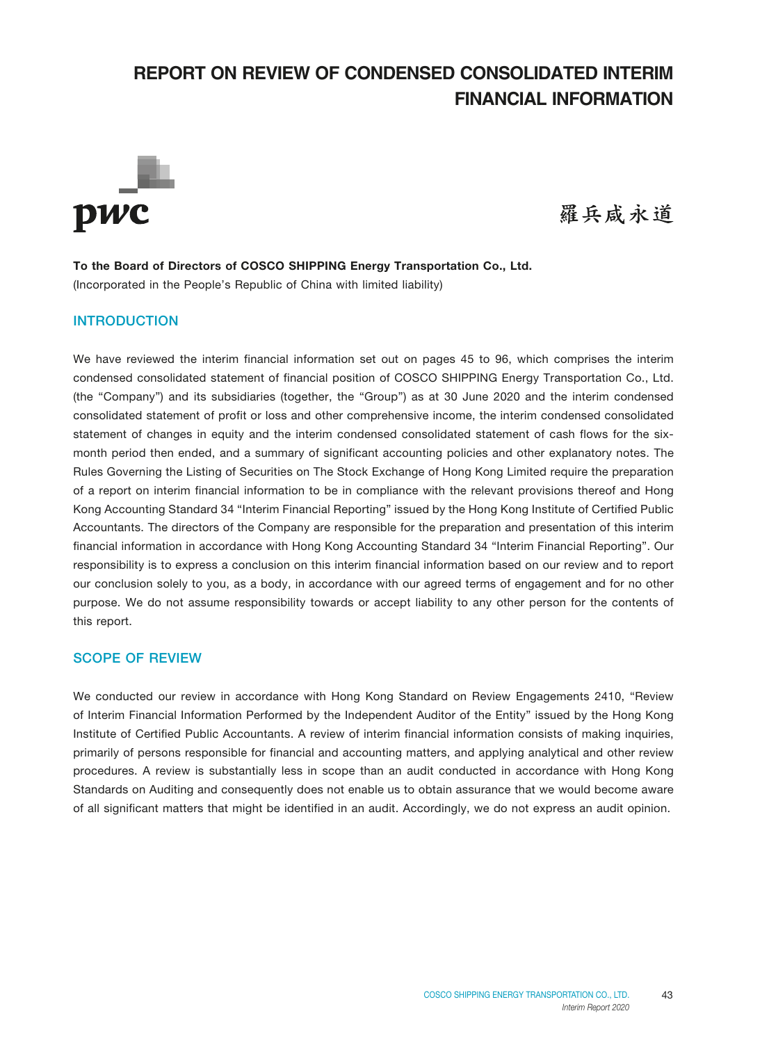# REPORT ON REVIEW OF CONDENSED CONSOLIDATED INTERIM FINANCIAL INFORMATION

pwc

羅兵咸永道

**To the Board of Directors of COSCO SHIPPING Energy Transportation Co., Ltd.**
(Incorporated in the People's Republic of China with limited liability)

## INTRODUCTION

We have reviewed the interim financial information set out on pages 45 to 96, which comprises the interim condensed consolidated statement of financial position of COSCO SHIPPING Energy Transportation Co., Ltd. (the "Company") and its subsidiaries (together, the "Group") as at 30 June 2020 and the interim condensed consolidated statement of profit or loss and other comprehensive income, the interim condensed consolidated statement of changes in equity and the interim condensed consolidated statement of cash flows for the six-month period then ended, and a summary of significant accounting policies and other explanatory notes. The Rules Governing the Listing of Securities on The Stock Exchange of Hong Kong Limited require the preparation of a report on interim financial information to be in compliance with the relevant provisions thereof and Hong Kong Accounting Standard 34 "Interim Financial Reporting" issued by the Hong Kong Institute of Certified Public Accountants. The directors of the Company are responsible for the preparation and presentation of this interim financial information in accordance with Hong Kong Accounting Standard 34 "Interim Financial Reporting". Our responsibility is to express a conclusion on this interim financial information based on our review and to report our conclusion solely to you, as a body, in accordance with our agreed terms of engagement and for no other purpose. We do not assume responsibility towards or accept liability to any other person for the contents of this report.

## SCOPE OF REVIEW

We conducted our review in accordance with Hong Kong Standard on Review Engagements 2410, "Review of Interim Financial Information Performed by the Independent Auditor of the Entity" issued by the Hong Kong Institute of Certified Public Accountants. A review of interim financial information consists of making inquiries, primarily of persons responsible for financial and accounting matters, and applying analytical and other review procedures. A review is substantially less in scope than an audit conducted in accordance with Hong Kong Standards on Auditing and consequently does not enable us to obtain assurance that we would become aware of all significant matters that might be identified in an audit. Accordingly, we do not express an audit opinion.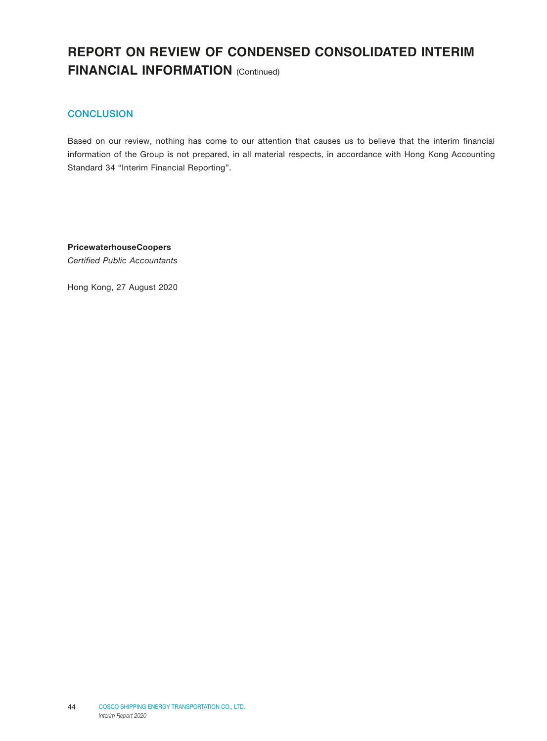# REPORT ON REVIEW OF CONDENSED CONSOLIDATED INTERIM FINANCIAL INFORMATION (Continued)

## CONCLUSION

Based on our review, nothing has come to our attention that causes us to believe that the interim financial information of the Group is not prepared, in all material respects, in accordance with Hong Kong Accounting Standard 34 "Interim Financial Reporting".

**PricewaterhouseCoopers**
*Certified Public Accountants*

Hong Kong, 27 August 2020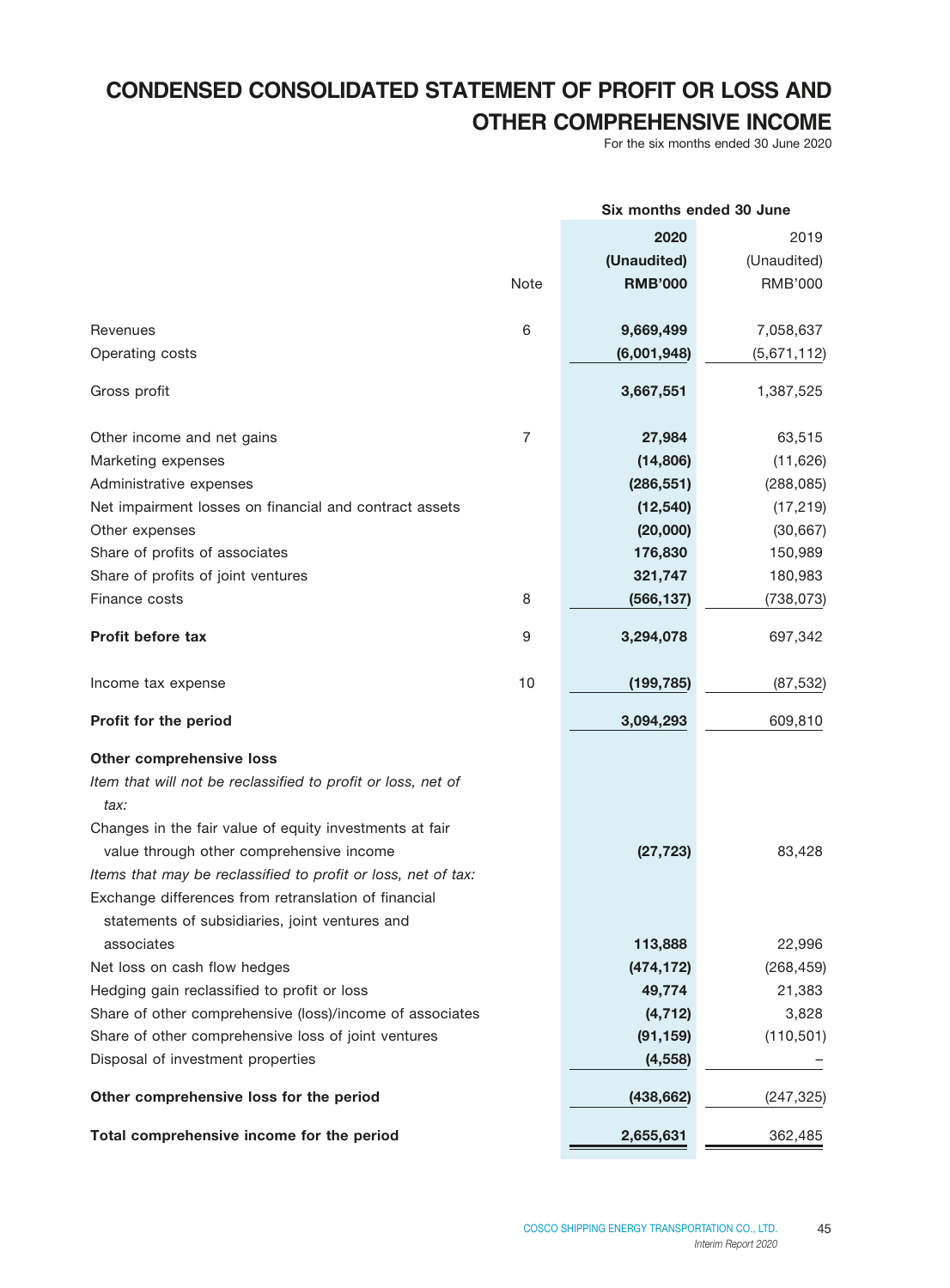# CONDENSED CONSOLIDATED STATEMENT OF PROFIT OR LOSS AND OTHER COMPREHENSIVE INCOME

For the six months ended 30 June 2020

| | | Six months ended 30 June | |
|---|---|---|---|
| | | **2020** | 2019 |
| | | **(Unaudited)** | (Unaudited) |
| | Note | **RMB'000** | RMB'000 |
| Revenues | 6 | **9,669,499** | 7,058,637 |
| Operating costs | | **(6,001,948)** | (5,671,112) |
| Gross profit | | **3,667,551** | 1,387,525 |
| Other income and net gains | 7 | **27,984** | 63,515 |
| Marketing expenses | | **(14,806)** | (11,626) |
| Administrative expenses | | **(286,551)** | (288,085) |
| Net impairment losses on financial and contract assets | | **(12,540)** | (17,219) |
| Other expenses | | **(20,000)** | (30,667) |
| Share of profits of associates | | **176,830** | 150,989 |
| Share of profits of joint ventures | | **321,747** | 180,983 |
| Finance costs | 8 | **(566,137)** | (738,073) |
| **Profit before tax** | 9 | **3,294,078** | 697,342 |
| Income tax expense | 10 | **(199,785)** | (87,532) |
| **Profit for the period** | | **3,094,293** | 609,810 |
| **Other comprehensive loss** | | | |
| *Item that will not be reclassified to profit or loss, net of tax:* | | | |
| Changes in the fair value of equity investments at fair value through other comprehensive income | | **(27,723)** | 83,428 |
| *Items that may be reclassified to profit or loss, net of tax:* | | | |
| Exchange differences from retranslation of financial statements of subsidiaries, joint ventures and associates | | **113,888** | 22,996 |
| Net loss on cash flow hedges | | **(474,172)** | (268,459) |
| Hedging gain reclassified to profit or loss | | **49,774** | 21,383 |
| Share of other comprehensive (loss)/income of associates | | **(4,712)** | 3,828 |
| Share of other comprehensive loss of joint ventures | | **(91,159)** | (110,501) |
| Disposal of investment properties | | **(4,558)** | – |
| **Other comprehensive loss for the period** | | **(438,662)** | (247,325) |
| **Total comprehensive income for the period** | | **2,655,631** | 362,485 |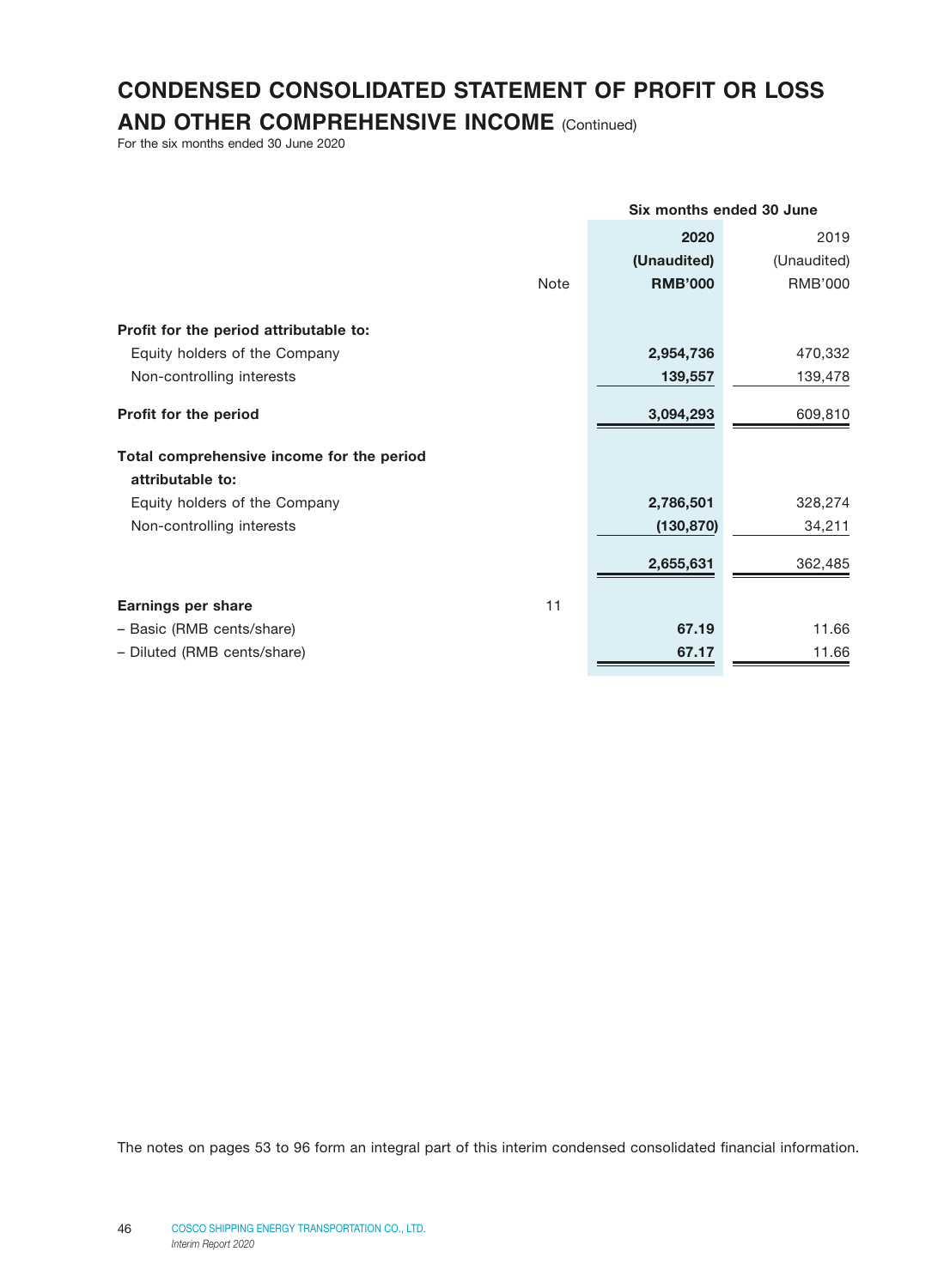# CONDENSED CONSOLIDATED STATEMENT OF PROFIT OR LOSS AND OTHER COMPREHENSIVE INCOME (Continued)

For the six months ended 30 June 2020

| | Note | Six months ended 30 June | |
|---|---|---|---|
| | | **2020** | 2019 |
| | | **(Unaudited)** | (Unaudited) |
| | | **RMB'000** | RMB'000 |
| **Profit for the period attributable to:** | | | |
| Equity holders of the Company | | **2,954,736** | 470,332 |
| Non-controlling interests | | **139,557** | 139,478 |
| **Profit for the period** | | **3,094,293** | 609,810 |
| **Total comprehensive income for the period attributable to:** | | | |
| Equity holders of the Company | | **2,786,501** | 328,274 |
| Non-controlling interests | | **(130,870)** | 34,211 |
| | | **2,655,631** | 362,485 |
| **Earnings per share** | 11 | | |
| – Basic (RMB cents/share) | | **67.19** | 11.66 |
| – Diluted (RMB cents/share) | | **67.17** | 11.66 |

The notes on pages 53 to 96 form an integral part of this interim condensed consolidated financial information.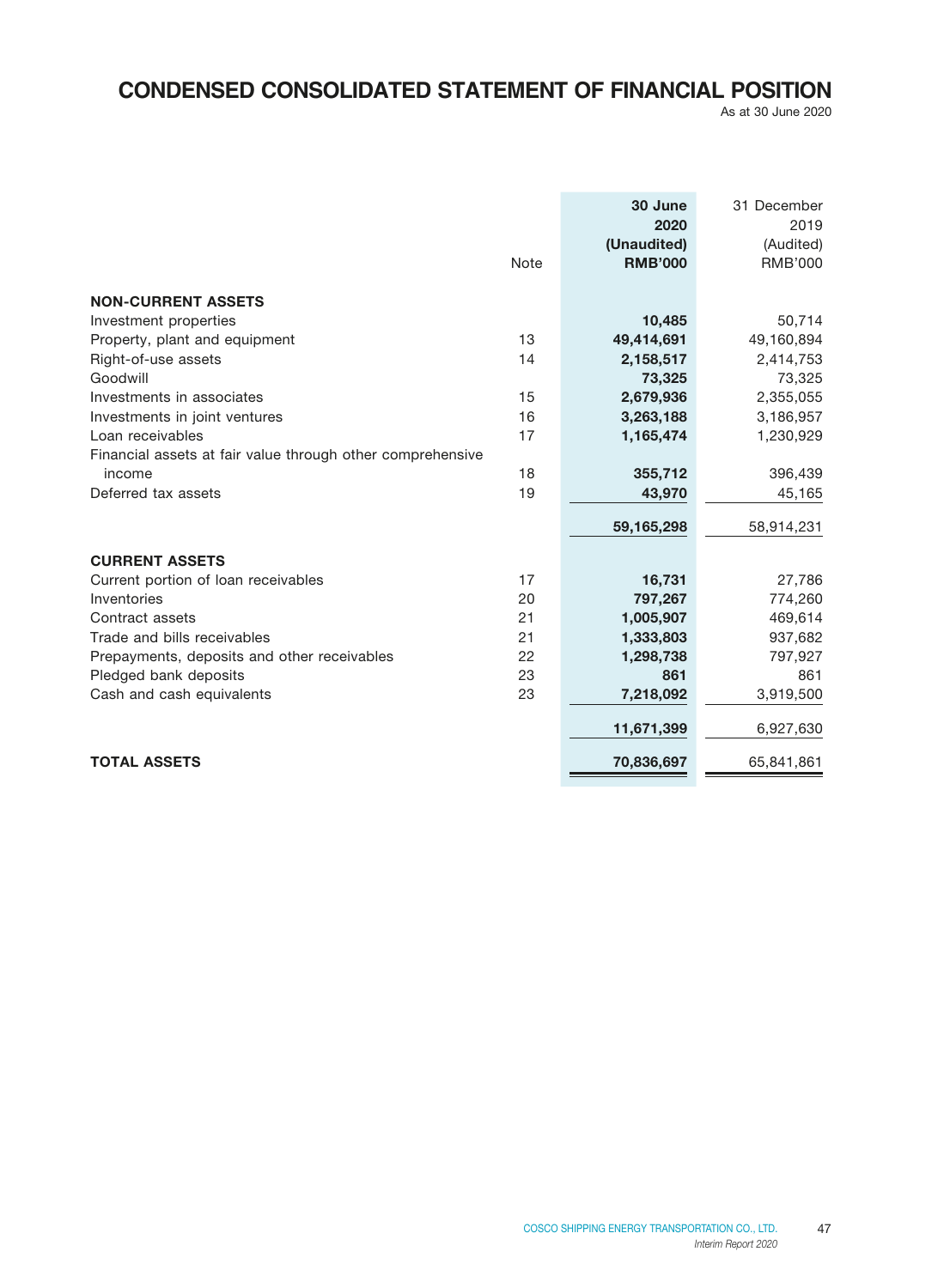# CONDENSED CONSOLIDATED STATEMENT OF FINANCIAL POSITION

As at 30 June 2020

| | Note | **30 June 2020 (Unaudited) RMB'000** | 31 December 2019 (Audited) RMB'000 |
|---|---|---|---|
| **NON-CURRENT ASSETS** | | | |
| Investment properties | | **10,485** | 50,714 |
| Property, plant and equipment | 13 | **49,414,691** | 49,160,894 |
| Right-of-use assets | 14 | **2,158,517** | 2,414,753 |
| Goodwill | | **73,325** | 73,325 |
| Investments in associates | 15 | **2,679,936** | 2,355,055 |
| Investments in joint ventures | 16 | **3,263,188** | 3,186,957 |
| Loan receivables | 17 | **1,165,474** | 1,230,929 |
| Financial assets at fair value through other comprehensive income | 18 | **355,712** | 396,439 |
| Deferred tax assets | 19 | **43,970** | 45,165 |
| | | **59,165,298** | 58,914,231 |
| **CURRENT ASSETS** | | | |
| Current portion of loan receivables | 17 | **16,731** | 27,786 |
| Inventories | 20 | **797,267** | 774,260 |
| Contract assets | 21 | **1,005,907** | 469,614 |
| Trade and bills receivables | 21 | **1,333,803** | 937,682 |
| Prepayments, deposits and other receivables | 22 | **1,298,738** | 797,927 |
| Pledged bank deposits | 23 | **861** | 861 |
| Cash and cash equivalents | 23 | **7,218,092** | 3,919,500 |
| | | **11,671,399** | 6,927,630 |
| **TOTAL ASSETS** | | **70,836,697** | 65,841,861 |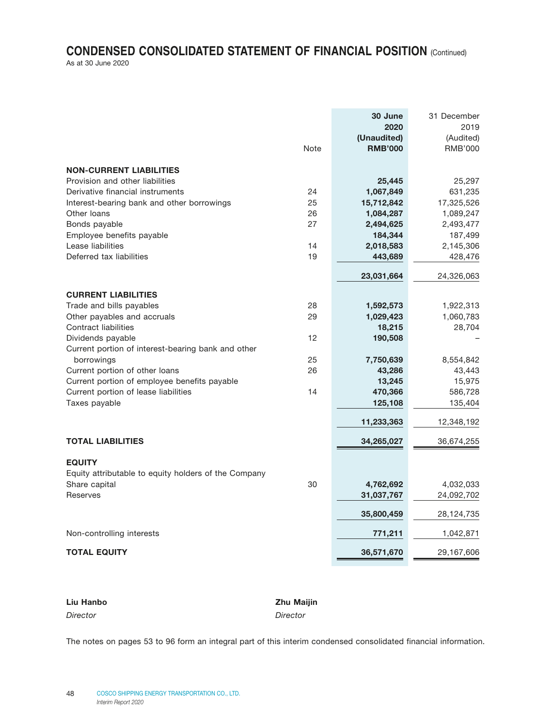# CONDENSED CONSOLIDATED STATEMENT OF FINANCIAL POSITION (Continued)

As at 30 June 2020

| | Note | 30 June 2020 (Unaudited) RMB'000 | 31 December 2019 (Audited) RMB'000 |
|---|---|---|---|
| **NON-CURRENT LIABILITIES** | | | |
| Provision and other liabilities | | **25,445** | 25,297 |
| Derivative financial instruments | 24 | **1,067,849** | 631,235 |
| Interest-bearing bank and other borrowings | 25 | **15,712,842** | 17,325,526 |
| Other loans | 26 | **1,084,287** | 1,089,247 |
| Bonds payable | 27 | **2,494,625** | 2,493,477 |
| Employee benefits payable | | **184,344** | 187,499 |
| Lease liabilities | 14 | **2,018,583** | 2,145,306 |
| Deferred tax liabilities | 19 | **443,689** | 428,476 |
| | | **23,031,664** | 24,326,063 |
| **CURRENT LIABILITIES** | | | |
| Trade and bills payables | 28 | **1,592,573** | 1,922,313 |
| Other payables and accruals | 29 | **1,029,423** | 1,060,783 |
| Contract liabilities | | **18,215** | 28,704 |
| Dividends payable | 12 | **190,508** | – |
| Current portion of interest-bearing bank and other borrowings | 25 | **7,750,639** | 8,554,842 |
| Current portion of other loans | 26 | **43,286** | 43,443 |
| Current portion of employee benefits payable | | **13,245** | 15,975 |
| Current portion of lease liabilities | 14 | **470,366** | 586,728 |
| Taxes payable | | **125,108** | 135,404 |
| | | **11,233,363** | 12,348,192 |
| **TOTAL LIABILITIES** | | **34,265,027** | 36,674,255 |
| **EQUITY** | | | |
| Equity attributable to equity holders of the Company | | | |
| Share capital | 30 | **4,762,692** | 4,032,033 |
| Reserves | | **31,037,767** | 24,092,702 |
| | | **35,800,459** | 28,124,735 |
| Non-controlling interests | | **771,211** | 1,042,871 |
| **TOTAL EQUITY** | | **36,571,670** | 29,167,606 |

**Liu Hanbo**
*Director*

**Zhu Maijin**
*Director*

The notes on pages 53 to 96 form an integral part of this interim condensed consolidated financial information.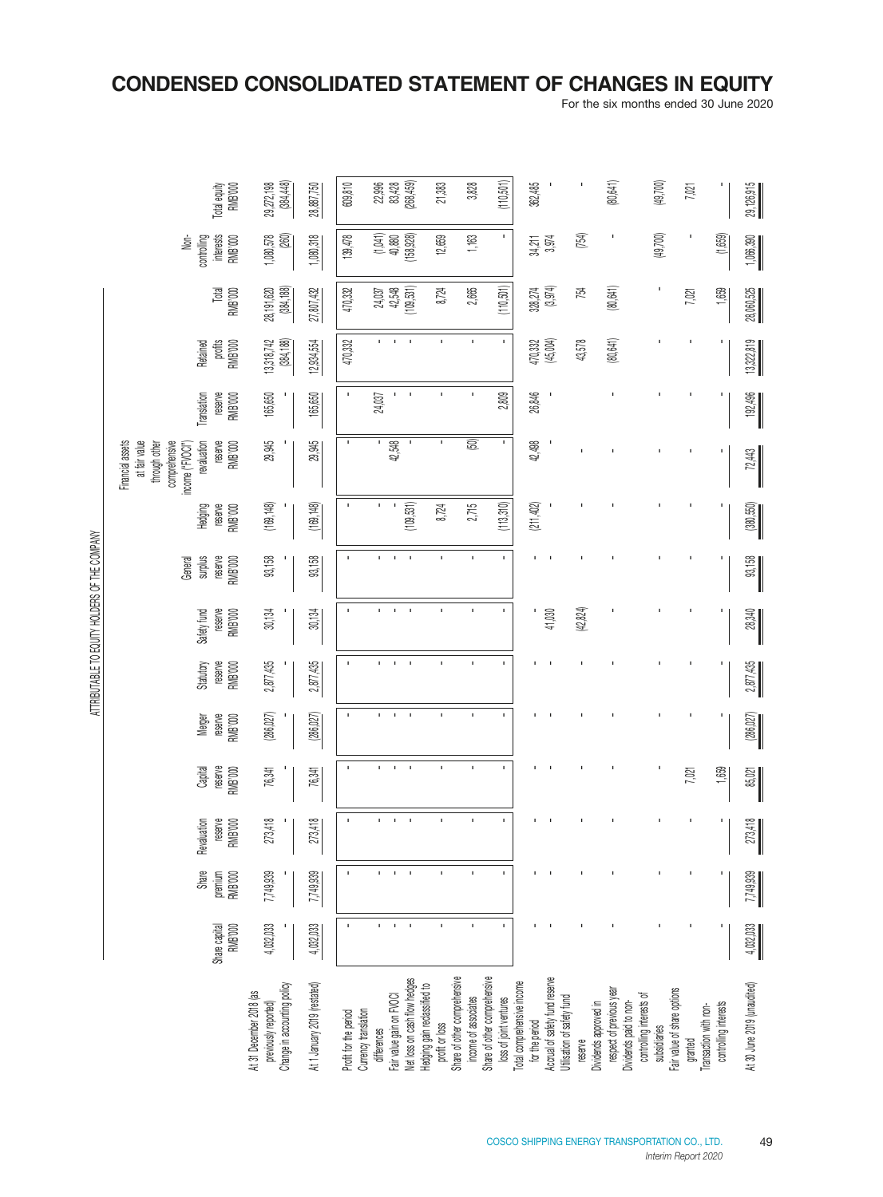# CONDENSED CONSOLIDATED STATEMENT OF CHANGES IN EQUITY

For the six months ended 30 June 2020

| | ATTRIBUTABLE TO EQUITY HOLDERS OF THE COMPANY | | | | | | | | | | | | | | | |
|---|---|---|---|---|---|---|---|---|---|---|---|---|---|---|---|---|
| | Share capital RMB'000 | Share premium RMB'000 | Revaluation reserve RMB'000 | Capital reserve RMB'000 | Merger reserve RMB'000 | Statutory reserve RMB'000 | Safety fund reserve RMB'000 | General surplus reserve RMB'000 | Hedging reserve RMB'000 | Financial assets at fair value through other comprehensive income ("FVOCI") revaluation reserve RMB'000 | Translation reserve RMB'000 | Retained profits RMB'000 | Total RMB'000 | Non-controlling interests RMB'000 | Total equity RMB'000 |
| At 31 December 2018 (as previously reported) | 4,032,033 | 7,749,939 | 273,418 | 76,341 | (286,027) | 2,877,435 | 30,134 | 93,158 | (169,148) | 29,945 | 165,650 | 13,318,742 | 28,191,620 | 1,080,578 | 29,272,198 |
| Change in accounting policy | - | - | - | - | - | - | - | - | - | - | - | (384,188) | (384,188) | (260) | (384,448) |
| At 1 January 2019 (restated) | 4,032,033 | 7,749,939 | 273,418 | 76,341 | (286,027) | 2,877,435 | 30,134 | 93,158 | (169,148) | 29,945 | 165,650 | 12,934,554 | 27,807,432 | 1,080,318 | 28,887,750 |
| Profit for the period | - | - | - | - | - | - | - | - | - | - | - | 470,332 | 470,332 | 139,478 | 609,810 |
| Currency translation differences | - | - | - | - | - | - | - | - | - | - | 24,037 | - | 24,037 | (1,041) | 22,996 |
| Fair value gain on FVOCI | - | - | - | - | - | - | - | - | - | 42,548 | - | - | 42,548 | 40,880 | 83,428 |
| Net loss on cash flow hedges | - | - | - | - | - | - | - | - | (109,531) | - | - | - | (109,531) | (158,928) | (268,459) |
| Hedging gain reclassified to profit or loss | - | - | - | - | - | - | - | - | 8,724 | - | - | - | 8,724 | 12,659 | 21,383 |
| Share of other comprehensive income of associates | - | - | - | - | - | - | - | - | 2,715 | (50) | - | - | 2,665 | 1,163 | 3,828 |
| Share of other comprehensive loss of joint ventures | - | - | - | - | - | - | - | - | (113,310) | - | 2,809 | - | (110,501) | - | (110,501) |
| Total comprehensive income for the period | - | - | - | - | - | - | - | - | (211,402) | 42,498 | 26,846 | 470,332 | 328,274 | 34,211 | 362,485 |
| Accrual of safety fund reserve | - | - | - | - | - | - | 41,030 | - | - | - | - | (45,004) | (3,974) | 3,974 | - |
| Utilisation of safety fund reserve | - | - | - | - | - | - | (42,824) | - | - | - | - | 43,578 | 754 | (754) | - |
| Dividends approved in respect of previous year | - | - | - | - | - | - | - | - | - | - | - | (80,641) | (80,641) | - | (80,641) |
| Dividends paid to non-controlling interests of subsidiaries | - | - | - | - | - | - | - | - | - | - | - | - | - | (49,700) | (49,700) |
| Fair value of share options granted | - | - | - | 7,021 | - | - | - | - | - | - | - | - | 7,021 | - | 7,021 |
| Transaction with non-controlling interests | - | - | - | 1,659 | - | - | - | - | - | - | - | - | 1,659 | (1,659) | - |
| At 30 June 2019 (unaudited) | 4,032,033 | 7,749,939 | 273,418 | 85,021 | (286,027) | 2,877,435 | 28,340 | 93,158 | (380,550) | 72,443 | 192,496 | 13,322,819 | 28,060,525 | 1,066,390 | 29,126,915 |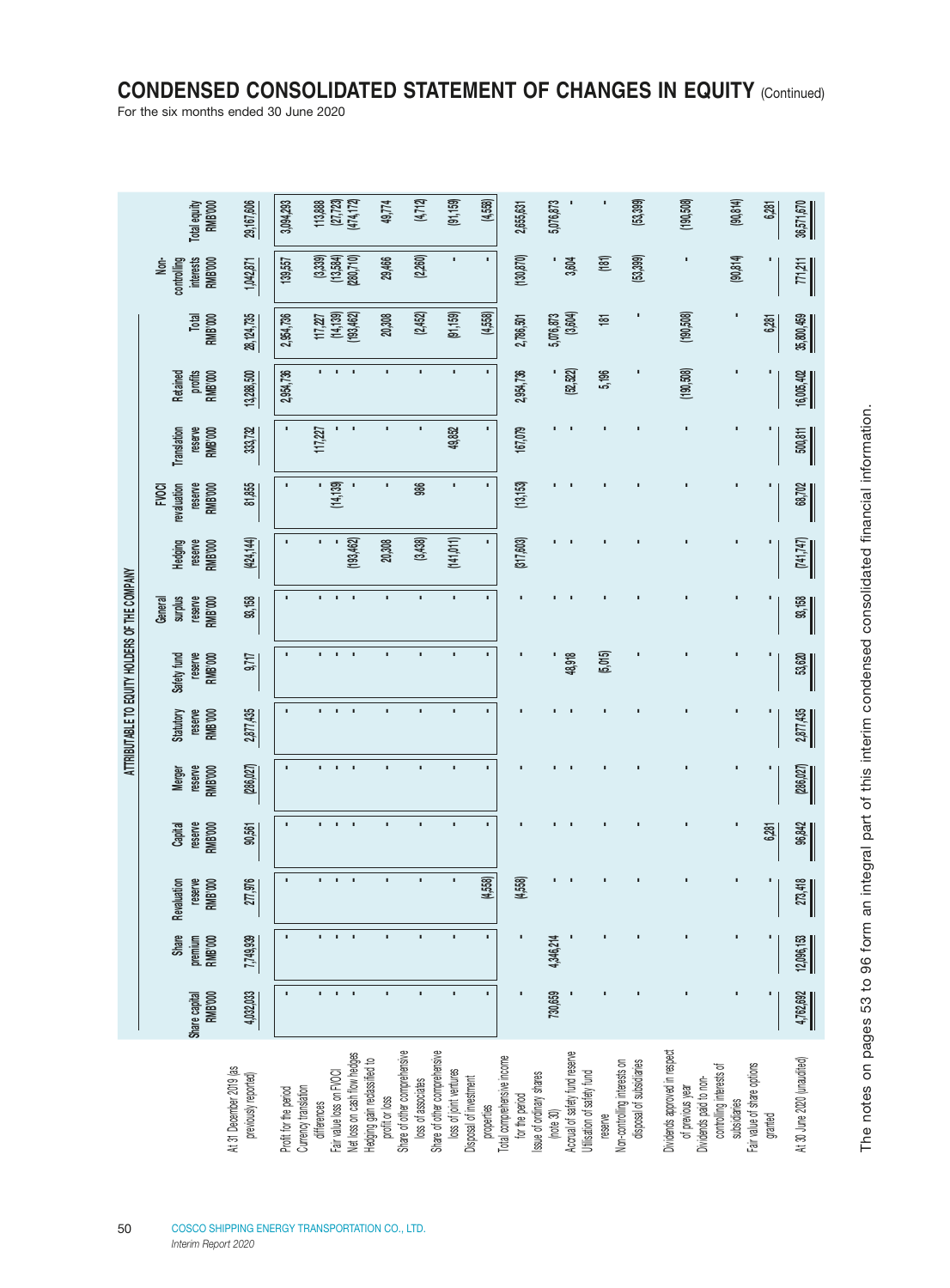# CONDENSED CONSOLIDATED STATEMENT OF CHANGES IN EQUITY (Continued)

For the six months ended 30 June 2020

| | ATTRIBUTABLE TO EQUITY HOLDERS OF THE COMPANY | | | | | | | | | | | | | | |
|---|---|---|---|---|---|---|---|---|---|---|---|---|---|---|---|
| | Share capital RMB'000 | Share premium RMB'000 | Revaluation reserve RMB'000 | Capital reserve RMB'000 | Merger reserve RMB'000 | Statutory reserve RMB'000 | Safety fund reserve RMB'000 | General surplus reserve RMB'000 | Hedging reserve RMB'000 | FVOCI revaluation reserve RMB'000 | Translation reserve RMB'000 | Retained profits RMB'000 | Total RMB'000 | Non-controlling interests RMB'000 | Total equity RMB'000 |
| At 31 December 2019 (as previously reported) | 4,032,033 | 7,749,939 | 277,976 | 90,561 | (286,027) | 2,877,435 | 9,717 | 93,158 | (424,144) | 81,855 | 333,732 | 13,288,500 | 28,124,735 | 1,042,871 | 29,167,606 |
| Profit for the period | - | - | - | - | - | - | - | - | - | - | - | 2,954,736 | 2,954,736 | 139,557 | 3,094,293 |
| Currency translation differences | - | - | - | - | - | - | - | - | - | - | 117,227 | - | 117,227 | (3,339) | 113,888 |
| Fair value loss on FVOCI | - | - | - | - | - | - | - | - | - | (14,139) | - | - | (14,139) | (13,584) | (27,723) |
| Net loss on cash flow hedges | - | - | - | - | - | - | - | - | (193,462) | - | - | - | (193,462) | (280,710) | (474,172) |
| Hedging gain reclassified to profit or loss | - | - | - | - | - | - | - | - | 20,308 | - | - | - | 20,308 | 29,466 | 49,774 |
| Share of other comprehensive loss of associates | - | - | - | - | - | - | - | - | (3,438) | 986 | - | - | (2,452) | (2,260) | (4,712) |
| Share of other comprehensive loss of joint ventures | - | - | - | - | - | - | - | - | (141,011) | - | 49,852 | - | (91,159) | - | (91,159) |
| Disposal of investment properties | - | - | (4,558) | - | - | - | - | - | - | - | - | - | (4,558) | - | (4,558) |
| Total comprehensive income for the period | - | - | (4,558) | - | - | - | - | - | (317,603) | (13,153) | 167,079 | 2,954,736 | 2,786,501 | (130,870) | 2,655,631 |
| Issue of ordinary shares (note 30) | 730,659 | 4,346,214 | - | - | - | - | - | - | - | - | - | - | 5,076,873 | - | 5,076,873 |
| Accrual of safety fund reserve | - | - | - | - | - | - | 48,918 | - | - | - | - | (52,522) | (3,604) | 3,604 | - |
| Utilisation of safety fund reserve | - | - | - | - | - | - | (5,015) | - | - | - | - | 5,196 | 181 | (181) | - |
| Non-controlling interests on disposal of subsidiaries | - | - | - | - | - | - | - | - | - | - | - | - | - | (53,399) | (53,399) |
| Dividends approved in respect of previous year | - | - | - | - | - | - | - | - | - | - | - | (190,508) | (190,508) | - | (190,508) |
| Dividends paid to non-controlling interests of subsidiaries | - | - | - | - | - | - | - | - | - | - | - | - | - | (90,814) | (90,814) |
| Fair value of share options granted | - | - | - | 6,281 | - | - | - | - | - | - | - | - | 6,281 | - | 6,281 |
| At 30 June 2020 (unaudited) | 4,762,692 | 12,096,153 | 273,418 | 96,842 | (286,027) | 2,877,435 | 53,620 | 93,158 | (741,747) | 68,702 | 500,811 | 16,005,402 | 35,800,459 | 771,211 | 36,571,670 |

The notes on pages 53 to 96 form an integral part of this interim condensed consolidated financial information.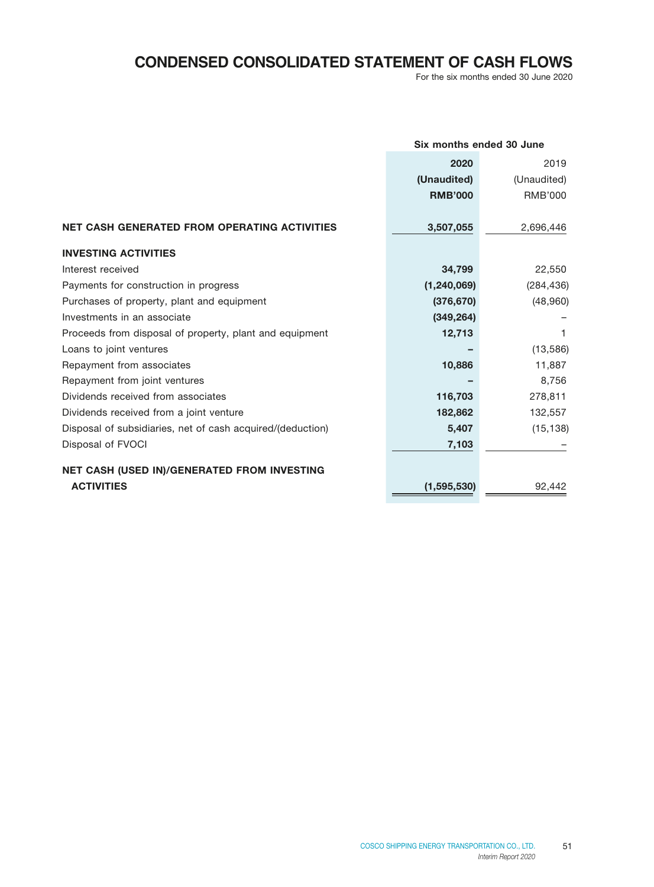# CONDENSED CONSOLIDATED STATEMENT OF CASH FLOWS

For the six months ended 30 June 2020

| | Six months ended 30 June | |
|---|---|---|
| | **2020** | 2019 |
| | **(Unaudited)** | (Unaudited) |
| | **RMB'000** | RMB'000 |
| **NET CASH GENERATED FROM OPERATING ACTIVITIES** | **3,507,055** | 2,696,446 |
| **INVESTING ACTIVITIES** | | |
| Interest received | **34,799** | 22,550 |
| Payments for construction in progress | **(1,240,069)** | (284,436) |
| Purchases of property, plant and equipment | **(376,670)** | (48,960) |
| Investments in an associate | **(349,264)** | – |
| Proceeds from disposal of property, plant and equipment | **12,713** | 1 |
| Loans to joint ventures | **–** | (13,586) |
| Repayment from associates | **10,886** | 11,887 |
| Repayment from joint ventures | **–** | 8,756 |
| Dividends received from associates | **116,703** | 278,811 |
| Dividends received from a joint venture | **182,862** | 132,557 |
| Disposal of subsidiaries, net of cash acquired/(deduction) | **5,407** | (15,138) |
| Disposal of FVOCI | **7,103** | – |
| **NET CASH (USED IN)/GENERATED FROM INVESTING ACTIVITIES** | **(1,595,530)** | 92,442 |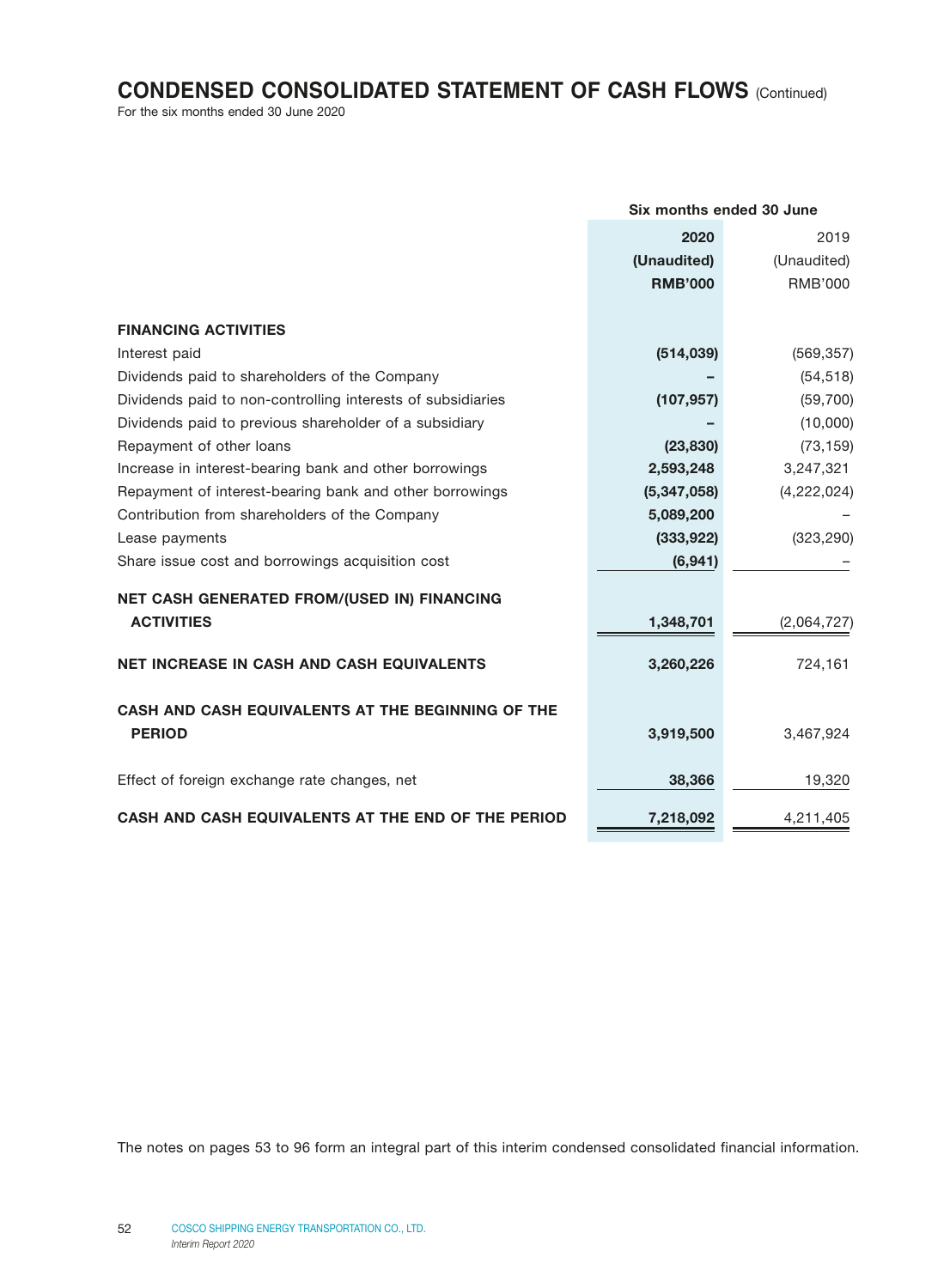# CONDENSED CONSOLIDATED STATEMENT OF CASH FLOWS (Continued)

For the six months ended 30 June 2020

| | Six months ended 30 June | |
|---|---|---|
| | **2020** | 2019 |
| | **(Unaudited)** | (Unaudited) |
| | **RMB'000** | RMB'000 |
| **FINANCING ACTIVITIES** | | |
| Interest paid | **(514,039)** | (569,357) |
| Dividends paid to shareholders of the Company | **–** | (54,518) |
| Dividends paid to non-controlling interests of subsidiaries | **(107,957)** | (59,700) |
| Dividends paid to previous shareholder of a subsidiary | **–** | (10,000) |
| Repayment of other loans | **(23,830)** | (73,159) |
| Increase in interest-bearing bank and other borrowings | **2,593,248** | 3,247,321 |
| Repayment of interest-bearing bank and other borrowings | **(5,347,058)** | (4,222,024) |
| Contribution from shareholders of the Company | **5,089,200** | – |
| Lease payments | **(333,922)** | (323,290) |
| Share issue cost and borrowings acquisition cost | **(6,941)** | – |
| **NET CASH GENERATED FROM/(USED IN) FINANCING ACTIVITIES** | **1,348,701** | (2,064,727) |
| **NET INCREASE IN CASH AND CASH EQUIVALENTS** | **3,260,226** | 724,161 |
| **CASH AND CASH EQUIVALENTS AT THE BEGINNING OF THE PERIOD** | **3,919,500** | 3,467,924 |
| Effect of foreign exchange rate changes, net | **38,366** | 19,320 |
| **CASH AND CASH EQUIVALENTS AT THE END OF THE PERIOD** | **7,218,092** | 4,211,405 |

The notes on pages 53 to 96 form an integral part of this interim condensed consolidated financial information.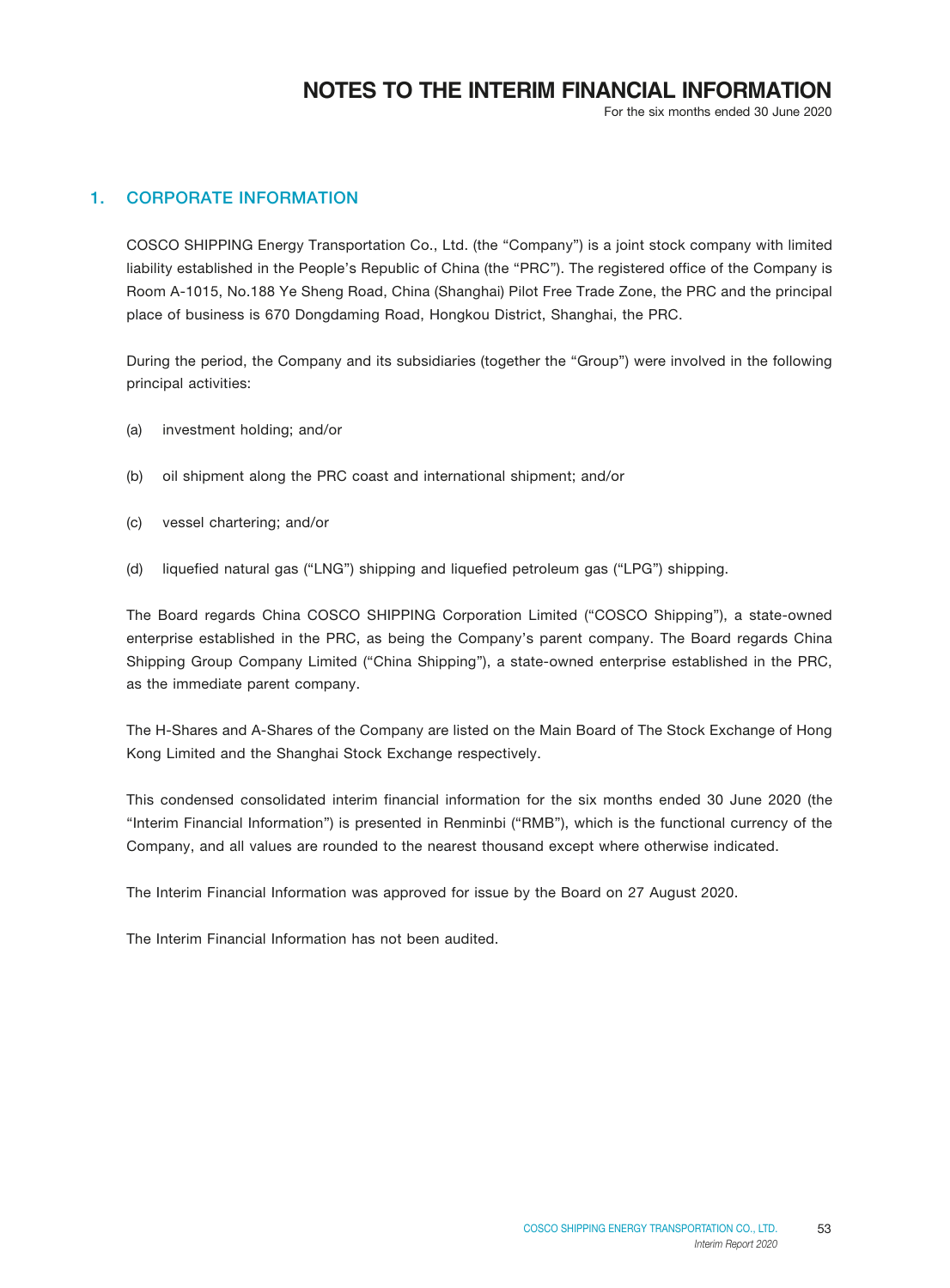# NOTES TO THE INTERIM FINANCIAL INFORMATION

For the six months ended 30 June 2020

## 1. CORPORATE INFORMATION

COSCO SHIPPING Energy Transportation Co., Ltd. (the "Company") is a joint stock company with limited liability established in the People's Republic of China (the "PRC"). The registered office of the Company is Room A-1015, No.188 Ye Sheng Road, China (Shanghai) Pilot Free Trade Zone, the PRC and the principal place of business is 670 Dongdaming Road, Hongkou District, Shanghai, the PRC.

During the period, the Company and its subsidiaries (together the "Group") were involved in the following principal activities:

(a) investment holding; and/or

(b) oil shipment along the PRC coast and international shipment; and/or

(c) vessel chartering; and/or

(d) liquefied natural gas ("LNG") shipping and liquefied petroleum gas ("LPG") shipping.

The Board regards China COSCO SHIPPING Corporation Limited ("COSCO Shipping"), a state-owned enterprise established in the PRC, as being the Company's parent company. The Board regards China Shipping Group Company Limited ("China Shipping"), a state-owned enterprise established in the PRC, as the immediate parent company.

The H-Shares and A-Shares of the Company are listed on the Main Board of The Stock Exchange of Hong Kong Limited and the Shanghai Stock Exchange respectively.

This condensed consolidated interim financial information for the six months ended 30 June 2020 (the "Interim Financial Information") is presented in Renminbi ("RMB"), which is the functional currency of the Company, and all values are rounded to the nearest thousand except where otherwise indicated.

The Interim Financial Information was approved for issue by the Board on 27 August 2020.

The Interim Financial Information has not been audited.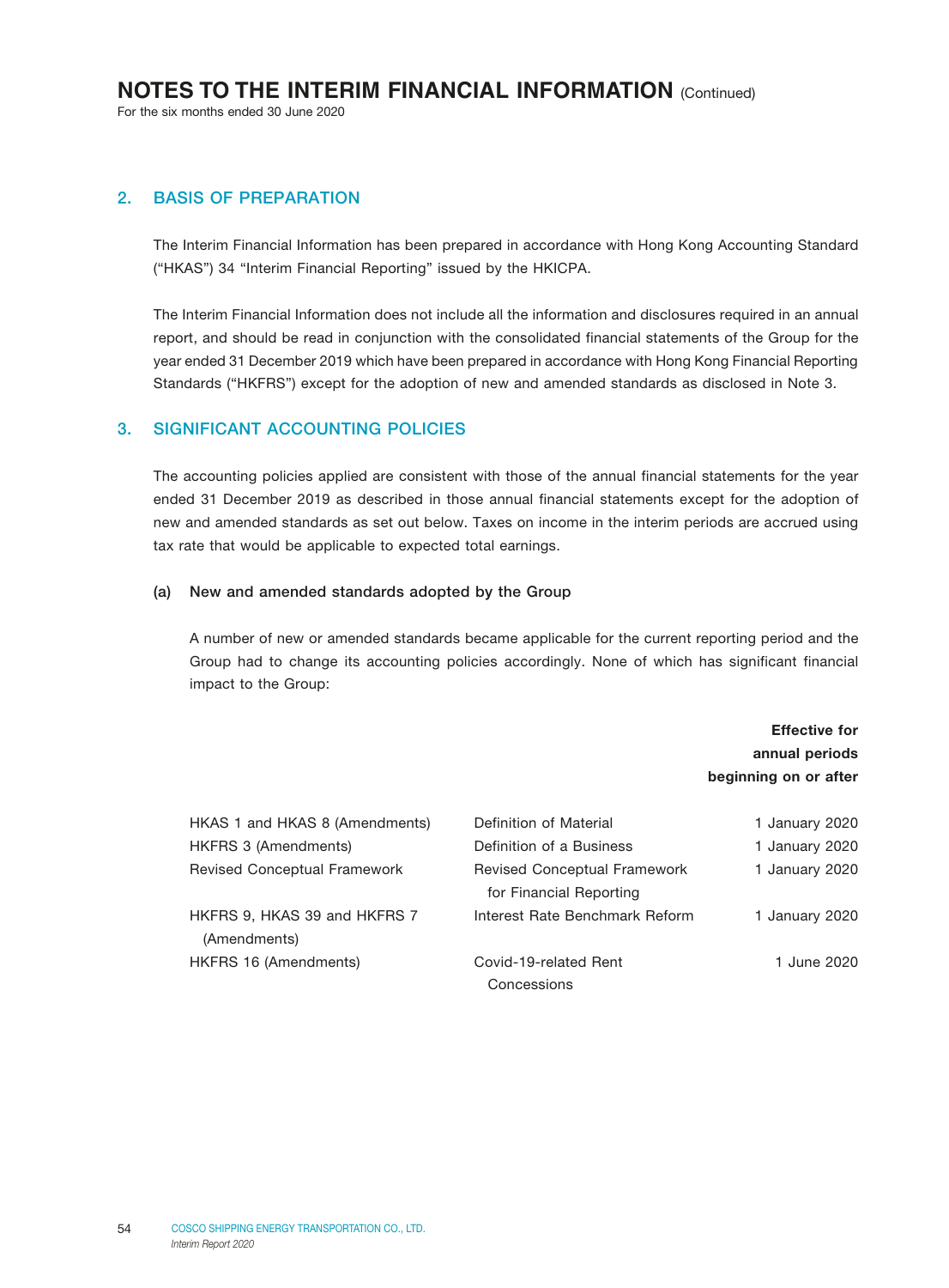## 2. BASIS OF PREPARATION

The Interim Financial Information has been prepared in accordance with Hong Kong Accounting Standard ("HKAS") 34 "Interim Financial Reporting" issued by the HKICPA.

The Interim Financial Information does not include all the information and disclosures required in an annual report, and should be read in conjunction with the consolidated financial statements of the Group for the year ended 31 December 2019 which have been prepared in accordance with Hong Kong Financial Reporting Standards ("HKFRS") except for the adoption of new and amended standards as disclosed in Note 3.

## 3. SIGNIFICANT ACCOUNTING POLICIES

The accounting policies applied are consistent with those of the annual financial statements for the year ended 31 December 2019 as described in those annual financial statements except for the adoption of new and amended standards as set out below. Taxes on income in the interim periods are accrued using tax rate that would be applicable to expected total earnings.

### (a) New and amended standards adopted by the Group

A number of new or amended standards became applicable for the current reporting period and the Group had to change its accounting policies accordingly. None of which has significant financial impact to the Group:

| | | **Effective for annual periods beginning on or after** |
|---|---|---|
| HKAS 1 and HKAS 8 (Amendments) | Definition of Material | 1 January 2020 |
| HKFRS 3 (Amendments) | Definition of a Business | 1 January 2020 |
| Revised Conceptual Framework | Revised Conceptual Framework for Financial Reporting | 1 January 2020 |
| HKFRS 9, HKAS 39 and HKFRS 7 (Amendments) | Interest Rate Benchmark Reform | 1 January 2020 |
| HKFRS 16 (Amendments) | Covid-19-related Rent Concessions | 1 June 2020 |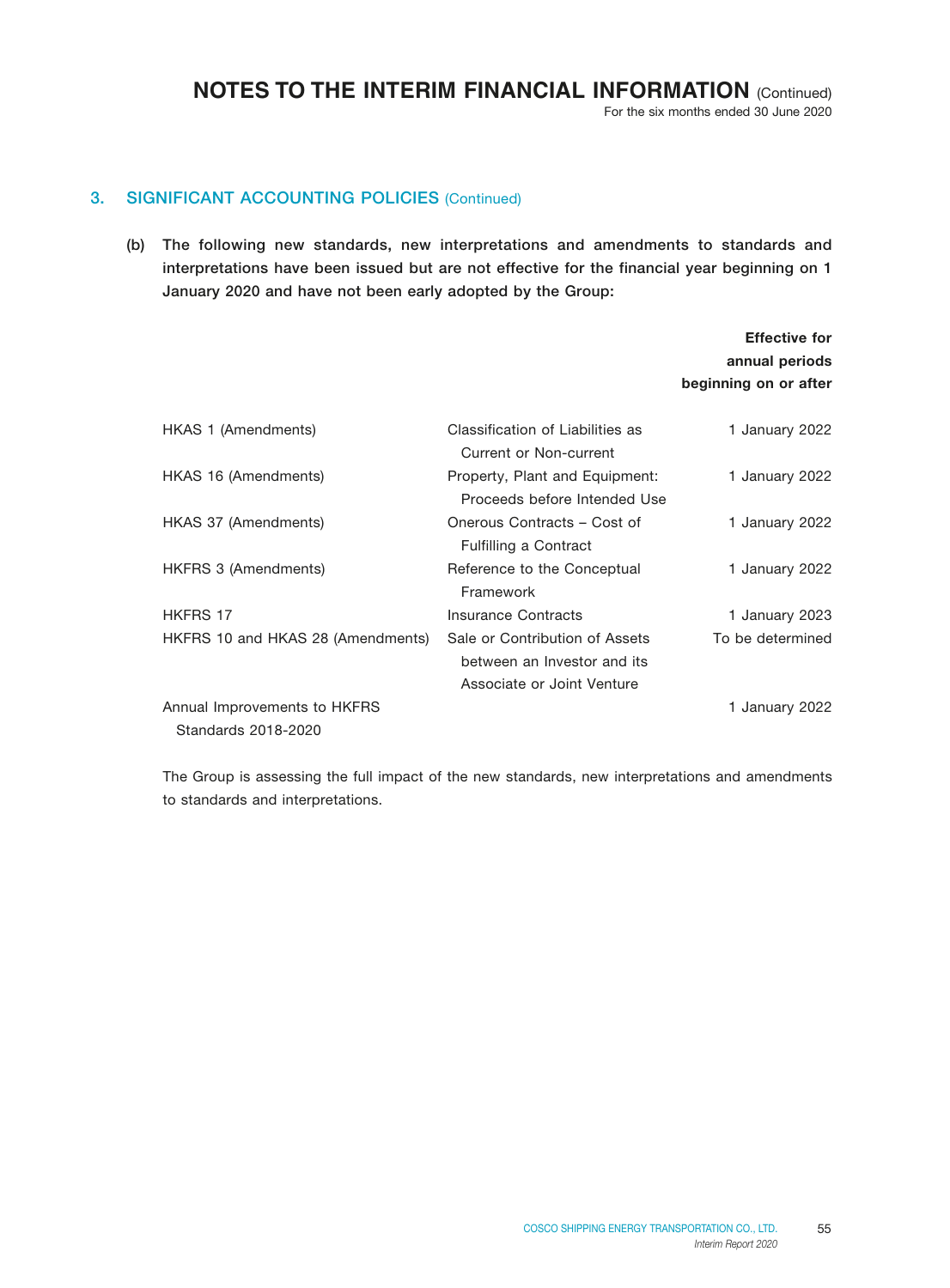## 3. SIGNIFICANT ACCOUNTING POLICIES (Continued)

**(b) The following new standards, new interpretations and amendments to standards and interpretations have been issued but are not effective for the financial year beginning on 1 January 2020 and have not been early adopted by the Group:**

| | | **Effective for annual periods beginning on or after** |
|---|---|---|
| HKAS 1 (Amendments) | Classification of Liabilities as Current or Non-current | 1 January 2022 |
| HKAS 16 (Amendments) | Property, Plant and Equipment: Proceeds before Intended Use | 1 January 2022 |
| HKAS 37 (Amendments) | Onerous Contracts – Cost of Fulfilling a Contract | 1 January 2022 |
| HKFRS 3 (Amendments) | Reference to the Conceptual Framework | 1 January 2022 |
| HKFRS 17 | Insurance Contracts | 1 January 2023 |
| HKFRS 10 and HKAS 28 (Amendments) | Sale or Contribution of Assets between an Investor and its Associate or Joint Venture | To be determined |
| Annual Improvements to HKFRS Standards 2018-2020 | | 1 January 2022 |

The Group is assessing the full impact of the new standards, new interpretations and amendments to standards and interpretations.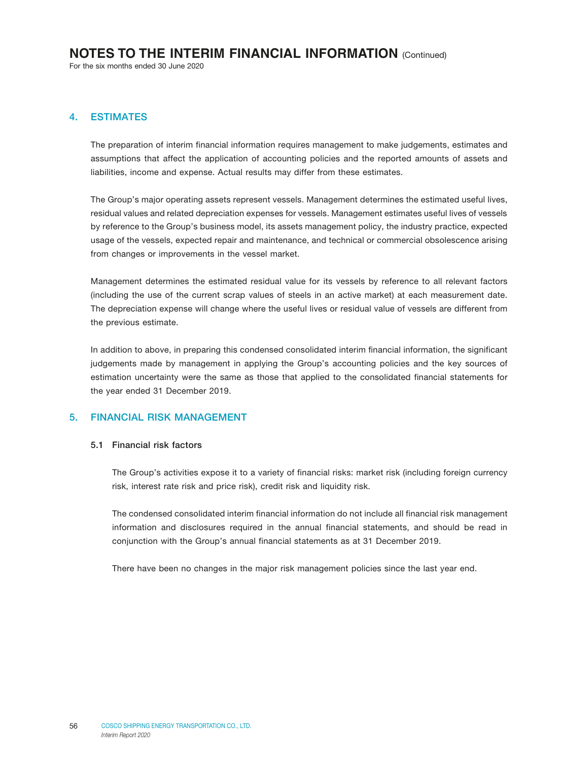## 4. ESTIMATES

The preparation of interim financial information requires management to make judgements, estimates and assumptions that affect the application of accounting policies and the reported amounts of assets and liabilities, income and expense. Actual results may differ from these estimates.

The Group's major operating assets represent vessels. Management determines the estimated useful lives, residual values and related depreciation expenses for vessels. Management estimates useful lives of vessels by reference to the Group's business model, its assets management policy, the industry practice, expected usage of the vessels, expected repair and maintenance, and technical or commercial obsolescence arising from changes or improvements in the vessel market.

Management determines the estimated residual value for its vessels by reference to all relevant factors (including the use of the current scrap values of steels in an active market) at each measurement date. The depreciation expense will change where the useful lives or residual value of vessels are different from the previous estimate.

In addition to above, in preparing this condensed consolidated interim financial information, the significant judgements made by management in applying the Group's accounting policies and the key sources of estimation uncertainty were the same as those that applied to the consolidated financial statements for the year ended 31 December 2019.

## 5. FINANCIAL RISK MANAGEMENT

### 5.1 Financial risk factors

The Group's activities expose it to a variety of financial risks: market risk (including foreign currency risk, interest rate risk and price risk), credit risk and liquidity risk.

The condensed consolidated interim financial information do not include all financial risk management information and disclosures required in the annual financial statements, and should be read in conjunction with the Group's annual financial statements as at 31 December 2019.

There have been no changes in the major risk management policies since the last year end.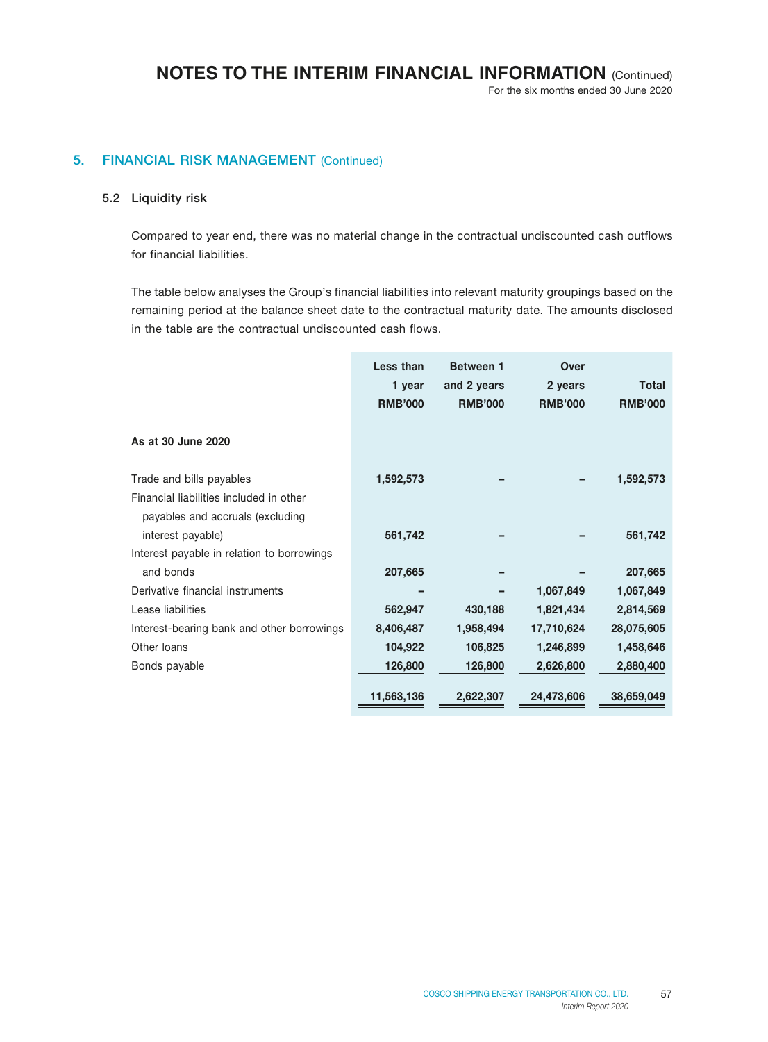# NOTES TO THE INTERIM FINANCIAL INFORMATION (Continued)

For the six months ended 30 June 2020

## 5. FINANCIAL RISK MANAGEMENT (Continued)

### 5.2 Liquidity risk

Compared to year end, there was no material change in the contractual undiscounted cash outflows for financial liabilities.

The table below analyses the Group's financial liabilities into relevant maturity groupings based on the remaining period at the balance sheet date to the contractual maturity date. The amounts disclosed in the table are the contractual undiscounted cash flows.

| | Less than 1 year RMB'000 | Between 1 and 2 years RMB'000 | Over 2 years RMB'000 | Total RMB'000 |
|---|---|---|---|---|
| **As at 30 June 2020** | | | | |
| Trade and bills payables | 1,592,573 | – | – | 1,592,573 |
| Financial liabilities included in other payables and accruals (excluding interest payable) | 561,742 | – | – | 561,742 |
| Interest payable in relation to borrowings and bonds | 207,665 | – | – | 207,665 |
| Derivative financial instruments | – | – | 1,067,849 | 1,067,849 |
| Lease liabilities | 562,947 | 430,188 | 1,821,434 | 2,814,569 |
| Interest-bearing bank and other borrowings | 8,406,487 | 1,958,494 | 17,710,624 | 28,075,605 |
| Other loans | 104,922 | 106,825 | 1,246,899 | 1,458,646 |
| Bonds payable | 126,800 | 126,800 | 2,626,800 | 2,880,400 |
| | 11,563,136 | 2,622,307 | 24,473,606 | 38,659,049 |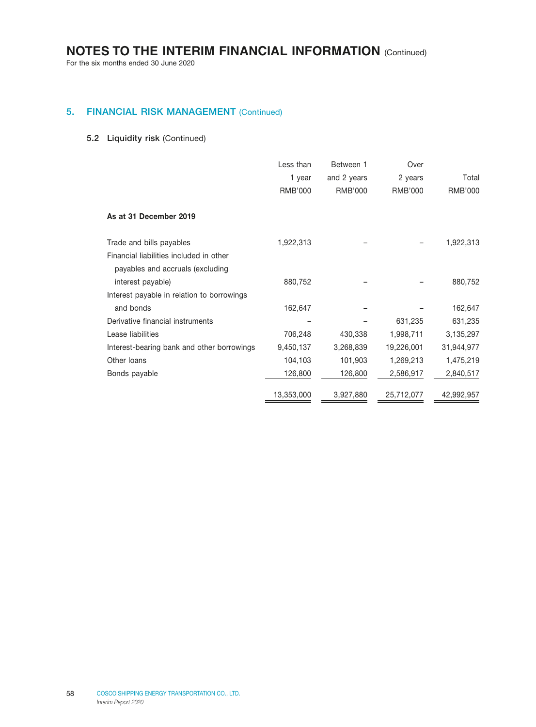## 5. FINANCIAL RISK MANAGEMENT (Continued)

### 5.2 Liquidity risk (Continued)

| | Less than 1 year RMB'000 | Between 1 and 2 years RMB'000 | Over 2 years RMB'000 | Total RMB'000 |
|---|---|---|---|---|
| **As at 31 December 2019** | | | | |
| Trade and bills payables | 1,922,313 | – | – | 1,922,313 |
| Financial liabilities included in other payables and accruals (excluding interest payable) | 880,752 | – | – | 880,752 |
| Interest payable in relation to borrowings and bonds | 162,647 | – | – | 162,647 |
| Derivative financial instruments | – | – | 631,235 | 631,235 |
| Lease liabilities | 706,248 | 430,338 | 1,998,711 | 3,135,297 |
| Interest-bearing bank and other borrowings | 9,450,137 | 3,268,839 | 19,226,001 | 31,944,977 |
| Other loans | 104,103 | 101,903 | 1,269,213 | 1,475,219 |
| Bonds payable | 126,800 | 126,800 | 2,586,917 | 2,840,517 |
| | 13,353,000 | 3,927,880 | 25,712,077 | 42,992,957 |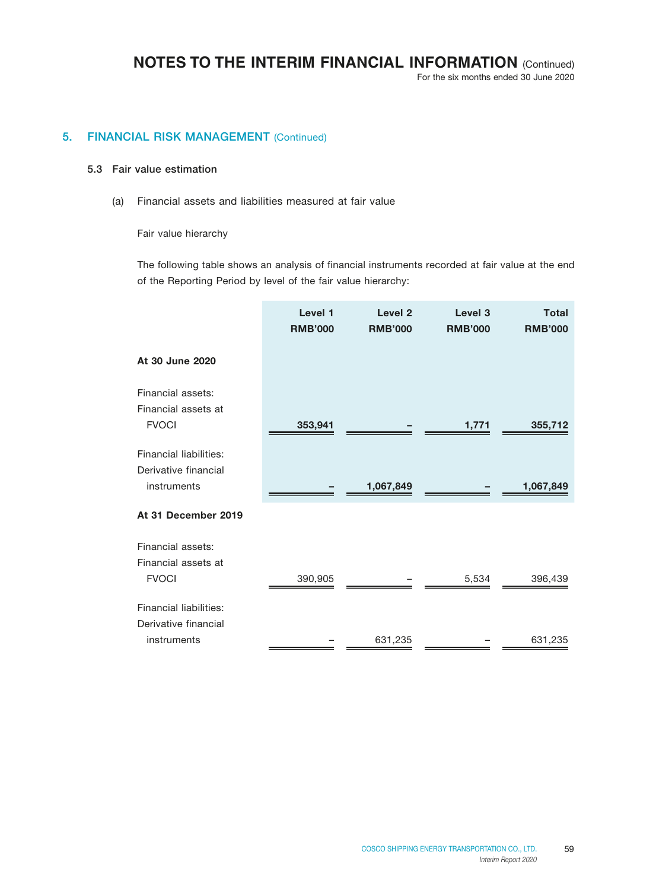## 5. FINANCIAL RISK MANAGEMENT (Continued)

### 5.3 Fair value estimation

(a) Financial assets and liabilities measured at fair value

Fair value hierarchy

The following table shows an analysis of financial instruments recorded at fair value at the end of the Reporting Period by level of the fair value hierarchy:

| | Level 1<br>RMB'000 | Level 2<br>RMB'000 | Level 3<br>RMB'000 | Total<br>RMB'000 |
|---|---|---|---|---|
| **At 30 June 2020** | | | | |
| Financial assets: | | | | |
| Financial assets at FVOCI | **353,941** | **–** | **1,771** | **355,712** |
| Financial liabilities: | | | | |
| Derivative financial instruments | **–** | **1,067,849** | **–** | **1,067,849** |
| **At 31 December 2019** | | | | |
| Financial assets: | | | | |
| Financial assets at FVOCI | 390,905 | – | 5,534 | 396,439 |
| Financial liabilities: | | | | |
| Derivative financial instruments | – | 631,235 | – | 631,235 |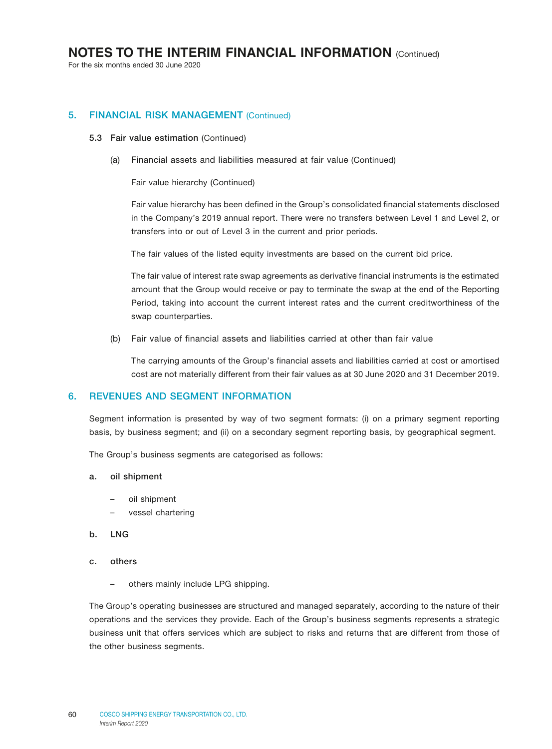# NOTES TO THE INTERIM FINANCIAL INFORMATION (Continued)

For the six months ended 30 June 2020

## 5. FINANCIAL RISK MANAGEMENT (Continued)

### 5.3 Fair value estimation (Continued)

(a) Financial assets and liabilities measured at fair value (Continued)

Fair value hierarchy (Continued)

Fair value hierarchy has been defined in the Group's consolidated financial statements disclosed in the Company's 2019 annual report. There were no transfers between Level 1 and Level 2, or transfers into or out of Level 3 in the current and prior periods.

The fair values of the listed equity investments are based on the current bid price.

The fair value of interest rate swap agreements as derivative financial instruments is the estimated amount that the Group would receive or pay to terminate the swap at the end of the Reporting Period, taking into account the current interest rates and the current creditworthiness of the swap counterparties.

(b) Fair value of financial assets and liabilities carried at other than fair value

The carrying amounts of the Group's financial assets and liabilities carried at cost or amortised cost are not materially different from their fair values as at 30 June 2020 and 31 December 2019.

## 6. REVENUES AND SEGMENT INFORMATION

Segment information is presented by way of two segment formats: (i) on a primary segment reporting basis, by business segment; and (ii) on a secondary segment reporting basis, by geographical segment.

The Group's business segments are categorised as follows:

**a. oil shipment**

- oil shipment
- vessel chartering

**b. LNG**

**c. others**

- others mainly include LPG shipping.

The Group's operating businesses are structured and managed separately, according to the nature of their operations and the services they provide. Each of the Group's business segments represents a strategic business unit that offers services which are subject to risks and returns that are different from those of the other business segments.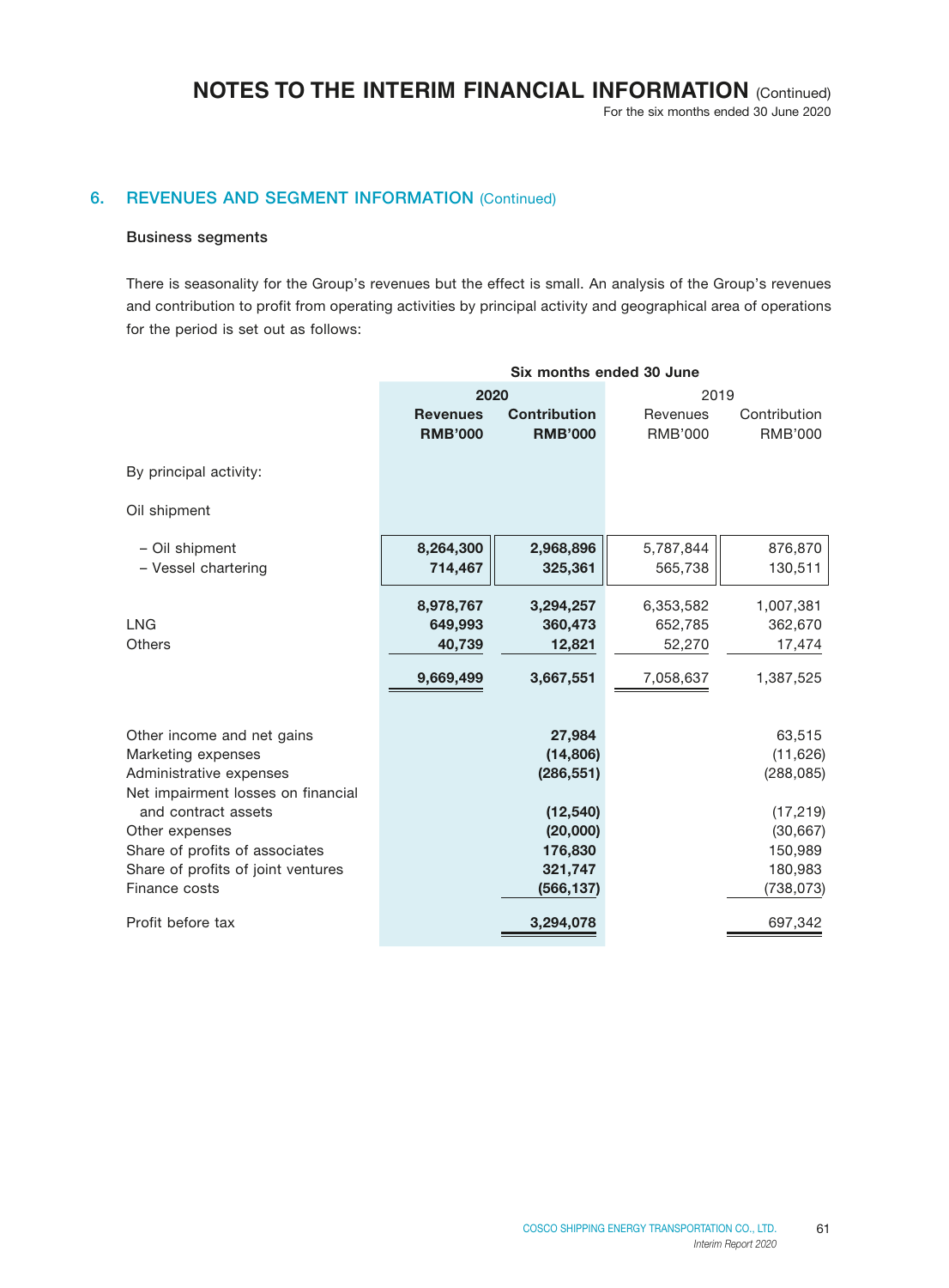# NOTES TO THE INTERIM FINANCIAL INFORMATION (Continued)

For the six months ended 30 June 2020

## 6. REVENUES AND SEGMENT INFORMATION (Continued)

### Business segments

There is seasonality for the Group's revenues but the effect is small. An analysis of the Group's revenues and contribution to profit from operating activities by principal activity and geographical area of operations for the period is set out as follows:

| | Six months ended 30 June | | | |
|---|---|---|---|---|
| | **2020** | | 2019 | |
| | **Revenues RMB'000** | **Contribution RMB'000** | Revenues RMB'000 | Contribution RMB'000 |
| By principal activity: | | | | |
| Oil shipment | | | | |
| – Oil shipment | **8,264,300** | **2,968,896** | 5,787,844 | 876,870 |
| – Vessel chartering | **714,467** | **325,361** | 565,738 | 130,511 |
| | **8,978,767** | **3,294,257** | 6,353,582 | 1,007,381 |
| LNG | **649,993** | **360,473** | 652,785 | 362,670 |
| Others | **40,739** | **12,821** | 52,270 | 17,474 |
| | **9,669,499** | **3,667,551** | 7,058,637 | 1,387,525 |
| Other income and net gains | | **27,984** | | 63,515 |
| Marketing expenses | | **(14,806)** | | (11,626) |
| Administrative expenses | | **(286,551)** | | (288,085) |
| Net impairment losses on financial and contract assets | | **(12,540)** | | (17,219) |
| Other expenses | | **(20,000)** | | (30,667) |
| Share of profits of associates | | **176,830** | | 150,989 |
| Share of profits of joint ventures | | **321,747** | | 180,983 |
| Finance costs | | **(566,137)** | | (738,073) |
| Profit before tax | | **3,294,078** | | 697,342 |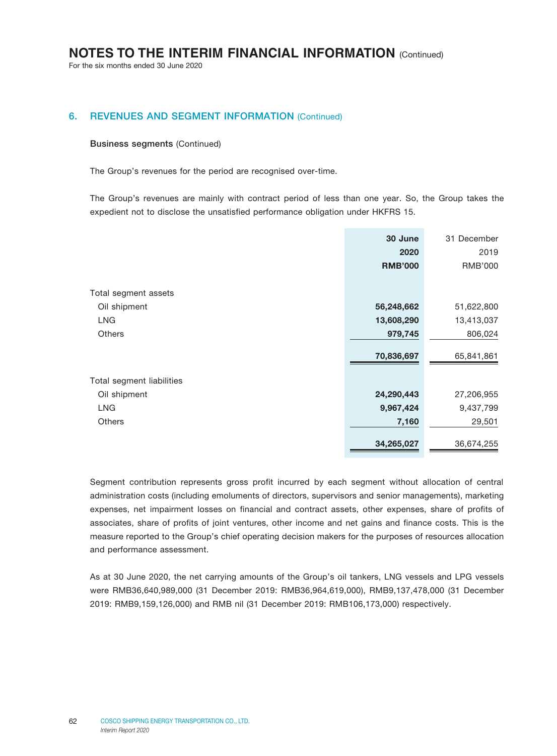# NOTES TO THE INTERIM FINANCIAL INFORMATION (Continued)

For the six months ended 30 June 2020

## 6. REVENUES AND SEGMENT INFORMATION (Continued)

**Business segments** (Continued)

The Group's revenues for the period are recognised over-time.

The Group's revenues are mainly with contract period of less than one year. So, the Group takes the expedient not to disclose the unsatisfied performance obligation under HKFRS 15.

| | **30 June 2020 RMB'000** | 31 December 2019 RMB'000 |
|---|---|---|
| Total segment assets | | |
| Oil shipment | **56,248,662** | 51,622,800 |
| LNG | **13,608,290** | 13,413,037 |
| Others | **979,745** | 806,024 |
| | **70,836,697** | 65,841,861 |
| Total segment liabilities | | |
| Oil shipment | **24,290,443** | 27,206,955 |
| LNG | **9,967,424** | 9,437,799 |
| Others | **7,160** | 29,501 |
| | **34,265,027** | 36,674,255 |

Segment contribution represents gross profit incurred by each segment without allocation of central administration costs (including emoluments of directors, supervisors and senior managements), marketing expenses, net impairment losses on financial and contract assets, other expenses, share of profits of associates, share of profits of joint ventures, other income and net gains and finance costs. This is the measure reported to the Group's chief operating decision makers for the purposes of resources allocation and performance assessment.

As at 30 June 2020, the net carrying amounts of the Group's oil tankers, LNG vessels and LPG vessels were RMB36,640,989,000 (31 December 2019: RMB36,964,619,000), RMB9,137,478,000 (31 December 2019: RMB9,159,126,000) and RMB nil (31 December 2019: RMB106,173,000) respectively.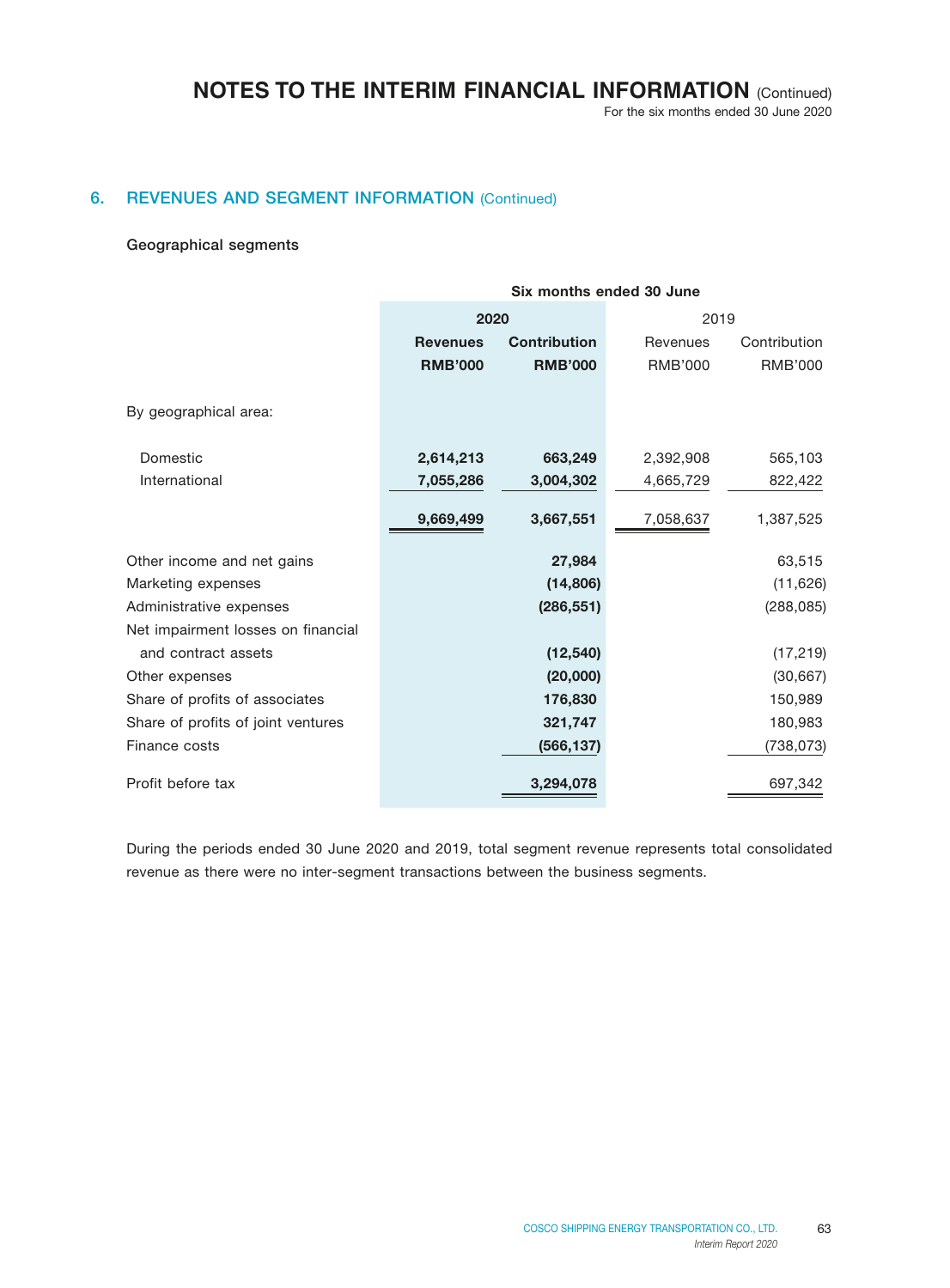## 6. REVENUES AND SEGMENT INFORMATION (Continued)

### Geographical segments

| | Six months ended 30 June | | | |
|---|---|---|---|---|
| | **2020** | | 2019 | |
| | **Revenues** | **Contribution** | Revenues | Contribution |
| | **RMB'000** | **RMB'000** | RMB'000 | RMB'000 |
| By geographical area: | | | | |
| Domestic | **2,614,213** | **663,249** | 2,392,908 | 565,103 |
| International | **7,055,286** | **3,004,302** | 4,665,729 | 822,422 |
| | **9,669,499** | **3,667,551** | 7,058,637 | 1,387,525 |
| Other income and net gains | | **27,984** | | 63,515 |
| Marketing expenses | | **(14,806)** | | (11,626) |
| Administrative expenses | | **(286,551)** | | (288,085) |
| Net impairment losses on financial and contract assets | | **(12,540)** | | (17,219) |
| Other expenses | | **(20,000)** | | (30,667) |
| Share of profits of associates | | **176,830** | | 150,989 |
| Share of profits of joint ventures | | **321,747** | | 180,983 |
| Finance costs | | **(566,137)** | | (738,073) |
| Profit before tax | | **3,294,078** | | 697,342 |

During the periods ended 30 June 2020 and 2019, total segment revenue represents total consolidated revenue as there were no inter-segment transactions between the business segments.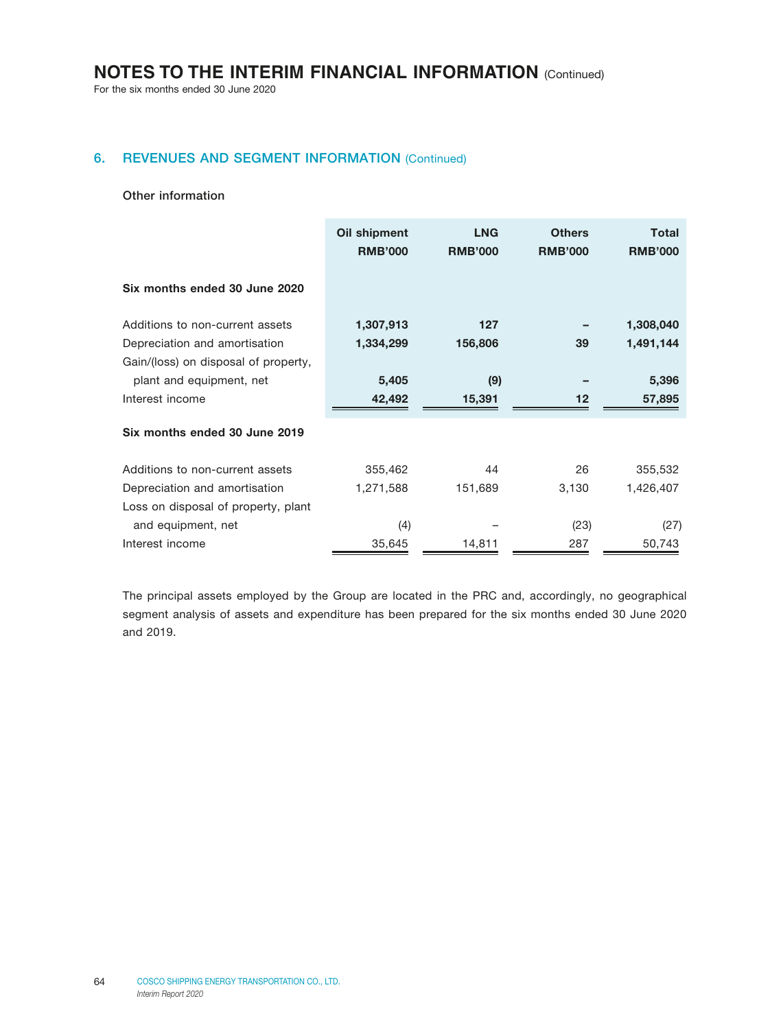## 6. REVENUES AND SEGMENT INFORMATION (Continued)

### Other information

| | Oil shipment RMB'000 | LNG RMB'000 | Others RMB'000 | Total RMB'000 |
|---|---|---|---|---|
| **Six months ended 30 June 2020** | | | | |
| Additions to non-current assets | **1,307,913** | **127** | **–** | **1,308,040** |
| Depreciation and amortisation | **1,334,299** | **156,806** | **39** | **1,491,144** |
| Gain/(loss) on disposal of property, plant and equipment, net | **5,405** | **(9)** | **–** | **5,396** |
| Interest income | **42,492** | **15,391** | **12** | **57,895** |
| **Six months ended 30 June 2019** | | | | |
| Additions to non-current assets | 355,462 | 44 | 26 | 355,532 |
| Depreciation and amortisation | 1,271,588 | 151,689 | 3,130 | 1,426,407 |
| Loss on disposal of property, plant and equipment, net | (4) | – | (23) | (27) |
| Interest income | 35,645 | 14,811 | 287 | 50,743 |

The principal assets employed by the Group are located in the PRC and, accordingly, no geographical segment analysis of assets and expenditure has been prepared for the six months ended 30 June 2020 and 2019.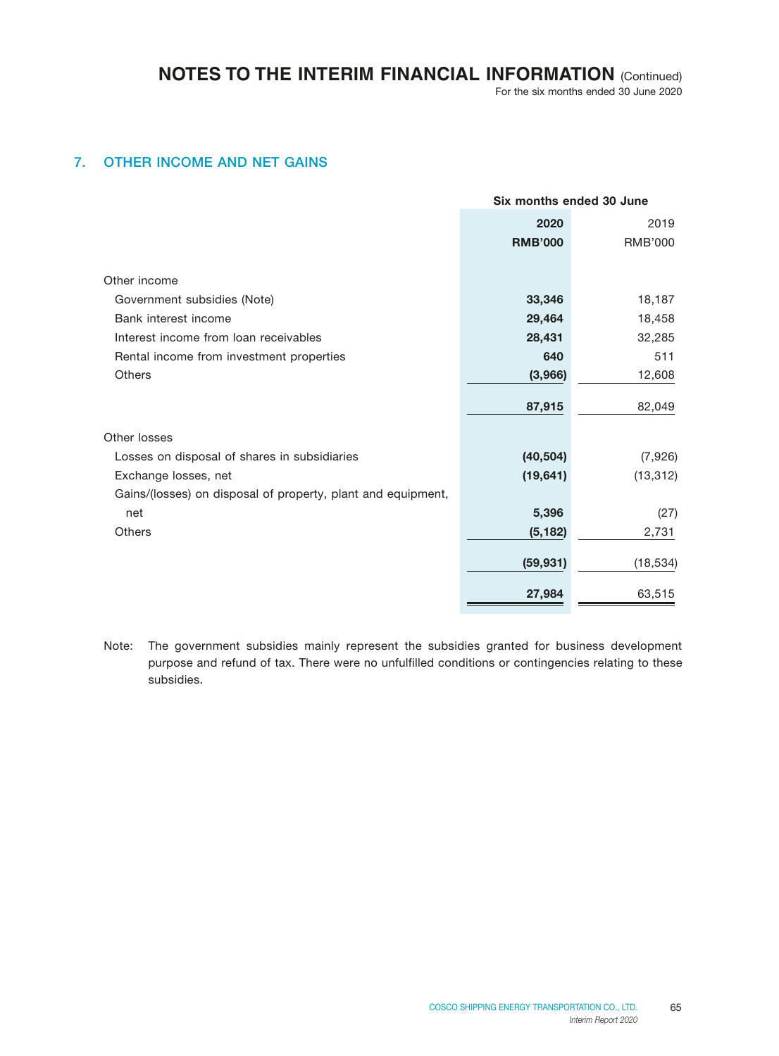## 7. OTHER INCOME AND NET GAINS

| | Six months ended 30 June | |
|---|---|---|
| | **2020** | 2019 |
| | **RMB'000** | RMB'000 |
| Other income | | |
| Government subsidies (Note) | **33,346** | 18,187 |
| Bank interest income | **29,464** | 18,458 |
| Interest income from loan receivables | **28,431** | 32,285 |
| Rental income from investment properties | **640** | 511 |
| Others | **(3,966)** | 12,608 |
| | **87,915** | 82,049 |
| Other losses | | |
| Losses on disposal of shares in subsidiaries | **(40,504)** | (7,926) |
| Exchange losses, net | **(19,641)** | (13,312) |
| Gains/(losses) on disposal of property, plant and equipment, net | **5,396** | (27) |
| Others | **(5,182)** | 2,731 |
| | **(59,931)** | (18,534) |
| | **27,984** | 63,515 |

Note: The government subsidies mainly represent the subsidies granted for business development purpose and refund of tax. There were no unfulfilled conditions or contingencies relating to these subsidies.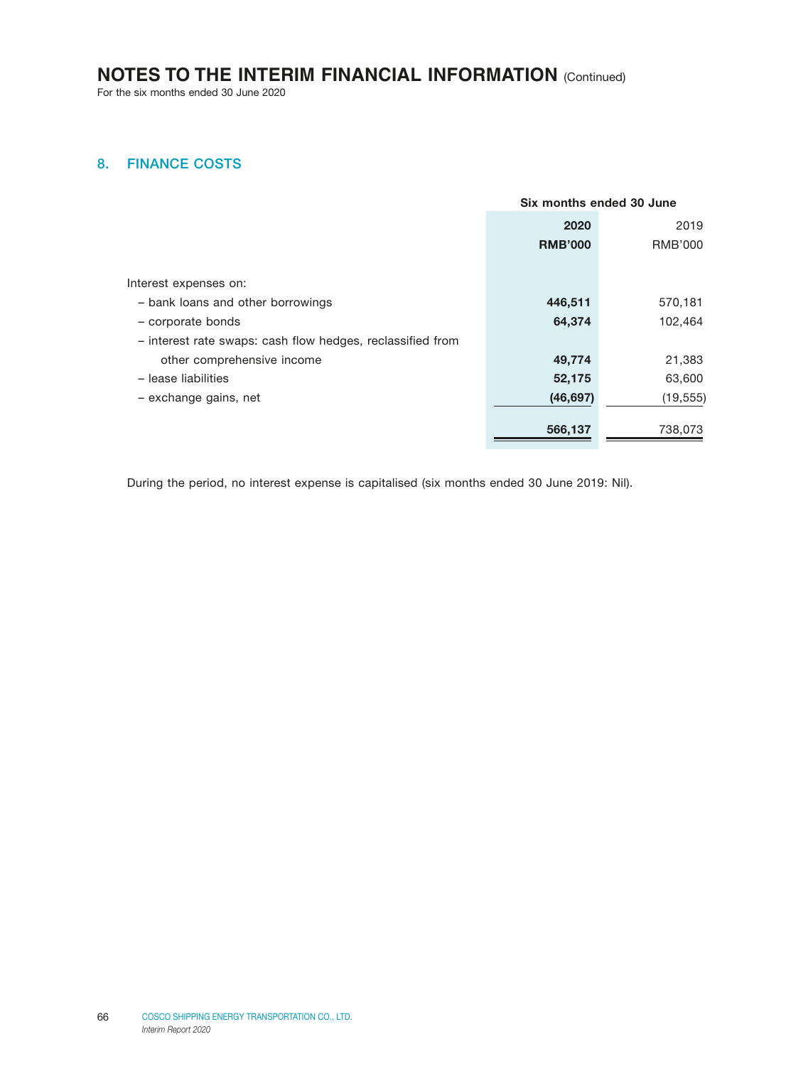# NOTES TO THE INTERIM FINANCIAL INFORMATION (Continued)

For the six months ended 30 June 2020

## 8. FINANCE COSTS

| | Six months ended 30 June | |
|---|---|---|
| | **2020** | 2019 |
| | **RMB'000** | RMB'000 |
| Interest expenses on: | | |
| – bank loans and other borrowings | **446,511** | 570,181 |
| – corporate bonds | **64,374** | 102,464 |
| – interest rate swaps: cash flow hedges, reclassified from other comprehensive income | **49,774** | 21,383 |
| – lease liabilities | **52,175** | 63,600 |
| – exchange gains, net | **(46,697)** | (19,555) |
| | **566,137** | 738,073 |

During the period, no interest expense is capitalised (six months ended 30 June 2019: Nil).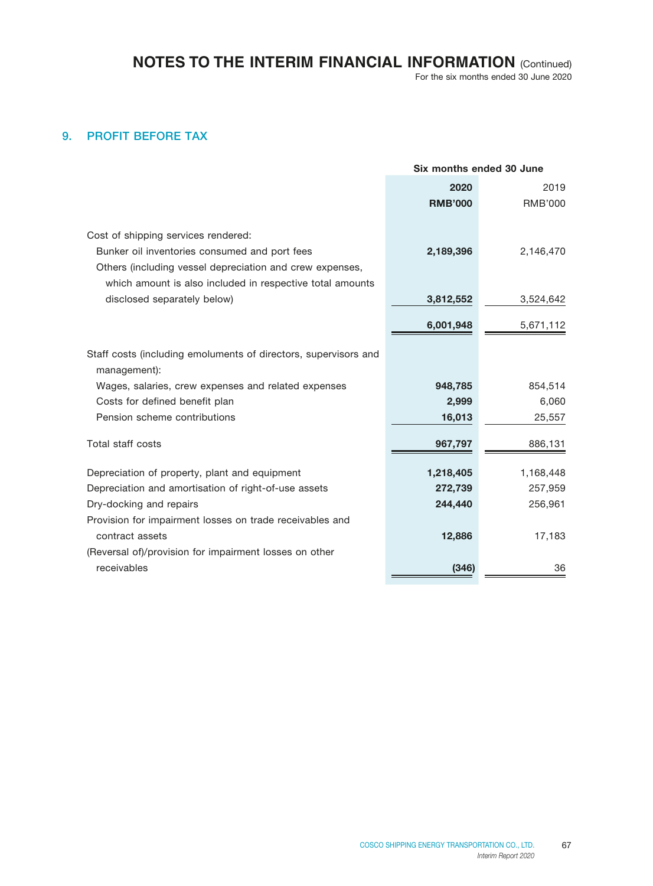## 9. PROFIT BEFORE TAX

| | Six months ended 30 June | |
|---|---|---|
| | **2020** | 2019 |
| | **RMB'000** | RMB'000 |
| Cost of shipping services rendered: | | |
| Bunker oil inventories consumed and port fees | **2,189,396** | 2,146,470 |
| Others (including vessel depreciation and crew expenses, which amount is also included in respective total amounts disclosed separately below) | **3,812,552** | 3,524,642 |
| | **6,001,948** | 5,671,112 |
| Staff costs (including emoluments of directors, supervisors and management): | | |
| Wages, salaries, crew expenses and related expenses | **948,785** | 854,514 |
| Costs for defined benefit plan | **2,999** | 6,060 |
| Pension scheme contributions | **16,013** | 25,557 |
| Total staff costs | **967,797** | 886,131 |
| Depreciation of property, plant and equipment | **1,218,405** | 1,168,448 |
| Depreciation and amortisation of right-of-use assets | **272,739** | 257,959 |
| Dry-docking and repairs | **244,440** | 256,961 |
| Provision for impairment losses on trade receivables and contract assets | **12,886** | 17,183 |
| (Reversal of)/provision for impairment losses on other receivables | **(346)** | 36 |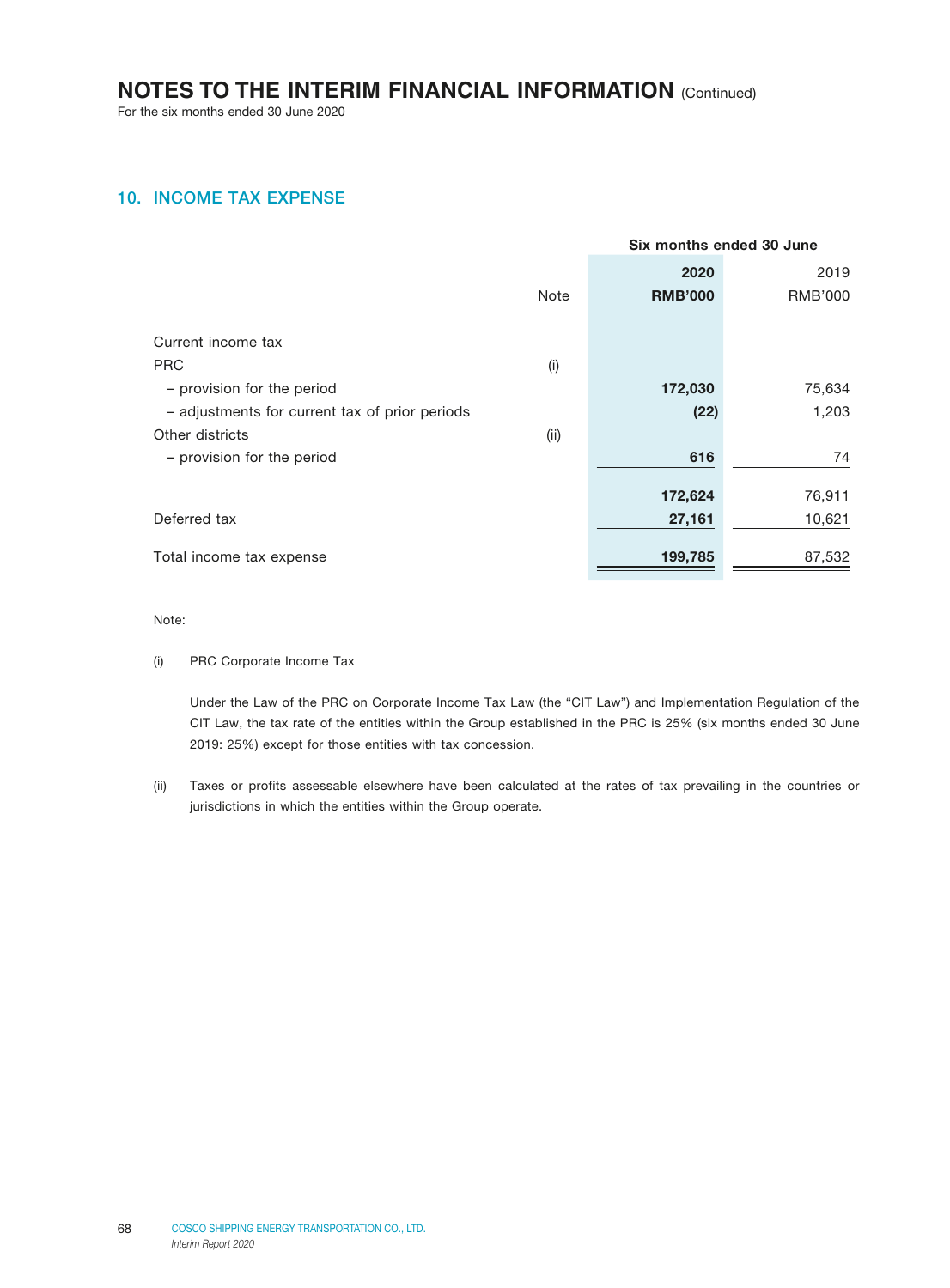# NOTES TO THE INTERIM FINANCIAL INFORMATION (Continued)

For the six months ended 30 June 2020

## 10. INCOME TAX EXPENSE

| | Note | Six months ended 30 June 2020 RMB'000 | Six months ended 30 June 2019 RMB'000 |
|---|---|---|---|
| Current income tax | | | |
| PRC | (i) | | |
| – provision for the period | | **172,030** | 75,634 |
| – adjustments for current tax of prior periods | | **(22)** | 1,203 |
| Other districts | (ii) | | |
| – provision for the period | | **616** | 74 |
| | | **172,624** | 76,911 |
| Deferred tax | | **27,161** | 10,621 |
| Total income tax expense | | **199,785** | 87,532 |

Note:

(i) PRC Corporate Income Tax

Under the Law of the PRC on Corporate Income Tax Law (the "CIT Law") and Implementation Regulation of the CIT Law, the tax rate of the entities within the Group established in the PRC is 25% (six months ended 30 June 2019: 25%) except for those entities with tax concession.

(ii) Taxes or profits assessable elsewhere have been calculated at the rates of tax prevailing in the countries or jurisdictions in which the entities within the Group operate.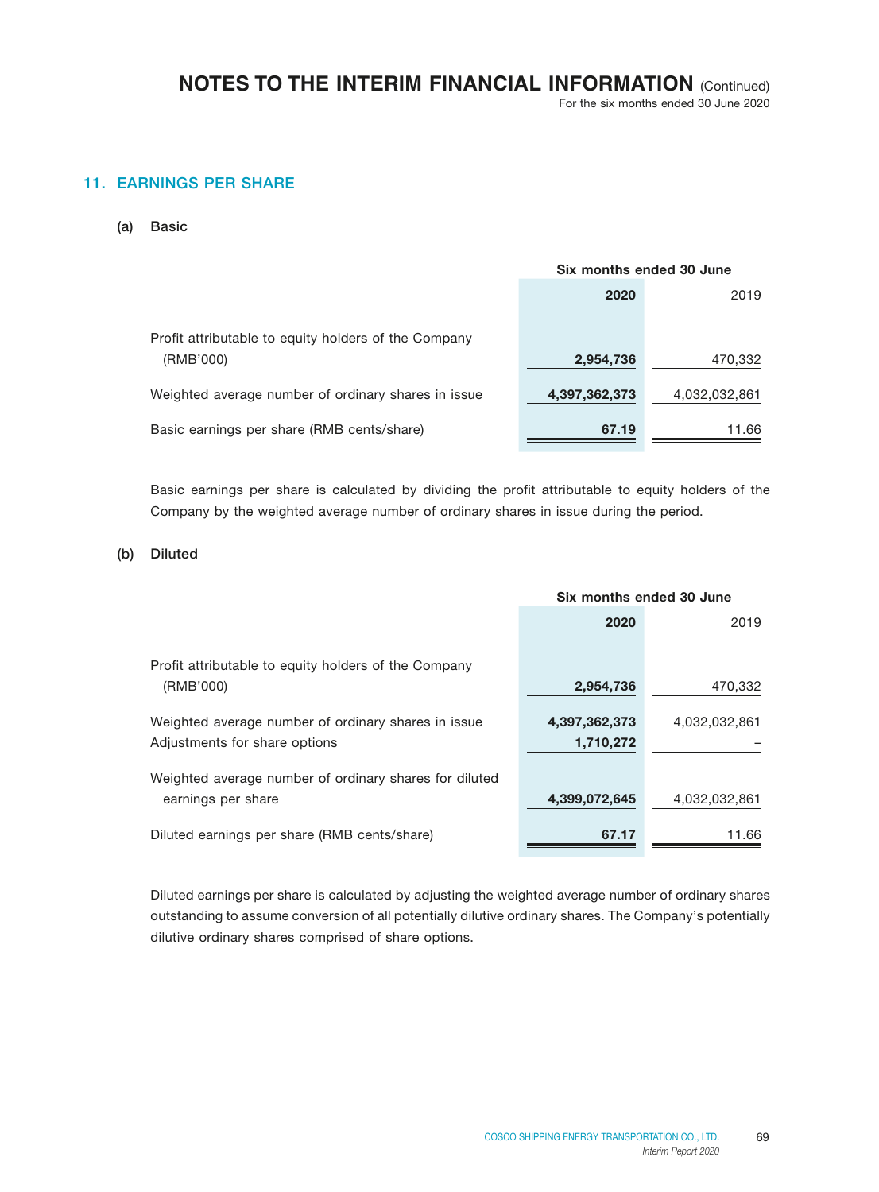## 11. EARNINGS PER SHARE

### (a) Basic

| | Six months ended 30 June | |
|---|---|---|
| | **2020** | 2019 |
| Profit attributable to equity holders of the Company (RMB'000) | **2,954,736** | 470,332 |
| Weighted average number of ordinary shares in issue | **4,397,362,373** | 4,032,032,861 |
| Basic earnings per share (RMB cents/share) | **67.19** | 11.66 |

Basic earnings per share is calculated by dividing the profit attributable to equity holders of the Company by the weighted average number of ordinary shares in issue during the period.

### (b) Diluted

| | Six months ended 30 June | |
|---|---|---|
| | **2020** | 2019 |
| Profit attributable to equity holders of the Company (RMB'000) | **2,954,736** | 470,332 |
| Weighted average number of ordinary shares in issue | **4,397,362,373** | 4,032,032,861 |
| Adjustments for share options | **1,710,272** | – |
| Weighted average number of ordinary shares for diluted earnings per share | **4,399,072,645** | 4,032,032,861 |
| Diluted earnings per share (RMB cents/share) | **67.17** | 11.66 |

Diluted earnings per share is calculated by adjusting the weighted average number of ordinary shares outstanding to assume conversion of all potentially dilutive ordinary shares. The Company's potentially dilutive ordinary shares comprised of share options.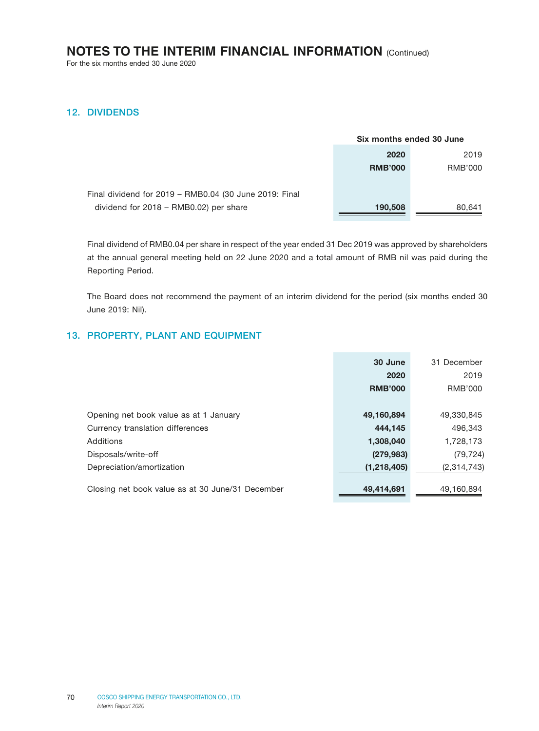# NOTES TO THE INTERIM FINANCIAL INFORMATION (Continued)

For the six months ended 30 June 2020

## 12. DIVIDENDS

| | Six months ended 30 June | |
|---|---|---|
| | **2020** | 2019 |
| | **RMB'000** | RMB'000 |
| Final dividend for 2019 – RMB0.04 (30 June 2019: Final dividend for 2018 – RMB0.02) per share | **190,508** | 80,641 |

Final dividend of RMB0.04 per share in respect of the year ended 31 Dec 2019 was approved by shareholders at the annual general meeting held on 22 June 2020 and a total amount of RMB nil was paid during the Reporting Period.

The Board does not recommend the payment of an interim dividend for the period (six months ended 30 June 2019: Nil).

## 13. PROPERTY, PLANT AND EQUIPMENT

| | **30 June 2020** | 31 December 2019 |
|---|---|---|
| | **RMB'000** | RMB'000 |
| Opening net book value as at 1 January | **49,160,894** | 49,330,845 |
| Currency translation differences | **444,145** | 496,343 |
| Additions | **1,308,040** | 1,728,173 |
| Disposals/write-off | **(279,983)** | (79,724) |
| Depreciation/amortization | **(1,218,405)** | (2,314,743) |
| Closing net book value as at 30 June/31 December | **49,414,691** | 49,160,894 |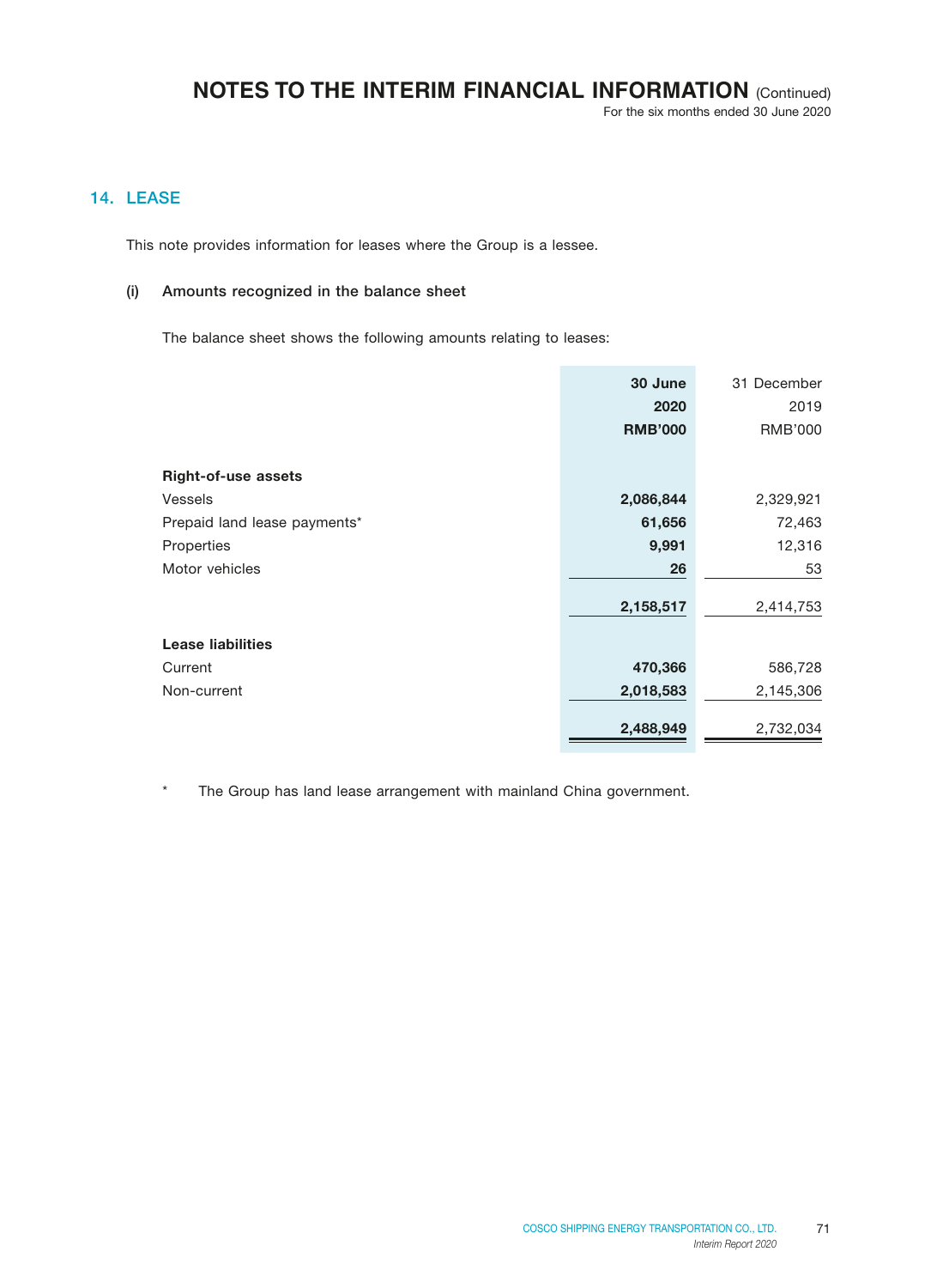## 14. LEASE

This note provides information for leases where the Group is a lessee.

### (i) Amounts recognized in the balance sheet

The balance sheet shows the following amounts relating to leases:

| | **30 June 2020 RMB'000** | 31 December 2019 RMB'000 |
|---|---|---|
| **Right-of-use assets** | | |
| Vessels | **2,086,844** | 2,329,921 |
| Prepaid land lease payments* | **61,656** | 72,463 |
| Properties | **9,991** | 12,316 |
| Motor vehicles | **26** | 53 |
| | **2,158,517** | 2,414,753 |
| **Lease liabilities** | | |
| Current | **470,366** | 586,728 |
| Non-current | **2,018,583** | 2,145,306 |
| | **2,488,949** | 2,732,034 |

\* The Group has land lease arrangement with mainland China government.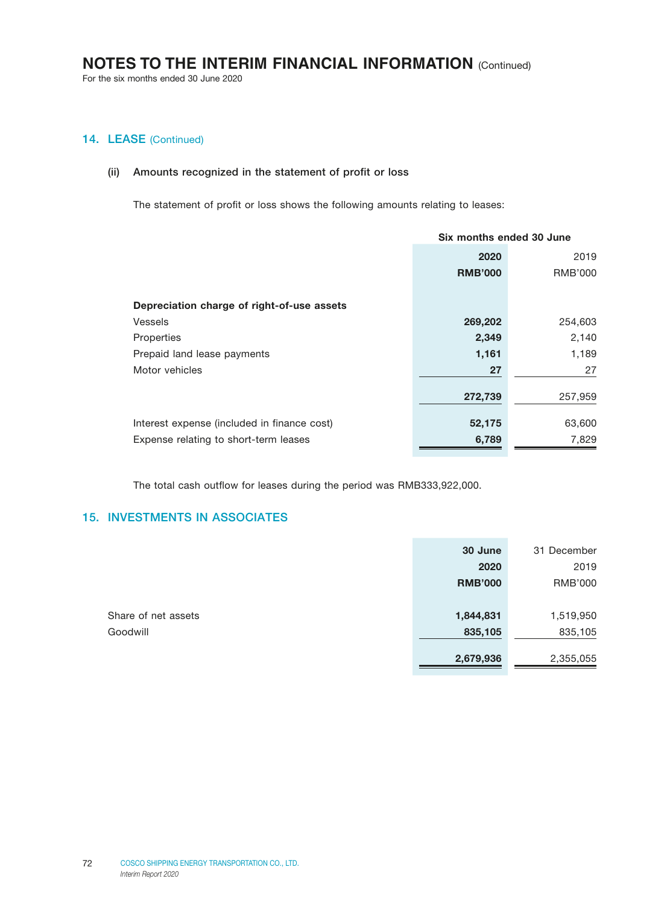## 14. LEASE (Continued)

### (ii) Amounts recognized in the statement of profit or loss

The statement of profit or loss shows the following amounts relating to leases:

| | Six months ended 30 June | |
|---|---|---|
| | **2020** | 2019 |
| | **RMB'000** | RMB'000 |
| **Depreciation charge of right-of-use assets** | | |
| Vessels | **269,202** | 254,603 |
| Properties | **2,349** | 2,140 |
| Prepaid land lease payments | **1,161** | 1,189 |
| Motor vehicles | **27** | 27 |
| | **272,739** | 257,959 |
| Interest expense (included in finance cost) | **52,175** | 63,600 |
| Expense relating to short-term leases | **6,789** | 7,829 |

The total cash outflow for leases during the period was RMB333,922,000.

## 15. INVESTMENTS IN ASSOCIATES

| | **30 June 2020** | 31 December 2019 |
|---|---|---|
| | **RMB'000** | RMB'000 |
| Share of net assets | **1,844,831** | 1,519,950 |
| Goodwill | **835,105** | 835,105 |
| | **2,679,936** | 2,355,055 |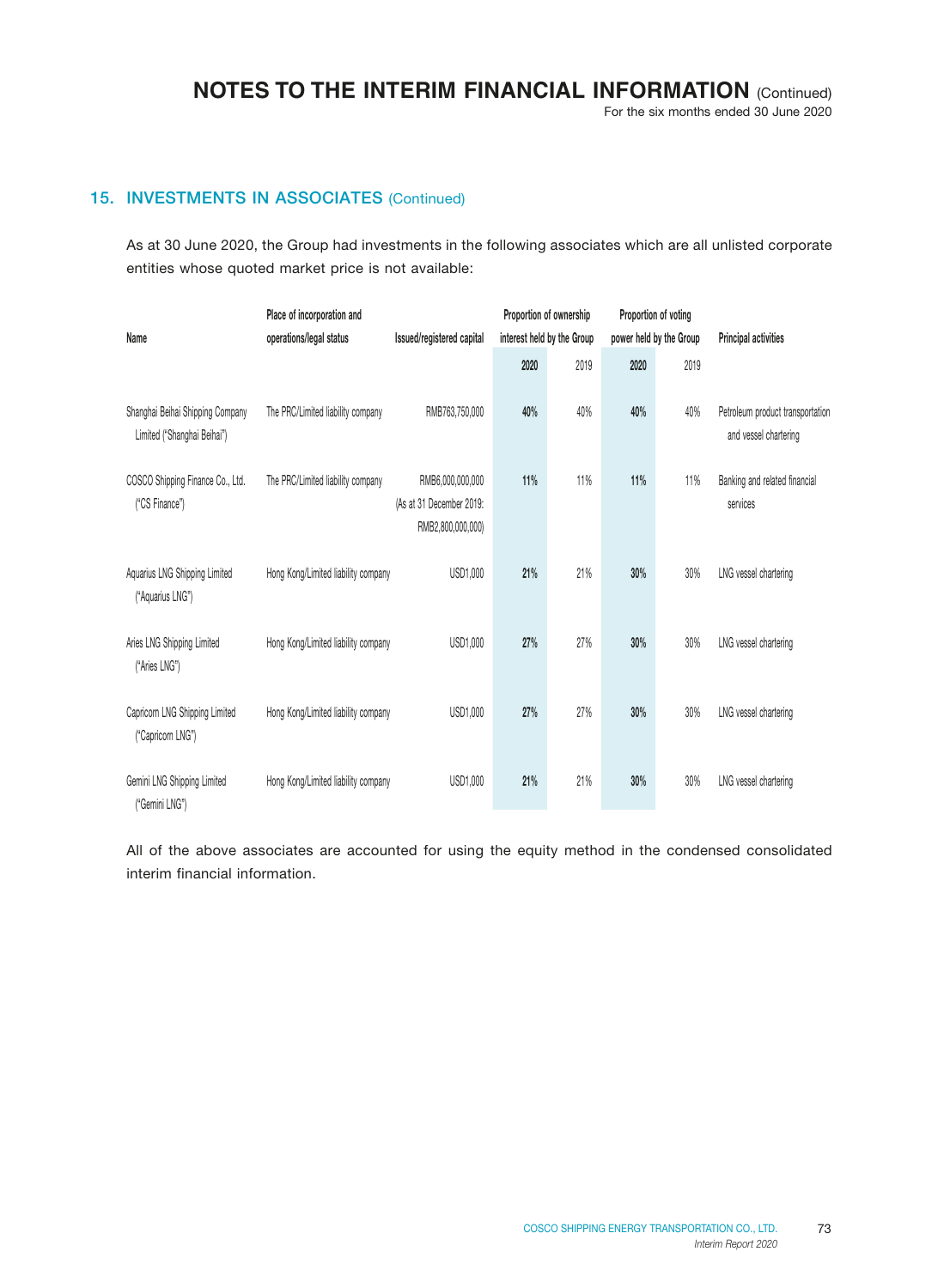## 15. INVESTMENTS IN ASSOCIATES (Continued)

As at 30 June 2020, the Group had investments in the following associates which are all unlisted corporate entities whose quoted market price is not available:

| Name | Place of incorporation and operations/legal status | Issued/registered capital | Proportion of ownership interest held by the Group | | Proportion of voting power held by the Group | | Principal activities |
|---|---|---|---|---|---|---|---|
| | | | **2020** | 2019 | **2020** | 2019 | |
| Shanghai Beihai Shipping Company Limited ("Shanghai Beihai") | The PRC/Limited liability company | RMB763,750,000 | **40%** | 40% | **40%** | 40% | Petroleum product transportation and vessel chartering |
| COSCO Shipping Finance Co., Ltd. ("CS Finance") | The PRC/Limited liability company | RMB6,000,000,000 (As at 31 December 2019: RMB2,800,000,000) | **11%** | 11% | **11%** | 11% | Banking and related financial services |
| Aquarius LNG Shipping Limited ("Aquarius LNG") | Hong Kong/Limited liability company | USD1,000 | **21%** | 21% | **30%** | 30% | LNG vessel chartering |
| Aries LNG Shipping Limited ("Aries LNG") | Hong Kong/Limited liability company | USD1,000 | **27%** | 27% | **30%** | 30% | LNG vessel chartering |
| Capricorn LNG Shipping Limited ("Capricorn LNG") | Hong Kong/Limited liability company | USD1,000 | **27%** | 27% | **30%** | 30% | LNG vessel chartering |
| Gemini LNG Shipping Limited ("Gemini LNG") | Hong Kong/Limited liability company | USD1,000 | **21%** | 21% | **30%** | 30% | LNG vessel chartering |

All of the above associates are accounted for using the equity method in the condensed consolidated interim financial information.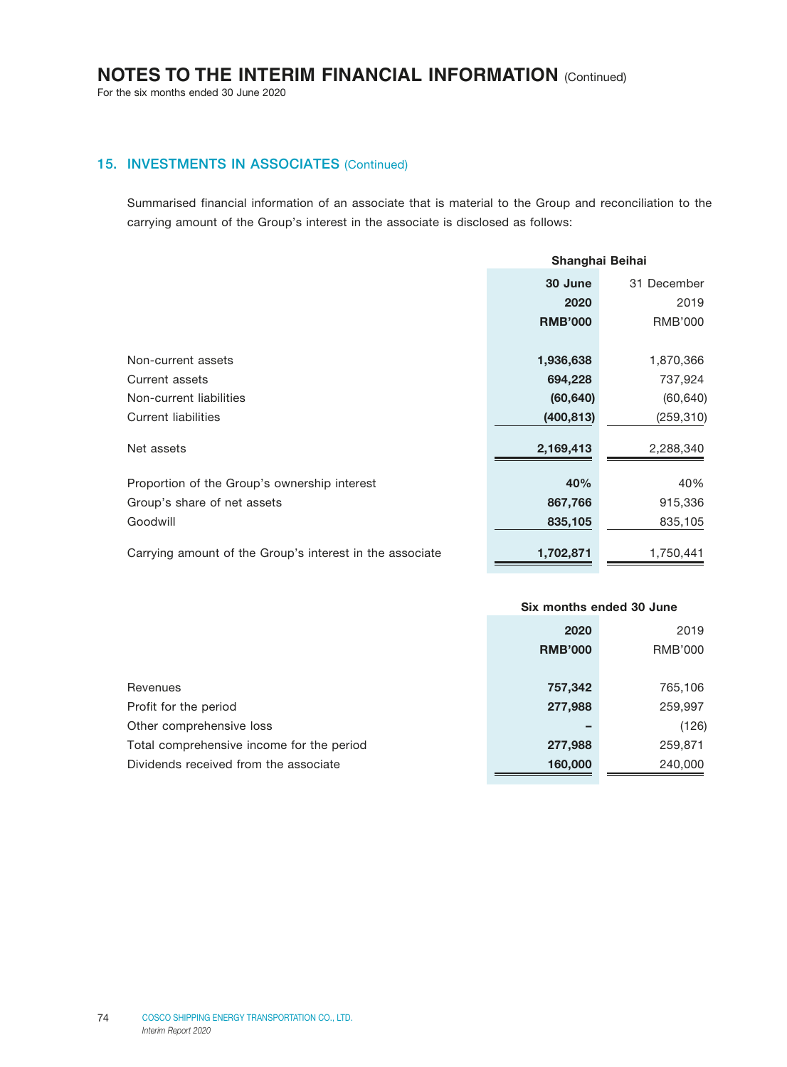## 15. INVESTMENTS IN ASSOCIATES (Continued)

Summarised financial information of an associate that is material to the Group and reconciliation to the carrying amount of the Group's interest in the associate is disclosed as follows:

| | Shanghai Beihai | |
|---|---|---|
| | **30 June 2020 RMB'000** | 31 December 2019 RMB'000 |
| Non-current assets | **1,936,638** | 1,870,366 |
| Current assets | **694,228** | 737,924 |
| Non-current liabilities | **(60,640)** | (60,640) |
| Current liabilities | **(400,813)** | (259,310) |
| Net assets | **2,169,413** | 2,288,340 |
| Proportion of the Group's ownership interest | **40%** | 40% |
| Group's share of net assets | **867,766** | 915,336 |
| Goodwill | **835,105** | 835,105 |
| Carrying amount of the Group's interest in the associate | **1,702,871** | 1,750,441 |

| | Six months ended 30 June | |
|---|---|---|
| | **2020 RMB'000** | 2019 RMB'000 |
| Revenues | **757,342** | 765,106 |
| Profit for the period | **277,988** | 259,997 |
| Other comprehensive loss | **–** | (126) |
| Total comprehensive income for the period | **277,988** | 259,871 |
| Dividends received from the associate | **160,000** | 240,000 |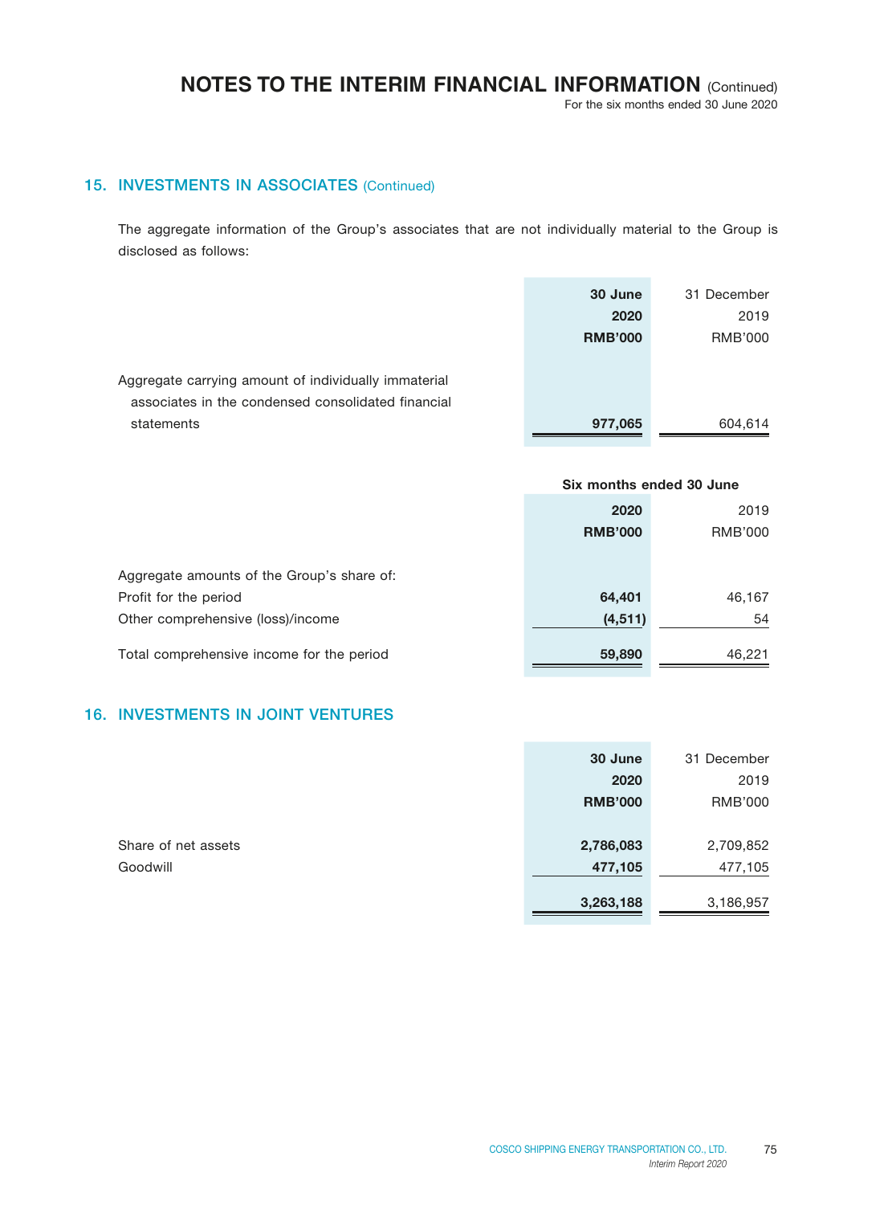## 15. INVESTMENTS IN ASSOCIATES (Continued)

The aggregate information of the Group's associates that are not individually material to the Group is disclosed as follows:

| | 30 June 2020 RMB'000 | 31 December 2019 RMB'000 |
|---|---|---|
| Aggregate carrying amount of individually immaterial associates in the condensed consolidated financial statements | **977,065** | 604,614 |

| | Six months ended 30 June | |
|---|---|---|
| | 2020 RMB'000 | 2019 RMB'000 |
| Aggregate amounts of the Group's share of: | | |
| Profit for the period | **64,401** | 46,167 |
| Other comprehensive (loss)/income | **(4,511)** | 54 |
| Total comprehensive income for the period | **59,890** | 46,221 |

## 16. INVESTMENTS IN JOINT VENTURES

| | 30 June 2020 RMB'000 | 31 December 2019 RMB'000 |
|---|---|---|
| Share of net assets | **2,786,083** | 2,709,852 |
| Goodwill | **477,105** | 477,105 |
| | **3,263,188** | 3,186,957 |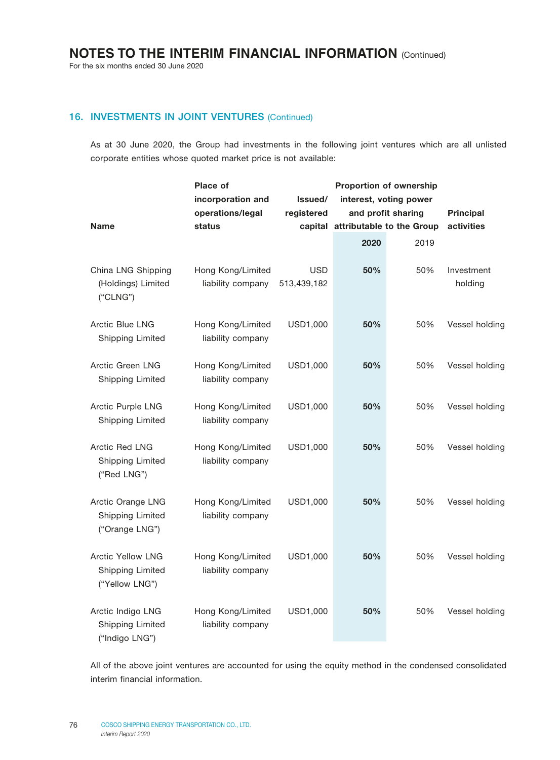# NOTES TO THE INTERIM FINANCIAL INFORMATION (Continued)

For the six months ended 30 June 2020

## 16. INVESTMENTS IN JOINT VENTURES (Continued)

As at 30 June 2020, the Group had investments in the following joint ventures which are all unlisted corporate entities whose quoted market price is not available:

| Name | Place of incorporation and operations/legal status | Issued/ registered capital | Proportion of ownership interest, voting power and profit sharing attributable to the Group | | Principal activities |
|---|---|---|---|---|---|
| | | | **2020** | 2019 | |
| China LNG Shipping (Holdings) Limited ("CLNG") | Hong Kong/Limited liability company | USD 513,439,182 | **50%** | 50% | Investment holding |
| Arctic Blue LNG Shipping Limited | Hong Kong/Limited liability company | USD1,000 | **50%** | 50% | Vessel holding |
| Arctic Green LNG Shipping Limited | Hong Kong/Limited liability company | USD1,000 | **50%** | 50% | Vessel holding |
| Arctic Purple LNG Shipping Limited | Hong Kong/Limited liability company | USD1,000 | **50%** | 50% | Vessel holding |
| Arctic Red LNG Shipping Limited ("Red LNG") | Hong Kong/Limited liability company | USD1,000 | **50%** | 50% | Vessel holding |
| Arctic Orange LNG Shipping Limited ("Orange LNG") | Hong Kong/Limited liability company | USD1,000 | **50%** | 50% | Vessel holding |
| Arctic Yellow LNG Shipping Limited ("Yellow LNG") | Hong Kong/Limited liability company | USD1,000 | **50%** | 50% | Vessel holding |
| Arctic Indigo LNG Shipping Limited ("Indigo LNG") | Hong Kong/Limited liability company | USD1,000 | **50%** | 50% | Vessel holding |

All of the above joint ventures are accounted for using the equity method in the condensed consolidated interim financial information.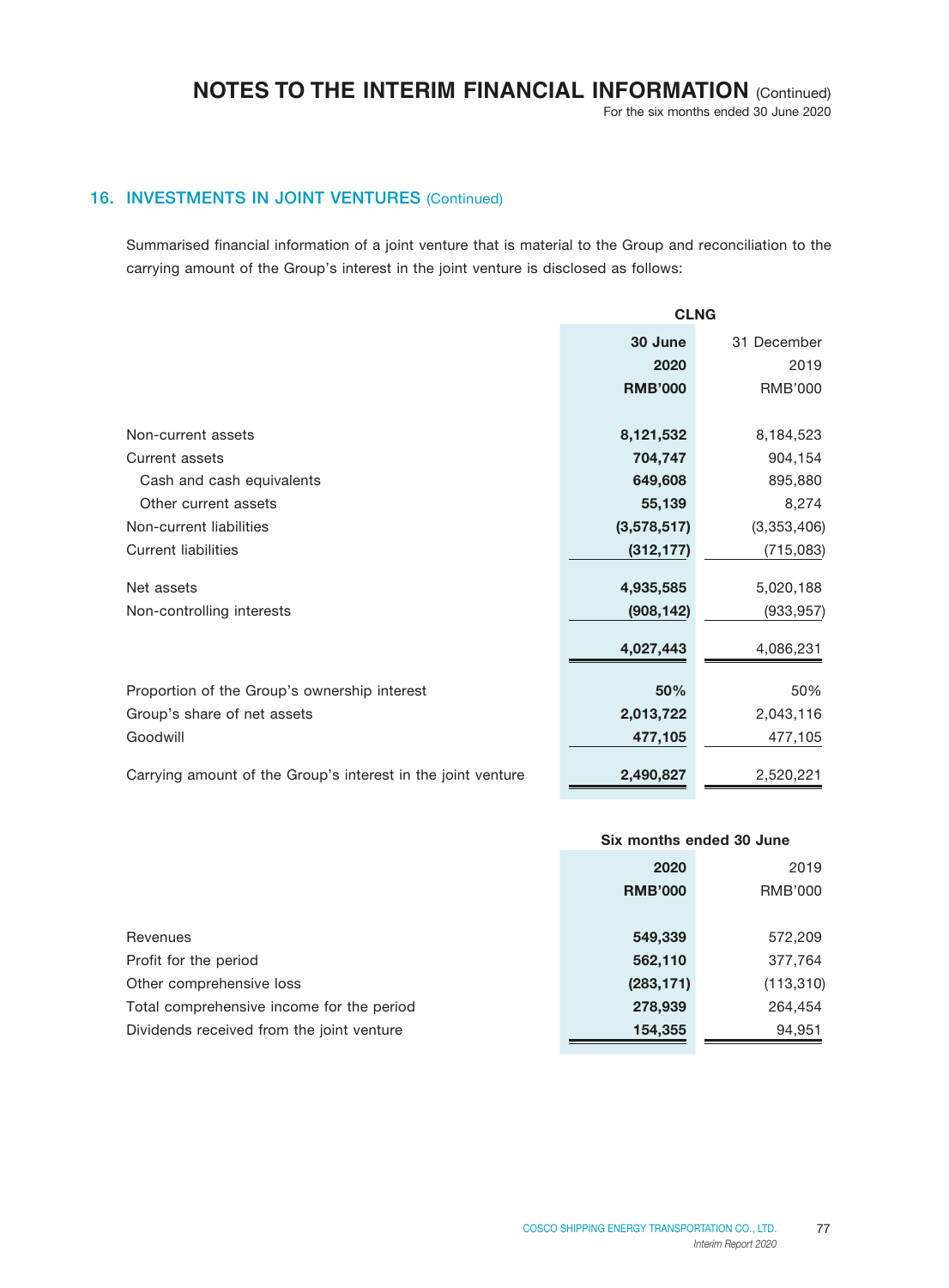## 16. INVESTMENTS IN JOINT VENTURES (Continued)

Summarised financial information of a joint venture that is material to the Group and reconciliation to the carrying amount of the Group's interest in the joint venture is disclosed as follows:

| | CLNG | |
|---|---|---|
| | **30 June 2020** | 31 December 2019 |
| | **RMB'000** | RMB'000 |
| Non-current assets | **8,121,532** | 8,184,523 |
| Current assets | **704,747** | 904,154 |
| Cash and cash equivalents | **649,608** | 895,880 |
| Other current assets | **55,139** | 8,274 |
| Non-current liabilities | **(3,578,517)** | (3,353,406) |
| Current liabilities | **(312,177)** | (715,083) |
| Net assets | **4,935,585** | 5,020,188 |
| Non-controlling interests | **(908,142)** | (933,957) |
| | **4,027,443** | 4,086,231 |
| Proportion of the Group's ownership interest | **50%** | 50% |
| Group's share of net assets | **2,013,722** | 2,043,116 |
| Goodwill | **477,105** | 477,105 |
| Carrying amount of the Group's interest in the joint venture | **2,490,827** | 2,520,221 |

| | Six months ended 30 June | |
|---|---|---|
| | **2020** | 2019 |
| | **RMB'000** | RMB'000 |
| Revenues | **549,339** | 572,209 |
| Profit for the period | **562,110** | 377,764 |
| Other comprehensive loss | **(283,171)** | (113,310) |
| Total comprehensive income for the period | **278,939** | 264,454 |
| Dividends received from the joint venture | **154,355** | 94,951 |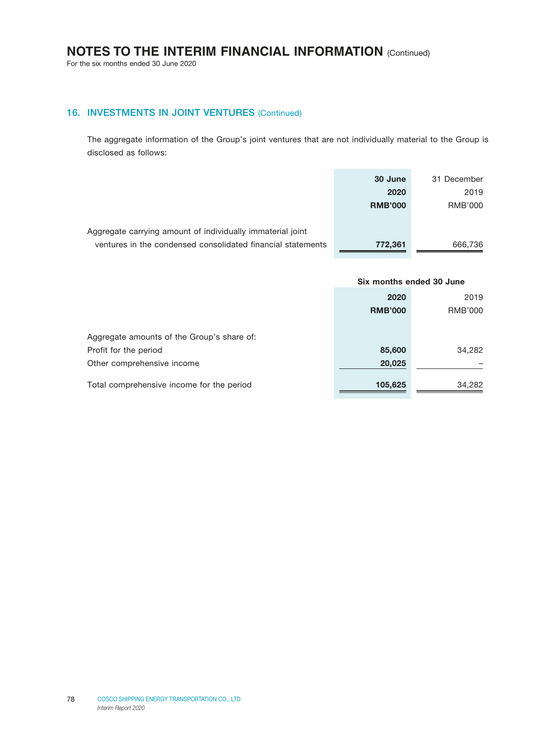## 16. INVESTMENTS IN JOINT VENTURES (Continued)

The aggregate information of the Group's joint ventures that are not individually material to the Group is disclosed as follows:

| | **30 June 2020 RMB'000** | 31 December 2019 RMB'000 |
|---|---|---|
| Aggregate carrying amount of individually immaterial joint ventures in the condensed consolidated financial statements | **772,361** | 666,736 |

| | **Six months ended 30 June** | |
|---|---|---|
| | **2020 RMB'000** | 2019 RMB'000 |
| Aggregate amounts of the Group's share of: | | |
| Profit for the period | **85,600** | 34,282 |
| Other comprehensive income | **20,025** | – |
| Total comprehensive income for the period | **105,625** | 34,282 |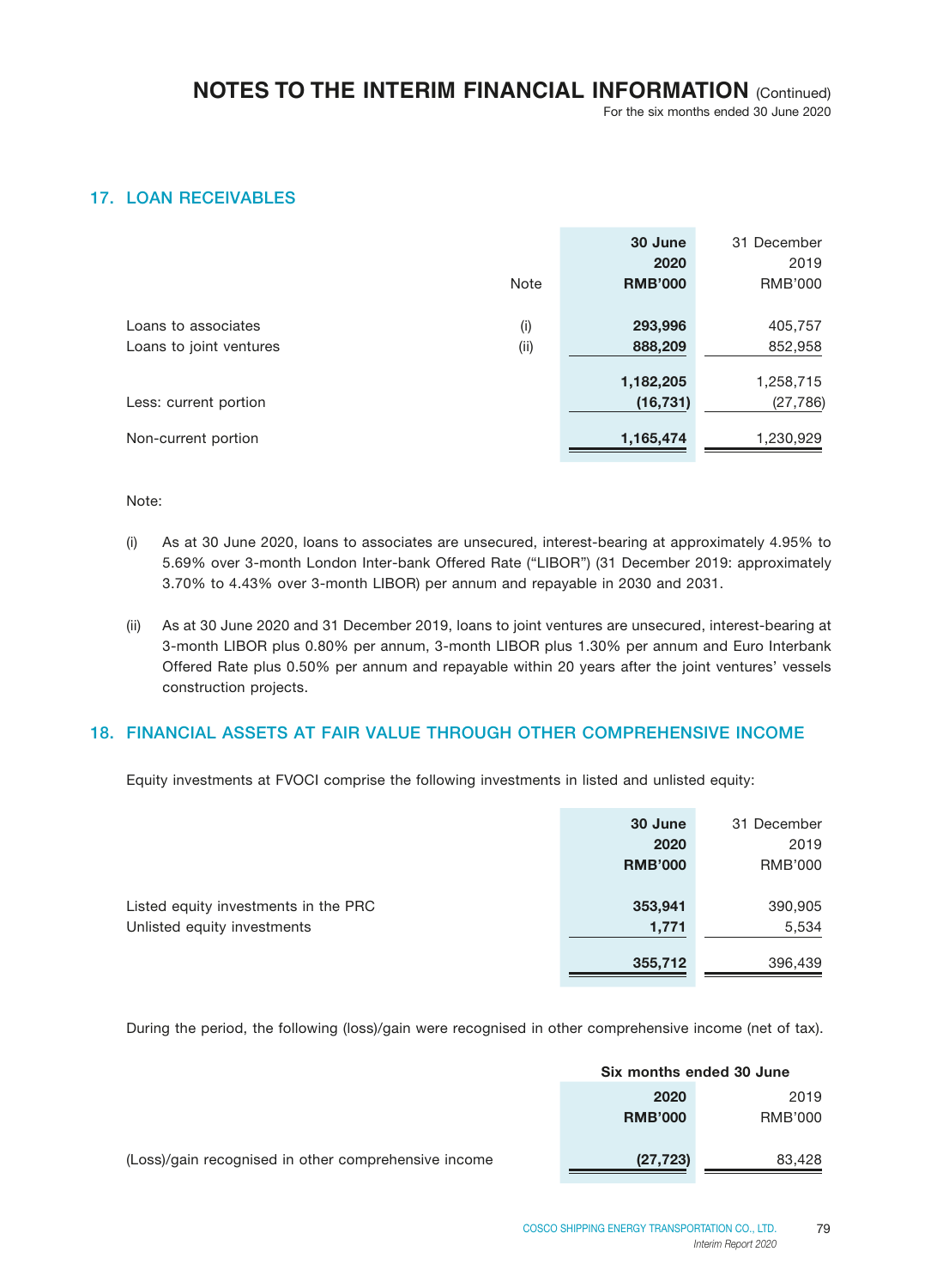# NOTES TO THE INTERIM FINANCIAL INFORMATION (Continued)

For the six months ended 30 June 2020

## 17. LOAN RECEIVABLES

| | Note | 30 June 2020 RMB'000 | 31 December 2019 RMB'000 |
|---|---|---|---|
| Loans to associates | (i) | 293,996 | 405,757 |
| Loans to joint ventures | (ii) | 888,209 | 852,958 |
| | | 1,182,205 | 1,258,715 |
| Less: current portion | | (16,731) | (27,786) |
| Non-current portion | | 1,165,474 | 1,230,929 |

Note:

(i) As at 30 June 2020, loans to associates are unsecured, interest-bearing at approximately 4.95% to 5.69% over 3-month London Inter-bank Offered Rate ("LIBOR") (31 December 2019: approximately 3.70% to 4.43% over 3-month LIBOR) per annum and repayable in 2030 and 2031.

(ii) As at 30 June 2020 and 31 December 2019, loans to joint ventures are unsecured, interest-bearing at 3-month LIBOR plus 0.80% per annum, 3-month LIBOR plus 1.30% per annum and Euro Interbank Offered Rate plus 0.50% per annum and repayable within 20 years after the joint ventures' vessels construction projects.

## 18. FINANCIAL ASSETS AT FAIR VALUE THROUGH OTHER COMPREHENSIVE INCOME

Equity investments at FVOCI comprise the following investments in listed and unlisted equity:

| | 30 June 2020 RMB'000 | 31 December 2019 RMB'000 |
|---|---|---|
| Listed equity investments in the PRC | 353,941 | 390,905 |
| Unlisted equity investments | 1,771 | 5,534 |
| | 355,712 | 396,439 |

During the period, the following (loss)/gain were recognised in other comprehensive income (net of tax).

| | Six months ended 30 June | |
|---|---|---|
| | 2020 RMB'000 | 2019 RMB'000 |
| (Loss)/gain recognised in other comprehensive income | (27,723) | 83,428 |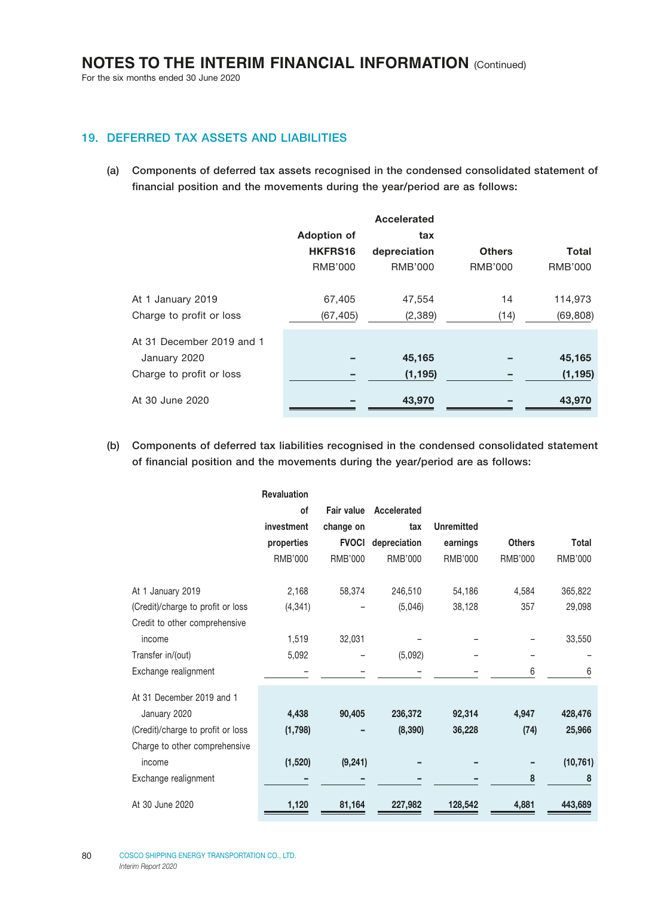## 19. DEFERRED TAX ASSETS AND LIABILITIES

**(a) Components of deferred tax assets recognised in the condensed consolidated statement of financial position and the movements during the year/period are as follows:**

| | Adoption of HKFRS16 | Accelerated tax depreciation | Others | Total |
|---|---|---|---|---|
| | RMB'000 | RMB'000 | RMB'000 | RMB'000 |
| At 1 January 2019 | 67,405 | 47,554 | 14 | 114,973 |
| Charge to profit or loss | (67,405) | (2,389) | (14) | (69,808) |
| At 31 December 2019 and 1 January 2020 | **–** | **45,165** | **–** | **45,165** |
| Charge to profit or loss | **–** | **(1,195)** | **–** | **(1,195)** |
| At 30 June 2020 | **–** | **43,970** | **–** | **43,970** |

**(b) Components of deferred tax liabilities recognised in the condensed consolidated statement of financial position and the movements during the year/period are as follows:**

| | Revaluation of investment properties | Fair value change on FVOCI | Accelerated tax depreciation | Unremitted earnings | Others | Total |
|---|---|---|---|---|---|---|
| | RMB'000 | RMB'000 | RMB'000 | RMB'000 | RMB'000 | RMB'000 |
| At 1 January 2019 | 2,168 | 58,374 | 246,510 | 54,186 | 4,584 | 365,822 |
| (Credit)/charge to profit or loss | (4,341) | – | (5,046) | 38,128 | 357 | 29,098 |
| Credit to other comprehensive income | 1,519 | 32,031 | – | – | – | 33,550 |
| Transfer in/(out) | 5,092 | – | (5,092) | – | – | – |
| Exchange realignment | – | – | – | – | 6 | 6 |
| At 31 December 2019 and 1 January 2020 | **4,438** | **90,405** | **236,372** | **92,314** | **4,947** | **428,476** |
| (Credit)/charge to profit or loss | **(1,798)** | **–** | **(8,390)** | **36,228** | **(74)** | **25,966** |
| Charge to other comprehensive income | **(1,520)** | **(9,241)** | **–** | **–** | **–** | **(10,761)** |
| Exchange realignment | **–** | **–** | **–** | **–** | **8** | **8** |
| At 30 June 2020 | **1,120** | **81,164** | **227,982** | **128,542** | **4,881** | **443,689** |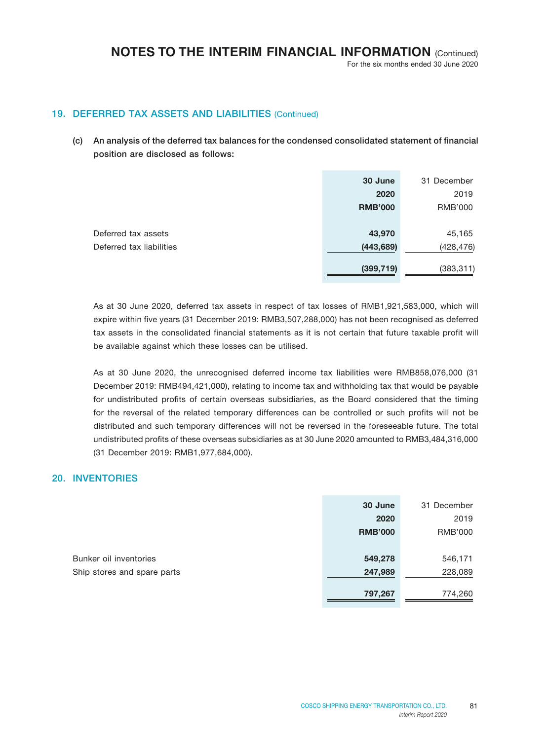## 19. DEFERRED TAX ASSETS AND LIABILITIES (Continued)

**(c) An analysis of the deferred tax balances for the condensed consolidated statement of financial position are disclosed as follows:**

| | 30 June 2020 RMB'000 | 31 December 2019 RMB'000 |
|---|---|---|
| Deferred tax assets | **43,970** | 45,165 |
| Deferred tax liabilities | **(443,689)** | (428,476) |
| | **(399,719)** | (383,311) |

As at 30 June 2020, deferred tax assets in respect of tax losses of RMB1,921,583,000, which will expire within five years (31 December 2019: RMB3,507,288,000) has not been recognised as deferred tax assets in the consolidated financial statements as it is not certain that future taxable profit will be available against which these losses can be utilised.

As at 30 June 2020, the unrecognised deferred income tax liabilities were RMB858,076,000 (31 December 2019: RMB494,421,000), relating to income tax and withholding tax that would be payable for undistributed profits of certain overseas subsidiaries, as the Board considered that the timing for the reversal of the related temporary differences can be controlled or such profits will not be distributed and such temporary differences will not be reversed in the foreseeable future. The total undistributed profits of these overseas subsidiaries as at 30 June 2020 amounted to RMB3,484,316,000 (31 December 2019: RMB1,977,684,000).

## 20. INVENTORIES

| | 30 June 2020 RMB'000 | 31 December 2019 RMB'000 |
|---|---|---|
| Bunker oil inventories | **549,278** | 546,171 |
| Ship stores and spare parts | **247,989** | 228,089 |
| | **797,267** | 774,260 |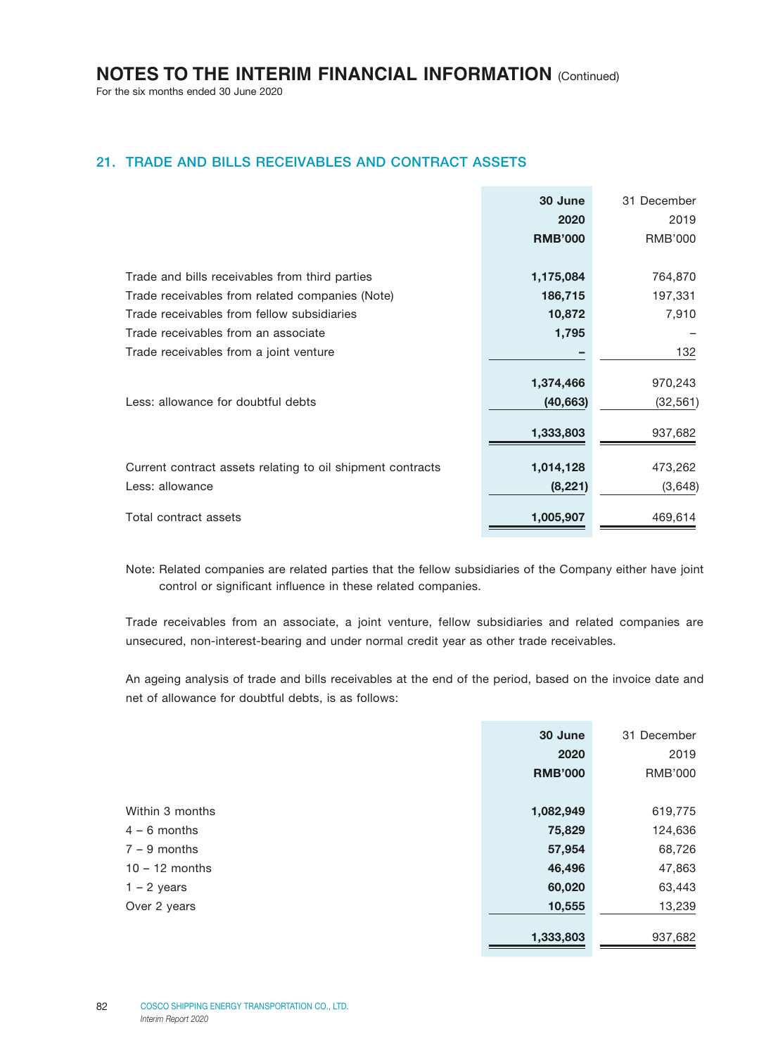## 21. TRADE AND BILLS RECEIVABLES AND CONTRACT ASSETS

| | 30 June 2020 RMB'000 | 31 December 2019 RMB'000 |
|---|---|---|
| Trade and bills receivables from third parties | **1,175,084** | 764,870 |
| Trade receivables from related companies (Note) | **186,715** | 197,331 |
| Trade receivables from fellow subsidiaries | **10,872** | 7,910 |
| Trade receivables from an associate | **1,795** | – |
| Trade receivables from a joint venture | **–** | 132 |
| | **1,374,466** | 970,243 |
| Less: allowance for doubtful debts | **(40,663)** | (32,561) |
| | **1,333,803** | 937,682 |
| Current contract assets relating to oil shipment contracts | **1,014,128** | 473,262 |
| Less: allowance | **(8,221)** | (3,648) |
| Total contract assets | **1,005,907** | 469,614 |

Note: Related companies are related parties that the fellow subsidiaries of the Company either have joint control or significant influence in these related companies.

Trade receivables from an associate, a joint venture, fellow subsidiaries and related companies are unsecured, non-interest-bearing and under normal credit year as other trade receivables.

An ageing analysis of trade and bills receivables at the end of the period, based on the invoice date and net of allowance for doubtful debts, is as follows:

| | 30 June 2020 RMB'000 | 31 December 2019 RMB'000 |
|---|---|---|
| Within 3 months | **1,082,949** | 619,775 |
| 4 – 6 months | **75,829** | 124,636 |
| 7 – 9 months | **57,954** | 68,726 |
| 10 – 12 months | **46,496** | 47,863 |
| 1 – 2 years | **60,020** | 63,443 |
| Over 2 years | **10,555** | 13,239 |
| | **1,333,803** | 937,682 |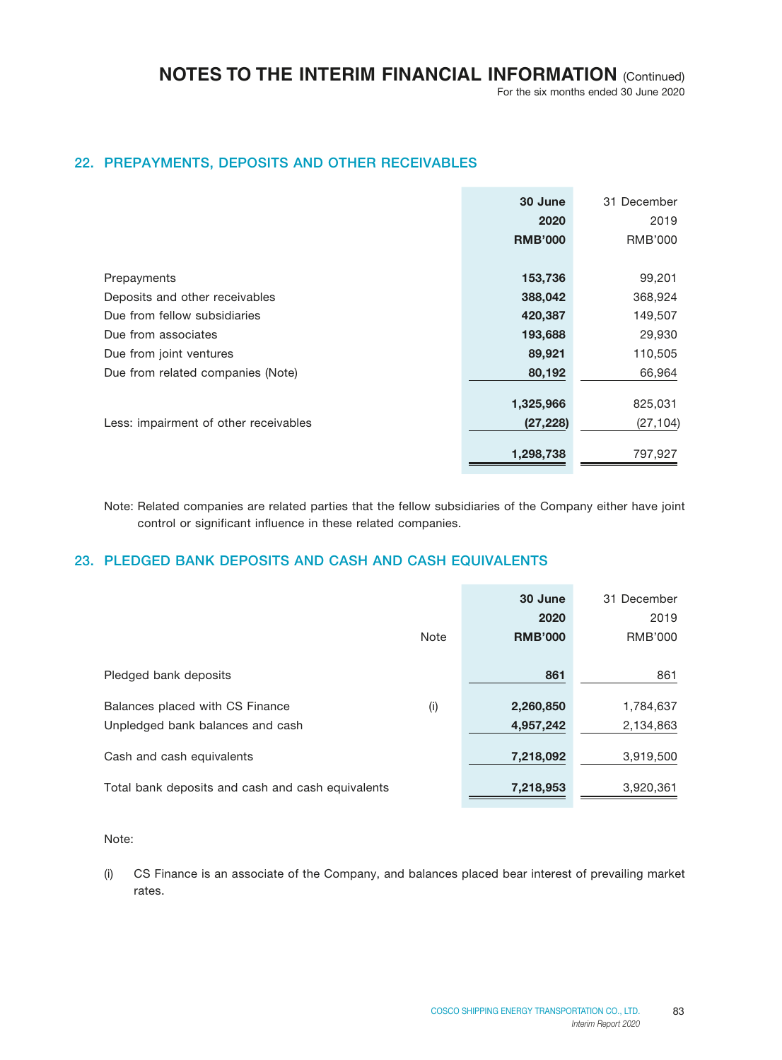## 22. PREPAYMENTS, DEPOSITS AND OTHER RECEIVABLES

| | 30 June 2020 RMB'000 | 31 December 2019 RMB'000 |
|---|---|---|
| Prepayments | **153,736** | 99,201 |
| Deposits and other receivables | **388,042** | 368,924 |
| Due from fellow subsidiaries | **420,387** | 149,507 |
| Due from associates | **193,688** | 29,930 |
| Due from joint ventures | **89,921** | 110,505 |
| Due from related companies (Note) | **80,192** | 66,964 |
| | **1,325,966** | 825,031 |
| Less: impairment of other receivables | **(27,228)** | (27,104) |
| | **1,298,738** | 797,927 |

Note: Related companies are related parties that the fellow subsidiaries of the Company either have joint control or significant influence in these related companies.

## 23. PLEDGED BANK DEPOSITS AND CASH AND CASH EQUIVALENTS

| | Note | 30 June 2020 RMB'000 | 31 December 2019 RMB'000 |
|---|---|---|---|
| Pledged bank deposits | | **861** | 861 |
| Balances placed with CS Finance | (i) | **2,260,850** | 1,784,637 |
| Unpledged bank balances and cash | | **4,957,242** | 2,134,863 |
| Cash and cash equivalents | | **7,218,092** | 3,919,500 |
| Total bank deposits and cash and cash equivalents | | **7,218,953** | 3,920,361 |

Note:

(i) CS Finance is an associate of the Company, and balances placed bear interest of prevailing market rates.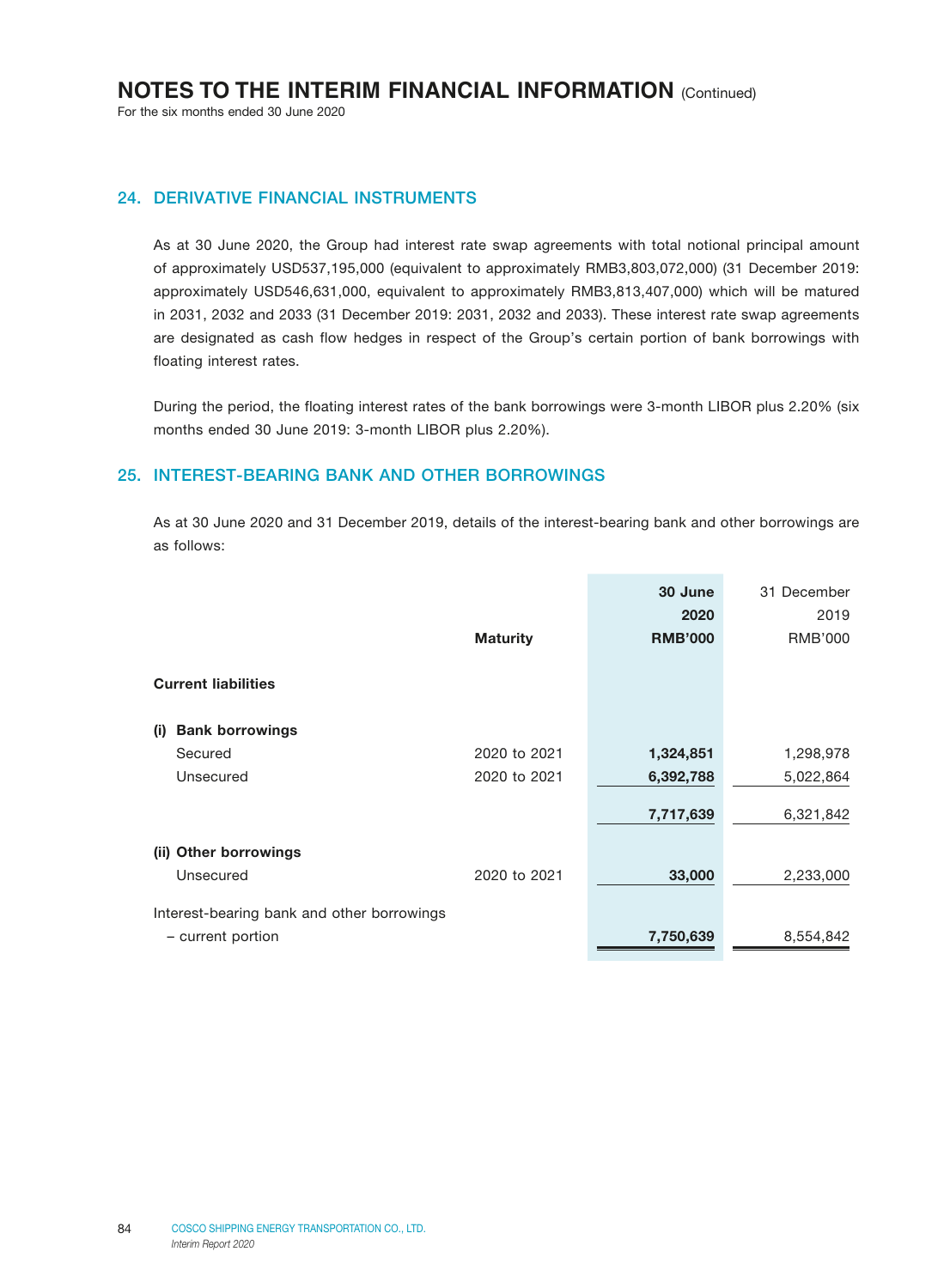## 24. DERIVATIVE FINANCIAL INSTRUMENTS

As at 30 June 2020, the Group had interest rate swap agreements with total notional principal amount of approximately USD537,195,000 (equivalent to approximately RMB3,803,072,000) (31 December 2019: approximately USD546,631,000, equivalent to approximately RMB3,813,407,000) which will be matured in 2031, 2032 and 2033 (31 December 2019: 2031, 2032 and 2033). These interest rate swap agreements are designated as cash flow hedges in respect of the Group's certain portion of bank borrowings with floating interest rates.

During the period, the floating interest rates of the bank borrowings were 3-month LIBOR plus 2.20% (six months ended 30 June 2019: 3-month LIBOR plus 2.20%).

## 25. INTEREST-BEARING BANK AND OTHER BORROWINGS

As at 30 June 2020 and 31 December 2019, details of the interest-bearing bank and other borrowings are as follows:

| | Maturity | 30 June 2020 RMB'000 | 31 December 2019 RMB'000 |
|---|---|---|---|
| **Current liabilities** | | | |
| **(i) Bank borrowings** | | | |
| Secured | 2020 to 2021 | **1,324,851** | 1,298,978 |
| Unsecured | 2020 to 2021 | **6,392,788** | 5,022,864 |
| | | **7,717,639** | 6,321,842 |
| **(ii) Other borrowings** | | | |
| Unsecured | 2020 to 2021 | **33,000** | 2,233,000 |
| Interest-bearing bank and other borrowings – current portion | | **7,750,639** | 8,554,842 |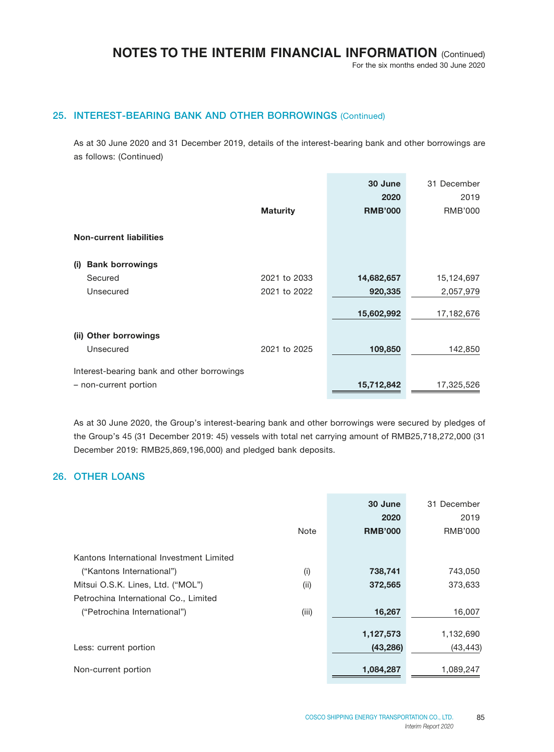## 25. INTEREST-BEARING BANK AND OTHER BORROWINGS (Continued)

As at 30 June 2020 and 31 December 2019, details of the interest-bearing bank and other borrowings are as follows: (Continued)

| | Maturity | 30 June 2020 RMB'000 | 31 December 2019 RMB'000 |
|---|---|---|---|
| **Non-current liabilities** | | | |
| **(i) Bank borrowings** | | | |
| Secured | 2021 to 2033 | **14,682,657** | 15,124,697 |
| Unsecured | 2021 to 2022 | **920,335** | 2,057,979 |
| | | **15,602,992** | 17,182,676 |
| **(ii) Other borrowings** | | | |
| Unsecured | 2021 to 2025 | **109,850** | 142,850 |
| Interest-bearing bank and other borrowings – non-current portion | | **15,712,842** | 17,325,526 |

As at 30 June 2020, the Group's interest-bearing bank and other borrowings were secured by pledges of the Group's 45 (31 December 2019: 45) vessels with total net carrying amount of RMB25,718,272,000 (31 December 2019: RMB25,869,196,000) and pledged bank deposits.

## 26. OTHER LOANS

| | Note | 30 June 2020 RMB'000 | 31 December 2019 RMB'000 |
|---|---|---|---|
| Kantons International Investment Limited ("Kantons International") | (i) | **738,741** | 743,050 |
| Mitsui O.S.K. Lines, Ltd. ("MOL") | (ii) | **372,565** | 373,633 |
| Petrochina International Co., Limited ("Petrochina International") | (iii) | **16,267** | 16,007 |
| | | **1,127,573** | 1,132,690 |
| Less: current portion | | **(43,286)** | (43,443) |
| Non-current portion | | **1,084,287** | 1,089,247 |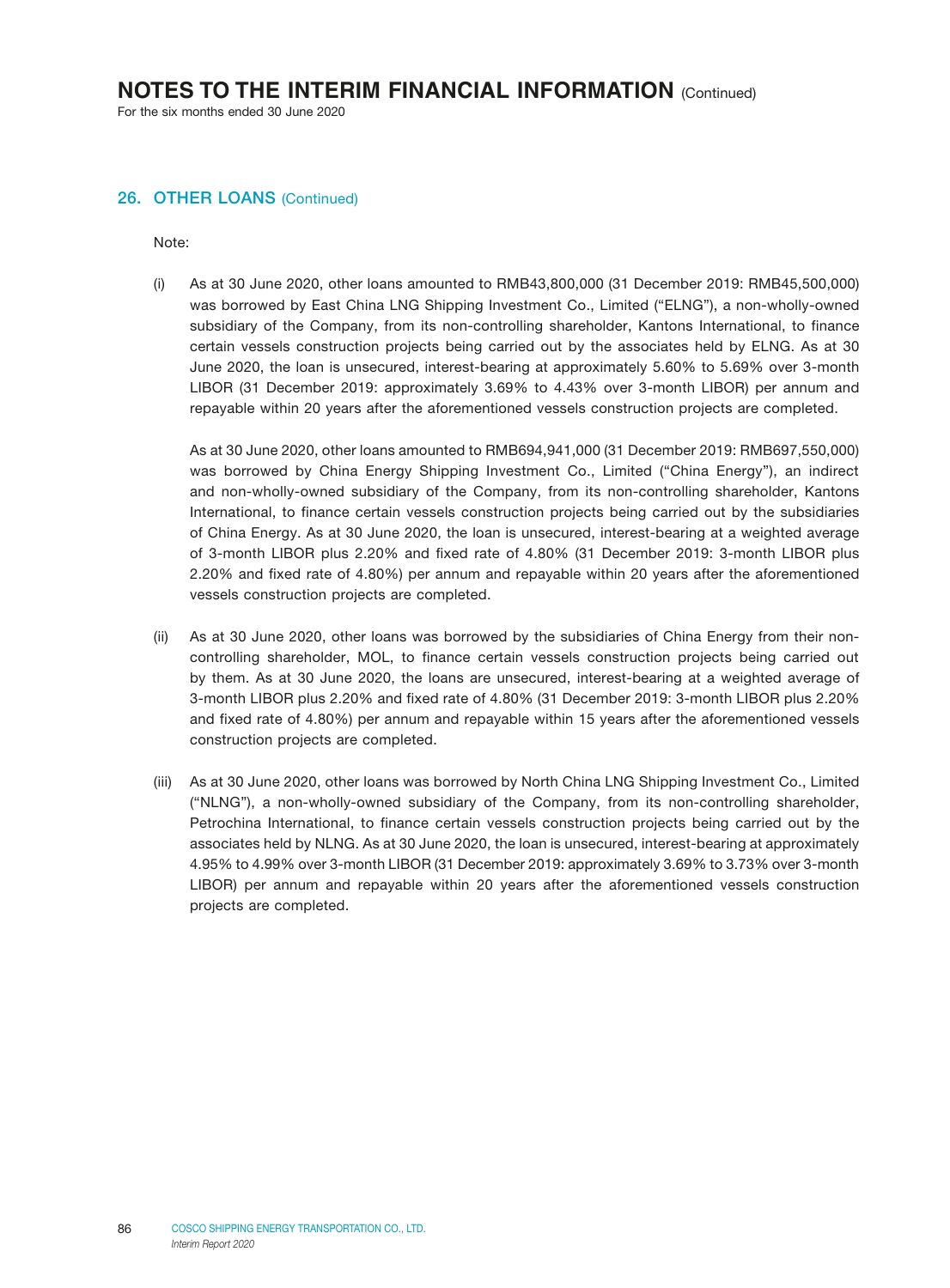## 26. OTHER LOANS (Continued)

Note:

(i) As at 30 June 2020, other loans amounted to RMB43,800,000 (31 December 2019: RMB45,500,000) was borrowed by East China LNG Shipping Investment Co., Limited ("ELNG"), a non-wholly-owned subsidiary of the Company, from its non-controlling shareholder, Kantons International, to finance certain vessels construction projects being carried out by the associates held by ELNG. As at 30 June 2020, the loan is unsecured, interest-bearing at approximately 5.60% to 5.69% over 3-month LIBOR (31 December 2019: approximately 3.69% to 4.43% over 3-month LIBOR) per annum and repayable within 20 years after the aforementioned vessels construction projects are completed.

As at 30 June 2020, other loans amounted to RMB694,941,000 (31 December 2019: RMB697,550,000) was borrowed by China Energy Shipping Investment Co., Limited ("China Energy"), an indirect and non-wholly-owned subsidiary of the Company, from its non-controlling shareholder, Kantons International, to finance certain vessels construction projects being carried out by the subsidiaries of China Energy. As at 30 June 2020, the loan is unsecured, interest-bearing at a weighted average of 3-month LIBOR plus 2.20% and fixed rate of 4.80% (31 December 2019: 3-month LIBOR plus 2.20% and fixed rate of 4.80%) per annum and repayable within 20 years after the aforementioned vessels construction projects are completed.

(ii) As at 30 June 2020, other loans was borrowed by the subsidiaries of China Energy from their non-controlling shareholder, MOL, to finance certain vessels construction projects being carried out by them. As at 30 June 2020, the loans are unsecured, interest-bearing at a weighted average of 3-month LIBOR plus 2.20% and fixed rate of 4.80% (31 December 2019: 3-month LIBOR plus 2.20% and fixed rate of 4.80%) per annum and repayable within 15 years after the aforementioned vessels construction projects are completed.

(iii) As at 30 June 2020, other loans was borrowed by North China LNG Shipping Investment Co., Limited ("NLNG"), a non-wholly-owned subsidiary of the Company, from its non-controlling shareholder, Petrochina International, to finance certain vessels construction projects being carried out by the associates held by NLNG. As at 30 June 2020, the loan is unsecured, interest-bearing at approximately 4.95% to 4.99% over 3-month LIBOR (31 December 2019: approximately 3.69% to 3.73% over 3-month LIBOR) per annum and repayable within 20 years after the aforementioned vessels construction projects are completed.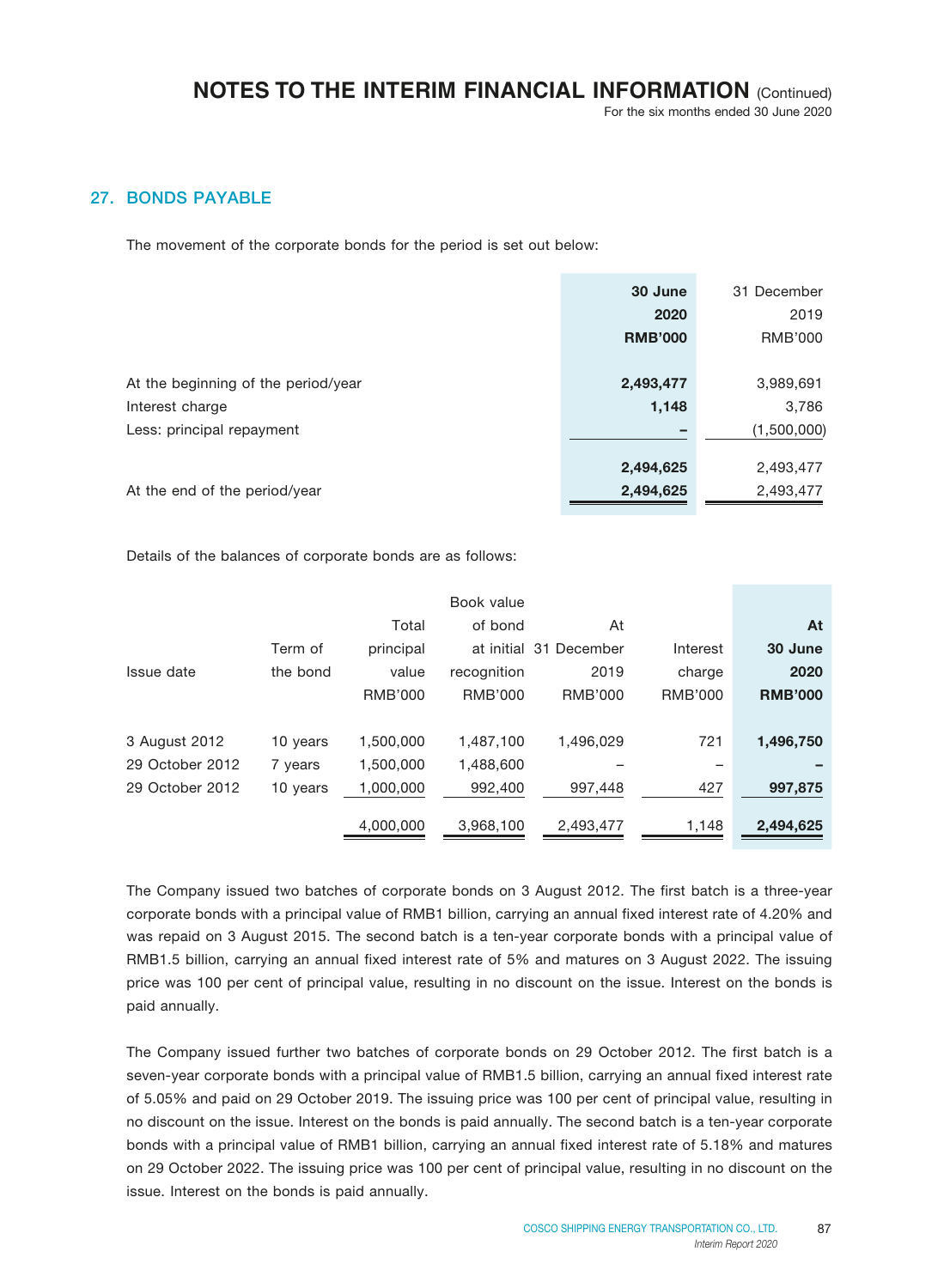## 27. BONDS PAYABLE

The movement of the corporate bonds for the period is set out below:

| | **30 June 2020 RMB'000** | 31 December 2019 RMB'000 |
|---|---|---|
| At the beginning of the period/year | **2,493,477** | 3,989,691 |
| Interest charge | **1,148** | 3,786 |
| Less: principal repayment | **–** | (1,500,000) |
| | **2,494,625** | 2,493,477 |
| At the end of the period/year | **2,494,625** | 2,493,477 |

Details of the balances of corporate bonds are as follows:

| Issue date | Term of the bond | Total principal value RMB'000 | Book value of bond at initial recognition RMB'000 | At 31 December 2019 RMB'000 | Interest charge RMB'000 | **At 30 June 2020 RMB'000** |
|---|---|---|---|---|---|---|
| 3 August 2012 | 10 years | 1,500,000 | 1,487,100 | 1,496,029 | 721 | **1,496,750** |
| 29 October 2012 | 7 years | 1,500,000 | 1,488,600 | – | – | **–** |
| 29 October 2012 | 10 years | 1,000,000 | 992,400 | 997,448 | 427 | **997,875** |
| | | 4,000,000 | 3,968,100 | 2,493,477 | 1,148 | **2,494,625** |

The Company issued two batches of corporate bonds on 3 August 2012. The first batch is a three-year corporate bonds with a principal value of RMB1 billion, carrying an annual fixed interest rate of 4.20% and was repaid on 3 August 2015. The second batch is a ten-year corporate bonds with a principal value of RMB1.5 billion, carrying an annual fixed interest rate of 5% and matures on 3 August 2022. The issuing price was 100 per cent of principal value, resulting in no discount on the issue. Interest on the bonds is paid annually.

The Company issued further two batches of corporate bonds on 29 October 2012. The first batch is a seven-year corporate bonds with a principal value of RMB1.5 billion, carrying an annual fixed interest rate of 5.05% and paid on 29 October 2019. The issuing price was 100 per cent of principal value, resulting in no discount on the issue. Interest on the bonds is paid annually. The second batch is a ten-year corporate bonds with a principal value of RMB1 billion, carrying an annual fixed interest rate of 5.18% and matures on 29 October 2022. The issuing price was 100 per cent of principal value, resulting in no discount on the issue. Interest on the bonds is paid annually.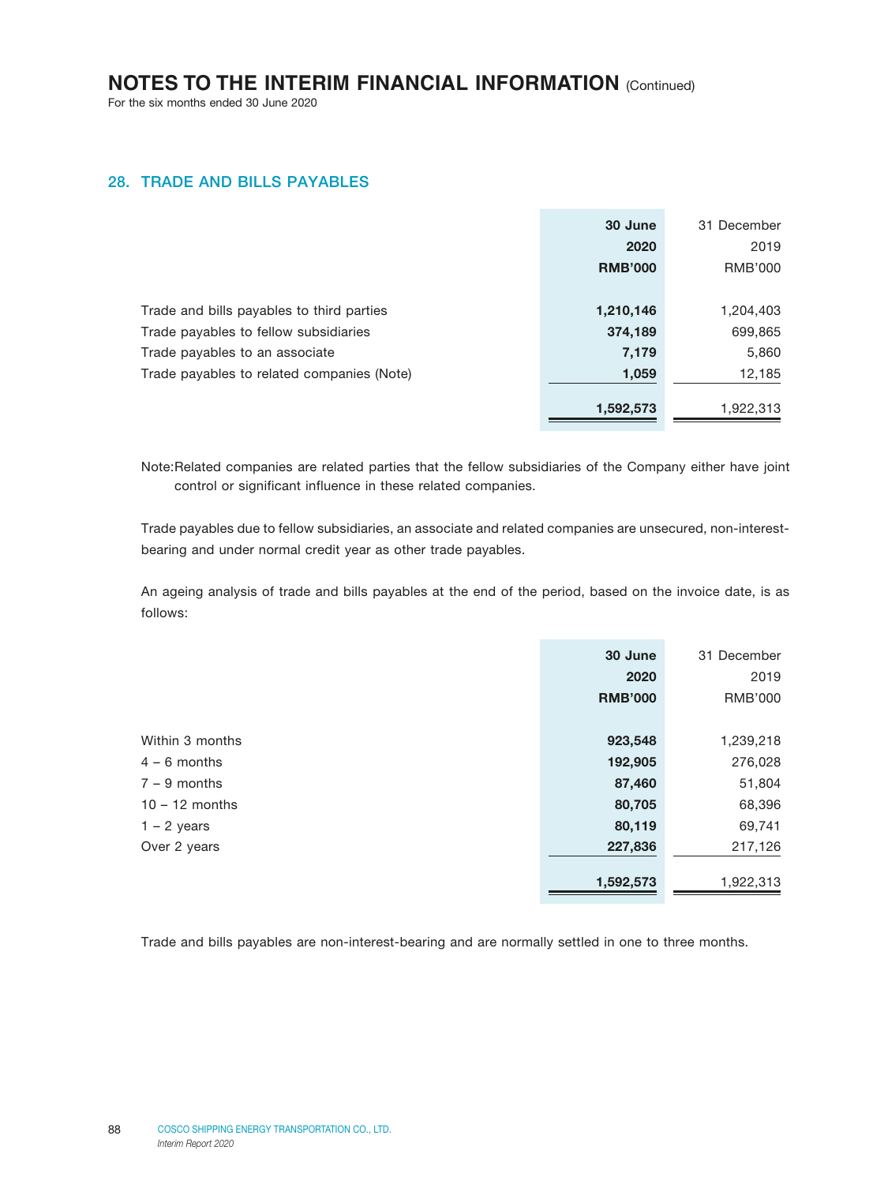## 28. TRADE AND BILLS PAYABLES

| | 30 June 2020 RMB'000 | 31 December 2019 RMB'000 |
|---|---|---|
| Trade and bills payables to third parties | **1,210,146** | 1,204,403 |
| Trade payables to fellow subsidiaries | **374,189** | 699,865 |
| Trade payables to an associate | **7,179** | 5,860 |
| Trade payables to related companies (Note) | **1,059** | 12,185 |
| | **1,592,573** | 1,922,313 |

Note: Related companies are related parties that the fellow subsidiaries of the Company either have joint control or significant influence in these related companies.

Trade payables due to fellow subsidiaries, an associate and related companies are unsecured, non-interest-bearing and under normal credit year as other trade payables.

An ageing analysis of trade and bills payables at the end of the period, based on the invoice date, is as follows:

| | 30 June 2020 RMB'000 | 31 December 2019 RMB'000 |
|---|---|---|
| Within 3 months | **923,548** | 1,239,218 |
| 4 – 6 months | **192,905** | 276,028 |
| 7 – 9 months | **87,460** | 51,804 |
| 10 – 12 months | **80,705** | 68,396 |
| 1 – 2 years | **80,119** | 69,741 |
| Over 2 years | **227,836** | 217,126 |
| | **1,592,573** | 1,922,313 |

Trade and bills payables are non-interest-bearing and are normally settled in one to three months.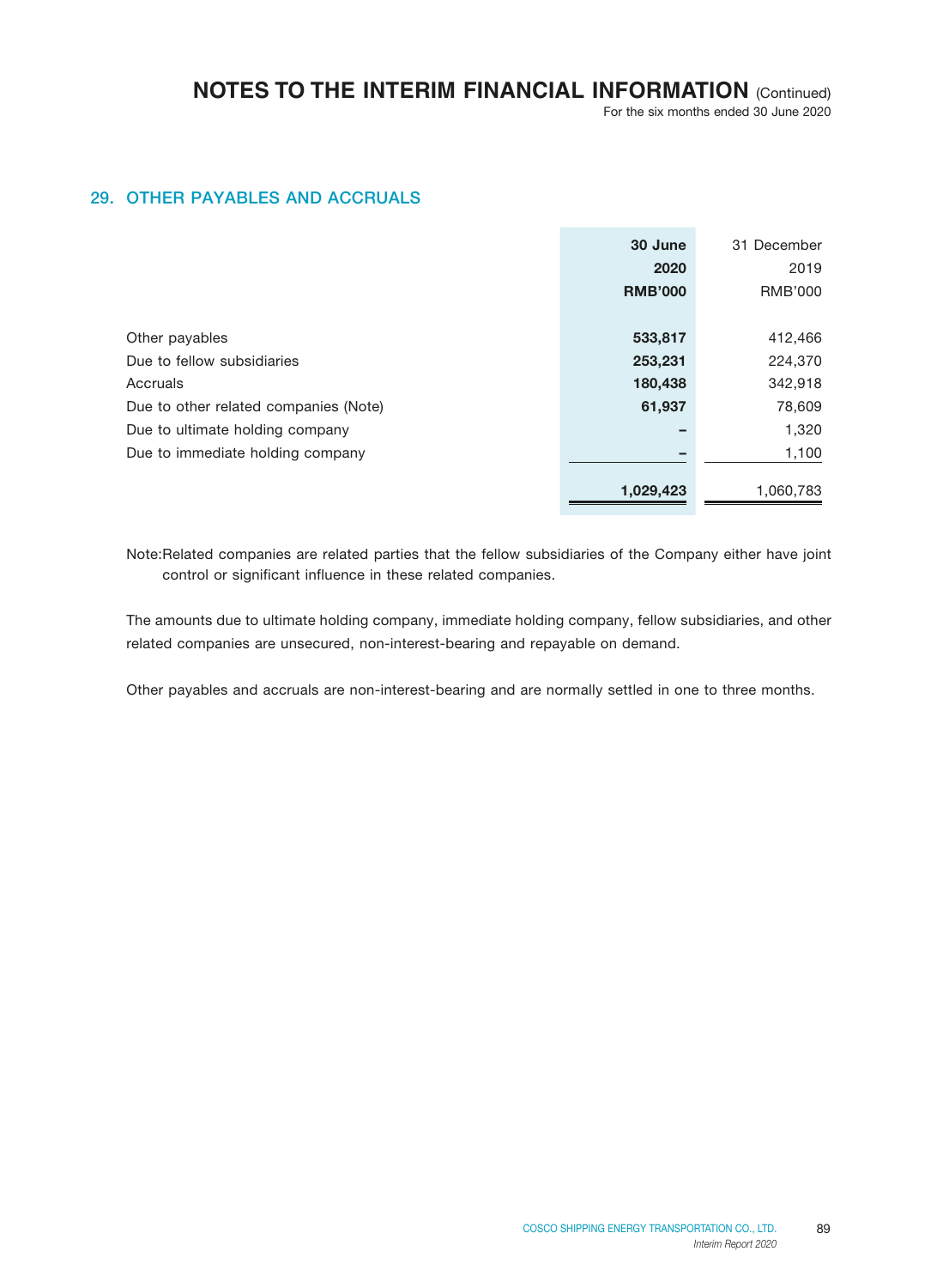## 29. OTHER PAYABLES AND ACCRUALS

| | **30 June 2020 RMB'000** | 31 December 2019 RMB'000 |
|---|---|---|
| Other payables | **533,817** | 412,466 |
| Due to fellow subsidiaries | **253,231** | 224,370 |
| Accruals | **180,438** | 342,918 |
| Due to other related companies (Note) | **61,937** | 78,609 |
| Due to ultimate holding company | **–** | 1,320 |
| Due to immediate holding company | **–** | 1,100 |
| | **1,029,423** | 1,060,783 |

Note: Related companies are related parties that the fellow subsidiaries of the Company either have joint control or significant influence in these related companies.

The amounts due to ultimate holding company, immediate holding company, fellow subsidiaries, and other related companies are unsecured, non-interest-bearing and repayable on demand.

Other payables and accruals are non-interest-bearing and are normally settled in one to three months.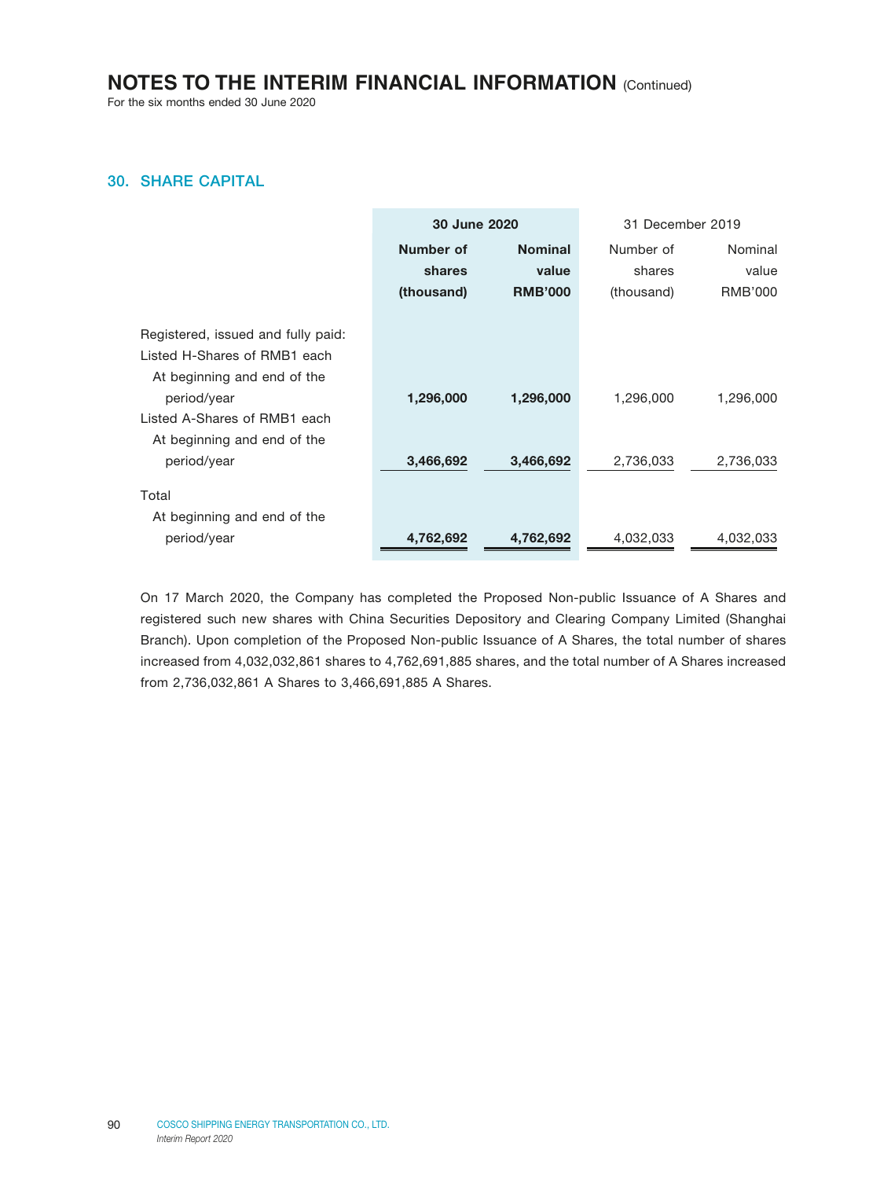## 30. SHARE CAPITAL

| | 30 June 2020 | | 31 December 2019 | |
|---|---|---|---|---|
| | **Number of shares (thousand)** | **Nominal value RMB'000** | Number of shares (thousand) | Nominal value RMB'000 |
| Registered, issued and fully paid: | | | | |
| Listed H-Shares of RMB1 each | | | | |
| At beginning and end of the period/year | **1,296,000** | **1,296,000** | 1,296,000 | 1,296,000 |
| Listed A-Shares of RMB1 each | | | | |
| At beginning and end of the period/year | **3,466,692** | **3,466,692** | 2,736,033 | 2,736,033 |
| Total | | | | |
| At beginning and end of the period/year | **4,762,692** | **4,762,692** | 4,032,033 | 4,032,033 |

On 17 March 2020, the Company has completed the Proposed Non-public Issuance of A Shares and registered such new shares with China Securities Depository and Clearing Company Limited (Shanghai Branch). Upon completion of the Proposed Non-public Issuance of A Shares, the total number of shares increased from 4,032,032,861 shares to 4,762,691,885 shares, and the total number of A Shares increased from 2,736,032,861 A Shares to 3,466,691,885 A Shares.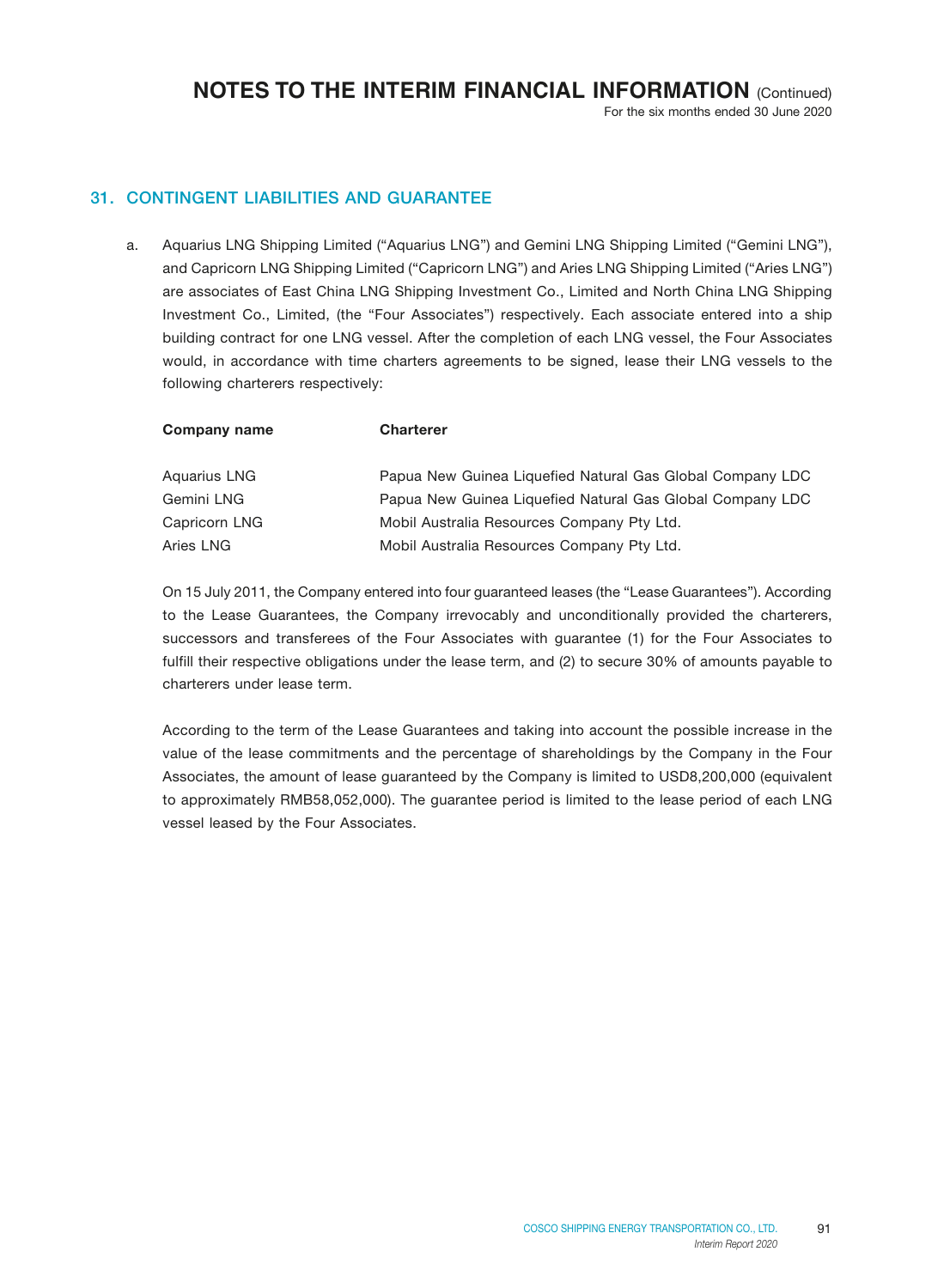# NOTES TO THE INTERIM FINANCIAL INFORMATION (Continued)

For the six months ended 30 June 2020

## 31. CONTINGENT LIABILITIES AND GUARANTEE

a. Aquarius LNG Shipping Limited ("Aquarius LNG") and Gemini LNG Shipping Limited ("Gemini LNG"), and Capricorn LNG Shipping Limited ("Capricorn LNG") and Aries LNG Shipping Limited ("Aries LNG") are associates of East China LNG Shipping Investment Co., Limited and North China LNG Shipping Investment Co., Limited, (the "Four Associates") respectively. Each associate entered into a ship building contract for one LNG vessel. After the completion of each LNG vessel, the Four Associates would, in accordance with time charters agreements to be signed, lease their LNG vessels to the following charterers respectively:

| Company name | Charterer |
|---|---|
| Aquarius LNG | Papua New Guinea Liquefied Natural Gas Global Company LDC |
| Gemini LNG | Papua New Guinea Liquefied Natural Gas Global Company LDC |
| Capricorn LNG | Mobil Australia Resources Company Pty Ltd. |
| Aries LNG | Mobil Australia Resources Company Pty Ltd. |

On 15 July 2011, the Company entered into four guaranteed leases (the "Lease Guarantees"). According to the Lease Guarantees, the Company irrevocably and unconditionally provided the charterers, successors and transferees of the Four Associates with guarantee (1) for the Four Associates to fulfill their respective obligations under the lease term, and (2) to secure 30% of amounts payable to charterers under lease term.

According to the term of the Lease Guarantees and taking into account the possible increase in the value of the lease commitments and the percentage of shareholdings by the Company in the Four Associates, the amount of lease guaranteed by the Company is limited to USD8,200,000 (equivalent to approximately RMB58,052,000). The guarantee period is limited to the lease period of each LNG vessel leased by the Four Associates.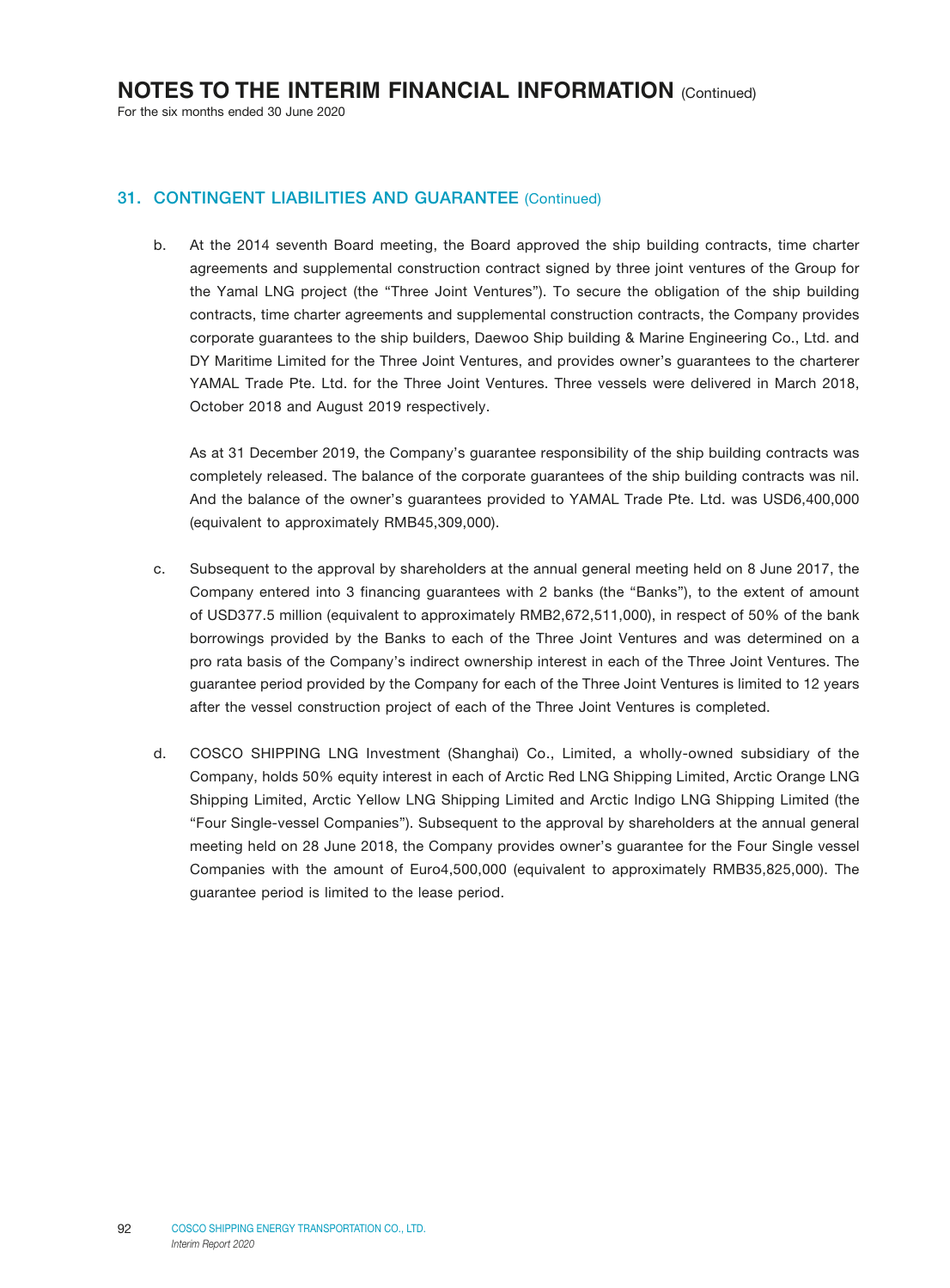## 31. CONTINGENT LIABILITIES AND GUARANTEE (Continued)

b. At the 2014 seventh Board meeting, the Board approved the ship building contracts, time charter agreements and supplemental construction contract signed by three joint ventures of the Group for the Yamal LNG project (the "Three Joint Ventures"). To secure the obligation of the ship building contracts, time charter agreements and supplemental construction contracts, the Company provides corporate guarantees to the ship builders, Daewoo Ship building & Marine Engineering Co., Ltd. and DY Maritime Limited for the Three Joint Ventures, and provides owner's guarantees to the charterer YAMAL Trade Pte. Ltd. for the Three Joint Ventures. Three vessels were delivered in March 2018, October 2018 and August 2019 respectively.

   As at 31 December 2019, the Company's guarantee responsibility of the ship building contracts was completely released. The balance of the corporate guarantees of the ship building contracts was nil. And the balance of the owner's guarantees provided to YAMAL Trade Pte. Ltd. was USD6,400,000 (equivalent to approximately RMB45,309,000).

c. Subsequent to the approval by shareholders at the annual general meeting held on 8 June 2017, the Company entered into 3 financing guarantees with 2 banks (the "Banks"), to the extent of amount of USD377.5 million (equivalent to approximately RMB2,672,511,000), in respect of 50% of the bank borrowings provided by the Banks to each of the Three Joint Ventures and was determined on a pro rata basis of the Company's indirect ownership interest in each of the Three Joint Ventures. The guarantee period provided by the Company for each of the Three Joint Ventures is limited to 12 years after the vessel construction project of each of the Three Joint Ventures is completed.

d. COSCO SHIPPING LNG Investment (Shanghai) Co., Limited, a wholly-owned subsidiary of the Company, holds 50% equity interest in each of Arctic Red LNG Shipping Limited, Arctic Orange LNG Shipping Limited, Arctic Yellow LNG Shipping Limited and Arctic Indigo LNG Shipping Limited (the "Four Single-vessel Companies"). Subsequent to the approval by shareholders at the annual general meeting held on 28 June 2018, the Company provides owner's guarantee for the Four Single vessel Companies with the amount of Euro4,500,000 (equivalent to approximately RMB35,825,000). The guarantee period is limited to the lease period.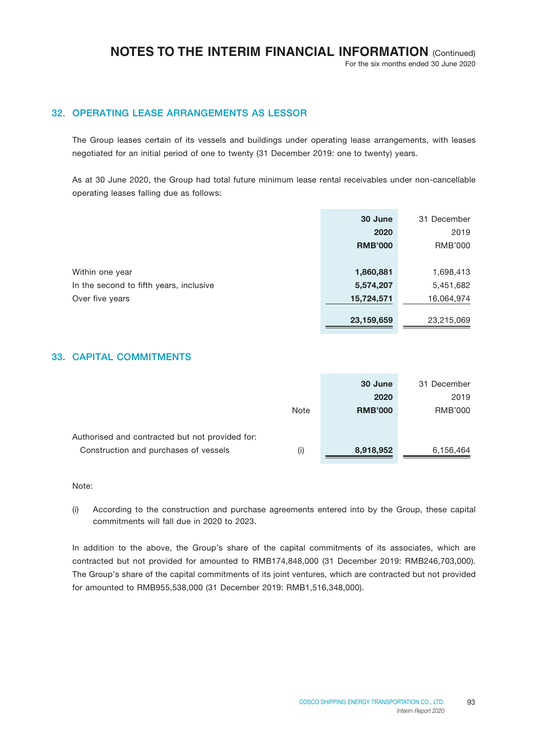## 32. OPERATING LEASE ARRANGEMENTS AS LESSOR

The Group leases certain of its vessels and buildings under operating lease arrangements, with leases negotiated for an initial period of one to twenty (31 December 2019: one to twenty) years.

As at 30 June 2020, the Group had total future minimum lease rental receivables under non-cancellable operating leases falling due as follows:

| | **30 June 2020 RMB'000** | 31 December 2019 RMB'000 |
|---|---|---|
| Within one year | **1,860,881** | 1,698,413 |
| In the second to fifth years, inclusive | **5,574,207** | 5,451,682 |
| Over five years | **15,724,571** | 16,064,974 |
| | **23,159,659** | 23,215,069 |

## 33. CAPITAL COMMITMENTS

| | Note | **30 June 2020 RMB'000** | 31 December 2019 RMB'000 |
|---|---|---|---|
| Authorised and contracted but not provided for: | | | |
| Construction and purchases of vessels | (i) | **8,918,952** | 6,156,464 |

Note:

(i) According to the construction and purchase agreements entered into by the Group, these capital commitments will fall due in 2020 to 2023.

In addition to the above, the Group's share of the capital commitments of its associates, which are contracted but not provided for amounted to RMB174,848,000 (31 December 2019: RMB246,703,000). The Group's share of the capital commitments of its joint ventures, which are contracted but not provided for amounted to RMB955,538,000 (31 December 2019: RMB1,516,348,000).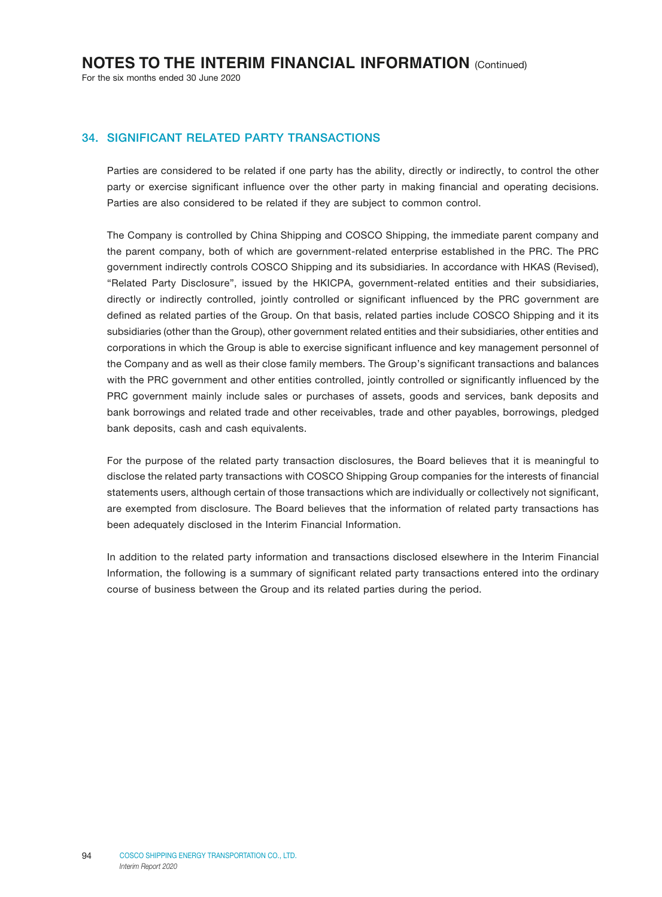## 34. SIGNIFICANT RELATED PARTY TRANSACTIONS

Parties are considered to be related if one party has the ability, directly or indirectly, to control the other party or exercise significant influence over the other party in making financial and operating decisions. Parties are also considered to be related if they are subject to common control.

The Company is controlled by China Shipping and COSCO Shipping, the immediate parent company and the parent company, both of which are government-related enterprise established in the PRC. The PRC government indirectly controls COSCO Shipping and its subsidiaries. In accordance with HKAS (Revised), "Related Party Disclosure", issued by the HKICPA, government-related entities and their subsidiaries, directly or indirectly controlled, jointly controlled or significant influenced by the PRC government are defined as related parties of the Group. On that basis, related parties include COSCO Shipping and it its subsidiaries (other than the Group), other government related entities and their subsidiaries, other entities and corporations in which the Group is able to exercise significant influence and key management personnel of the Company and as well as their close family members. The Group's significant transactions and balances with the PRC government and other entities controlled, jointly controlled or significantly influenced by the PRC government mainly include sales or purchases of assets, goods and services, bank deposits and bank borrowings and related trade and other receivables, trade and other payables, borrowings, pledged bank deposits, cash and cash equivalents.

For the purpose of the related party transaction disclosures, the Board believes that it is meaningful to disclose the related party transactions with COSCO Shipping Group companies for the interests of financial statements users, although certain of those transactions which are individually or collectively not significant, are exempted from disclosure. The Board believes that the information of related party transactions has been adequately disclosed in the Interim Financial Information.

In addition to the related party information and transactions disclosed elsewhere in the Interim Financial Information, the following is a summary of significant related party transactions entered into the ordinary course of business between the Group and its related parties during the period.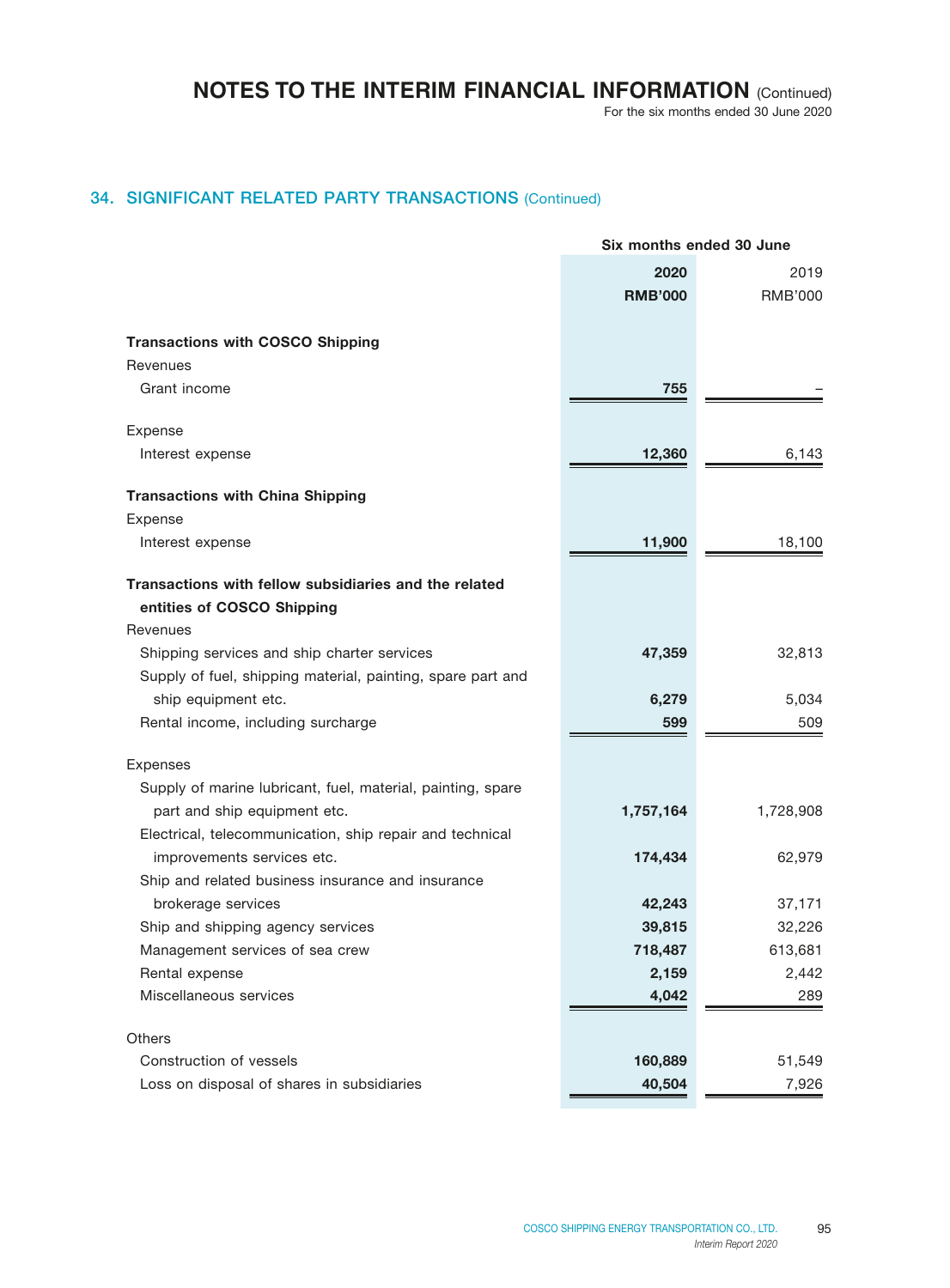## 34. SIGNIFICANT RELATED PARTY TRANSACTIONS (Continued)

| | Six months ended 30 June | |
|---|---|---|
| | **2020** | 2019 |
| | **RMB'000** | RMB'000 |
| **Transactions with COSCO Shipping** | | |
| Revenues | | |
| Grant income | **755** | – |
| Expense | | |
| Interest expense | **12,360** | 6,143 |
| **Transactions with China Shipping** | | |
| Expense | | |
| Interest expense | **11,900** | 18,100 |
| **Transactions with fellow subsidiaries and the related entities of COSCO Shipping** | | |
| Revenues | | |
| Shipping services and ship charter services | **47,359** | 32,813 |
| Supply of fuel, shipping material, painting, spare part and ship equipment etc. | **6,279** | 5,034 |
| Rental income, including surcharge | **599** | 509 |
| Expenses | | |
| Supply of marine lubricant, fuel, material, painting, spare part and ship equipment etc. | **1,757,164** | 1,728,908 |
| Electrical, telecommunication, ship repair and technical improvements services etc. | **174,434** | 62,979 |
| Ship and related business insurance and insurance brokerage services | **42,243** | 37,171 |
| Ship and shipping agency services | **39,815** | 32,226 |
| Management services of sea crew | **718,487** | 613,681 |
| Rental expense | **2,159** | 2,442 |
| Miscellaneous services | **4,042** | 289 |
| Others | | |
| Construction of vessels | **160,889** | 51,549 |
| Loss on disposal of shares in subsidiaries | **40,504** | 7,926 |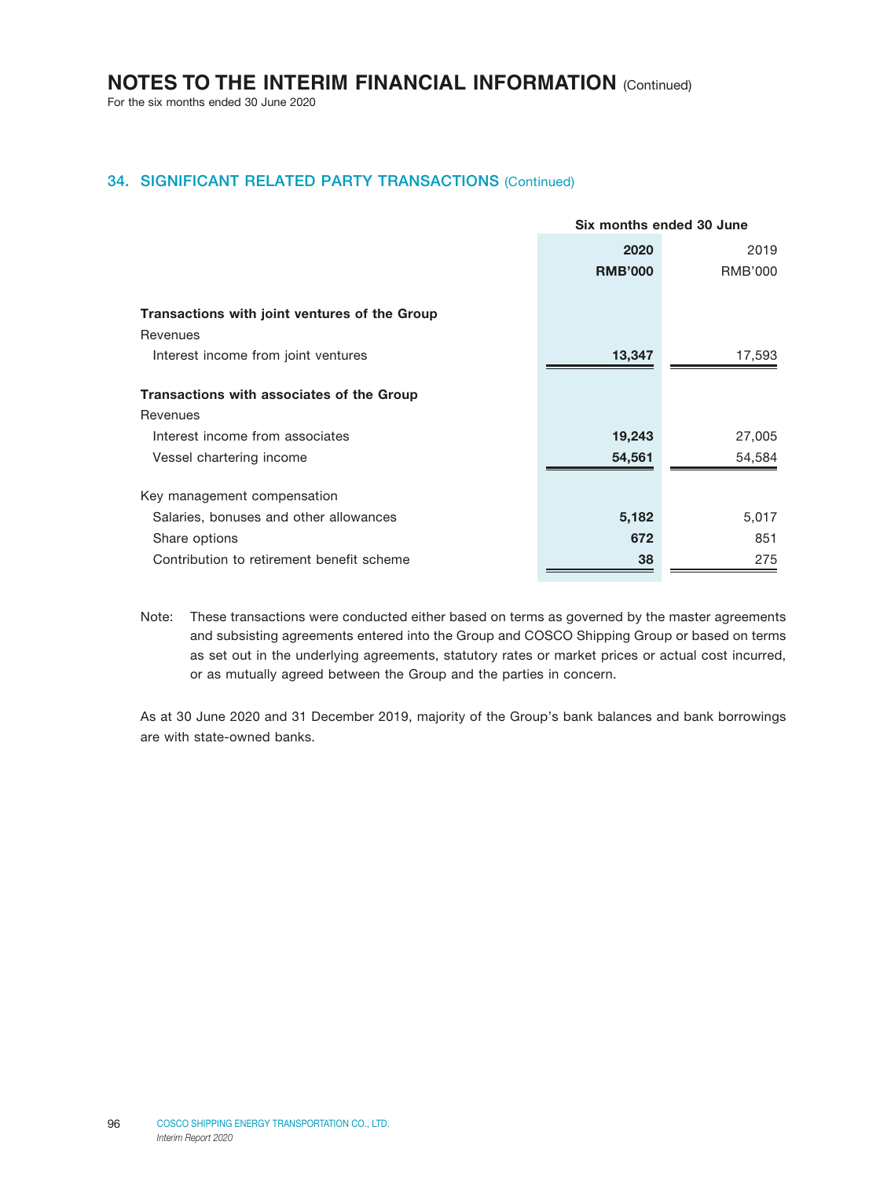# NOTES TO THE INTERIM FINANCIAL INFORMATION (Continued)

For the six months ended 30 June 2020

## 34. SIGNIFICANT RELATED PARTY TRANSACTIONS (Continued)

| | Six months ended 30 June | |
|---|---|---|
| | **2020** | 2019 |
| | **RMB'000** | RMB'000 |
| **Transactions with joint ventures of the Group** | | |
| Revenues | | |
| Interest income from joint ventures | **13,347** | 17,593 |
| **Transactions with associates of the Group** | | |
| Revenues | | |
| Interest income from associates | **19,243** | 27,005 |
| Vessel chartering income | **54,561** | 54,584 |
| Key management compensation | | |
| Salaries, bonuses and other allowances | **5,182** | 5,017 |
| Share options | **672** | 851 |
| Contribution to retirement benefit scheme | **38** | 275 |

Note: These transactions were conducted either based on terms as governed by the master agreements and subsisting agreements entered into the Group and COSCO Shipping Group or based on terms as set out in the underlying agreements, statutory rates or market prices or actual cost incurred, or as mutually agreed between the Group and the parties in concern.

As at 30 June 2020 and 31 December 2019, majority of the Group's bank balances and bank borrowings are with state-owned banks.